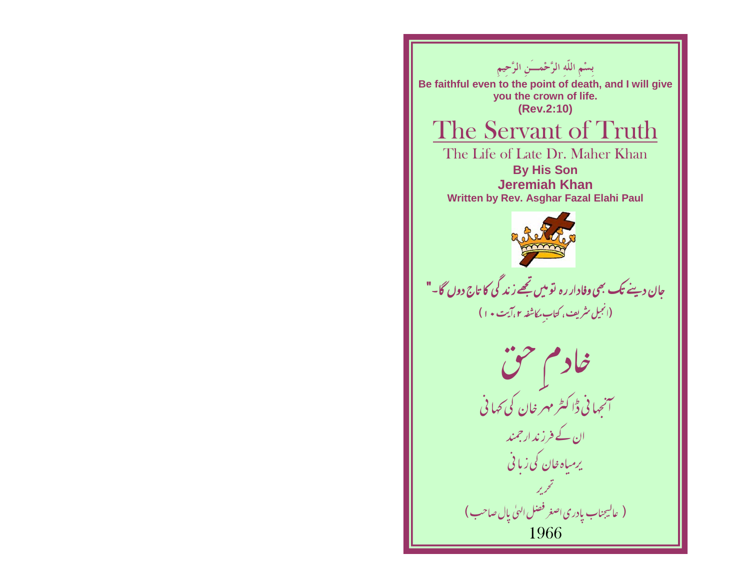بِسْمِ اللّٰہِ الرَّحْمٰنِ الرَّحِیمِ

**Be faithful even to the point of death, and I will give you the crown of life.**
**(Rev.2:10)**

# The Servant of Truth

## The Life of Late Dr. Maher Khan

**By His Son**
**Jeremiah Khan**
**Written by Rev. Asghar Fazal Elahi Paul**

جان دینے تک بھی وفادار رہ تو میں تجھے زندگی کا تاج دوں گا۔"

(انجیل شریف، کتابِ مکاشفہ ۲، آیت ۱۰)

# خادمِ حق

آنجہانی ڈاکٹر مہر خان کی کہانی

ان کے فرزند ارجمند

یرمیاہ خان کی زبانی

تحریر

(عالیجناب پادری اصغر فضل الہیٰ پال صاحب)

1966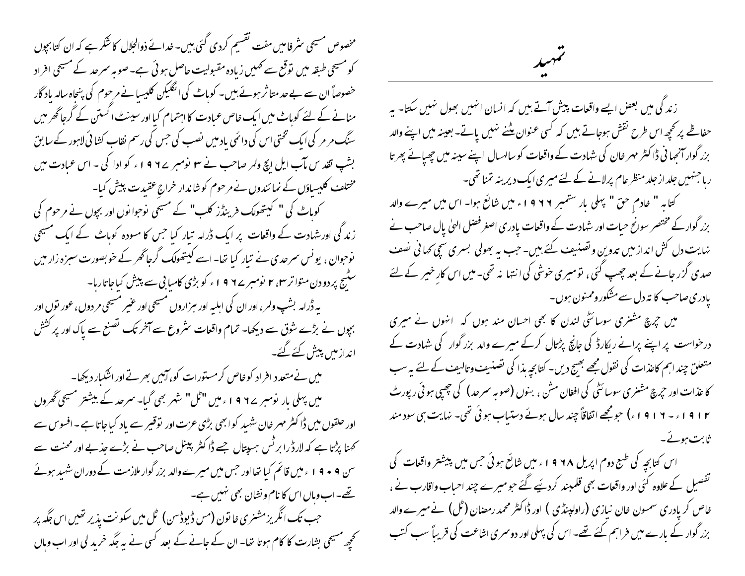# تمہید

زندگی میں بعض ایسے واقعات پیش آتے ہیں کہ انسان انہیں بھول نہیں سکتا۔ یہ حفاظے پر کچھ اس طرح نقش ہوجاتے ہیں کہ کسی عنوان مٹنے نہیں پاتے۔ بعینہ میں اپنے والد بزرگوار آنجہانی ڈاکٹر مہر خان کی شہادت کے واقعات کو سالہسال اپنے سینہ میں چھپائے پھرتا رہا جنہیں جلد از جلد منظر عام پر لانے کے لئے میری ایک دیرینہ تمنا تھی۔

کتابہ " خادمِ حق " پہلی بار ستمبر ۱۹۶۶ء میں شائع ہوا۔ اس میں میرے والد بزرگوار کے مختصر سوانح حیات اور شہادت کے واقعات پادری اصغر فضل الہیٰ پال صاحب نے نہایت دل کش انداز میں تدوین و تصنیف کئے ہیں۔ جب یہ بھولی بسری سچی کہانی نصف صدی گزر جانے کے بعد چھپ گئی، تو میری خوشی کی انتہا نہ تھی۔ میں اس کارِ خیر کے لئے پادری صاحب کا تہ دل سے مشکور وممنون ہوں۔

میں چرچ مشنری سوسائٹی لندن کا بھی احسان مند ہوں کہ انہوں نے میری درخواست پر اپنے پرانے ریکارڈ کی جانچ پڑتال کرکے میرے والد بزرگوار کی شہادت کے متعلق چند اہم کاغذات کی نقول مجھے بھیج دیں۔ کتابچہ ہذا کی تصنیف وتالیف کے لئے یہ سب کاغذات اور چرچ مشنری سوسائٹی کی افغان مشن، بنوں (صوبہ سرحد) کی چھپی ہوئی رپورٹ (۱۹۱۲ء - ۱۹۱۶ء) جو مجھے اتفاقاً چند سال ہوئے دستیاب ہوئی تھی۔ نہایت ہی سود مند ثابت ہوئے۔

اس کتابچہ کی طبع دوم اپریل ۱۹۶۸ء میں شائع ہوئی جس میں پیشتر واقعات کی تفصیل کے علاوہ کئی اور واقعات بھی قلمبند کردیئے گئے جو میرے چند احباب واقارب نے، خاص کر پادری سمسون خان نیازی (راولپنڈی) اور ڈاکٹر محمد رمضان (ٹل) نے میرے والد بزرگوار کے بارے میں فراہم کئے تھے۔ اس کی پہلی اور دوسری اشاعت کی قریباً سب کتب مخصوص مسیحی شرفا میں مفت تقسیم کردی گئی ہیں۔ خدائے ذوالجلال کا شکر ہے کہ ان کتابچوں کو مسیحی طبقہ میں توقع سے کہیں زیادہ مقبولیت حاصل ہوئی ہے۔ صوبہ سرحد کے مسیحی افراد خصوصاً ان سے بے حد متاثر ہوئے ہیں۔ کوہاٹ کی انگلیکن کلیسیا نے مرحوم کی پنجاہ سالہ یادگار منانے کے لئے کوہاٹ میں ایک خاص عبادت کا اہتمام کیا اور سینٹ اگستن کے گرجاگھر میں سنگ مرمر کی ایک تختی اس کی دائمی یاد میں نصب کی جس کی رسم نقاب کشائی لاہور کے سابق بشپ تقد س مآب ایل ایچ ولمر صاحب نے ۳ نومبر ۱۹۶۷ء کو ادا کی۔ اس عبادت میں مختلف کلیسیاؤں کے نمائندوں نے مرحوم کو شاندار خراجِ عقیدت پیش کیا۔

کوہاٹ کی " کیتھولک فرینڈز کلب " کے مسیحی نوجوانوں اور بچوں نے مرحوم کی زندگی اور شہادت کے واقعات پر ایک ڈرامہ تیار کیا جس کا مسودہ کوہاٹ کے ایک مسیحی نوجوان، یونس سرحدی نے تیار کیا تھا۔ اسے کیتھولک گرجاگھر کے خوبصورت سبزہ زار میں سٹیج پر دو دن متواتر ۳، ۲ نومبر ۱۹۶۷ء کو بڑی کامیابی سے پیش کیا جاتا رہا۔

یہ ڈرامہ بشپ ولمر، اور ان کی اہلیہ اور ہزاروں مسیحی اور غیر مسیحی مردوں، عورتوں اور بچوں نے بڑے شوق سے دیکھا۔ تمام واقعات شروع سے آخر تک تصنع سے پاک اور پرکشش انداز میں پیش کئے گئے۔

میں نے متعدد افراد کو خاص کر مستورات کو، آہیں بھرتے اور اشکبار دیکھا۔

میں پہلی بار نومبر ۱۹۶۷ء میں "ٹل" شہر بھی گیا۔ سرحد کے بیشتر مسیحی گھروں اور حلقوں میں ڈاکٹر مہر خان شہید کو ابھی بڑی عزت اور توقیر سے یاد کیا جاتا ہے۔ افسوس سے کہنا پڑتا ہے کہ لارڈ رابرٹس ہسپتال جسے ڈاکٹر پینل صاحب نے بڑے جذبے اور محنت سے سن ۱۹۰۹ء میں قائم کیا تھا اور جس میں میرے والد بزرگوار ملازمت کے دوران شہید ہوئے تھے۔ اب وہاں اس کا نام ونشان بھی نہیں ہے۔

جب تک انگریز مشنری خاتون (مس ڈیوڈسن) ٹل میں سکونت پذیر تھیں اس جگہ پر کچھ مسیحی بشارت کا کام ہوتا تھا۔ ان کے جانے کے بعد کسی نے یہ جگہ خرید لی اور اب وہاں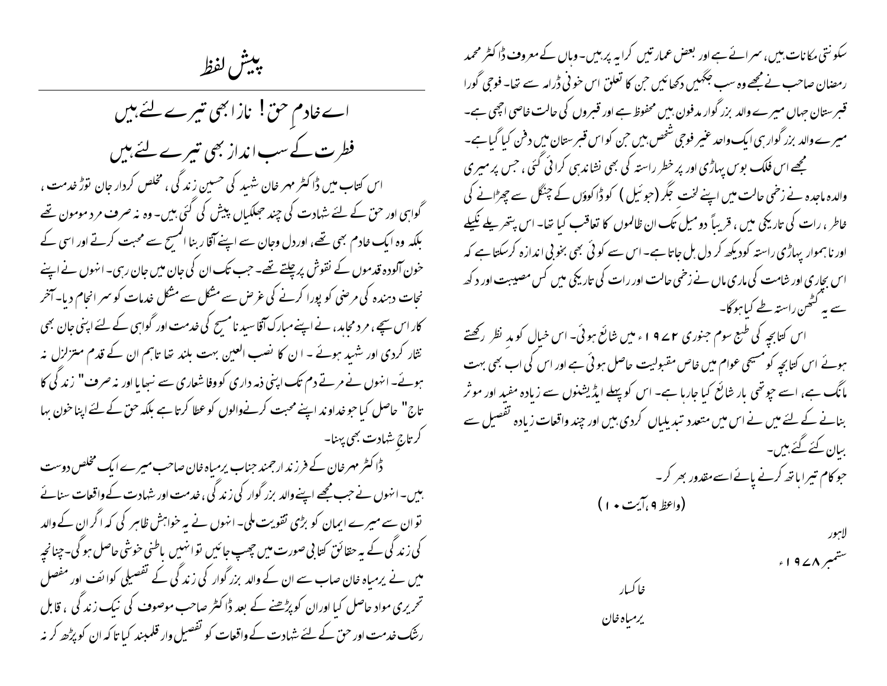# پیش لفظ

اے خادمِ حق! نازا بھی تیرے لئے ہیں
فطرت کے سب انداز بھی تیرے لئے ہیں

اس کتاب میں ڈاکٹر مہر خان شہید کی حسین زندگی، مخلص کردار جان توڑ خدمت، گواہی اور حق کے لئے شہادت کی چند جھلکیاں پیش کی گئی ہیں۔ وہ نہ صرف مرد مومن تھے بلکہ وہ ایک خادم بھی تھے، اوردل وجان سے اپنے آقا ربنا المسیح سے محبت کرتے اور اسی کے خون آلودہ قدموں کے نقوش پر چلتے تھے۔ جب تک ان کی جان میں جان رہی۔ انہوں نے اپنے نجات دہندہ کی مرضی کو پورا کرنے کی غرض سے مشکل سے مشکل خدمات کو سر انجام دیا۔ آخر کار اس سچے، مرد مجاہد، نے اپنے مبارک آقا سید نا مسیح کی خدمت اور گواہی کے لئے اپنی جان بھی نثار کردی اور شہید ہوئے۔ ان کا نصب العین بہت بلند تھا تاہم ان کے قدم متزلزل نہ ہوئے۔ انہوں نے مرتے دم تک اپنی ذمہ داری کو وفا شعاری سے نبھایا اور نہ صرف " زندگی کا تاج" حاصل کیا جو خداوند اپنے محبت کرنےوالوں کو عطا کرتا ہے بلکہ حق کے لئے اپنا خون بہا کر تاجِ شہادت بھی پہنا۔

ڈاکٹر مہر خان کے فرزند ارجمند جناب یرمیاہ خان صاحب میرے ایک مخلص دوست ہیں۔ انہوں نے جب مجھے اپنے والد بزرگوار کی زندگی، خدمت اور شہادت کے واقعات سنائے تو ان سے میرے ایمان کو بڑی تقویت ملی۔ انہوں نے یہ خواہش ظاہر کی کہ اگر ان کے والد کی زندگی کے یہ حقائق کتابی صورت میں چھپ جائیں تو انہیں باطنی خوشی حاصل ہوگی۔چنانچہ میں نے یرمیاہ خان صاحب سے ان کے والد بزرگوار کی زندگی کے تفصیلی کوائف اور مفصل تحریری مواد حاصل کیا اوران کو پڑھنے کے بعد ڈاکٹر صاحب موصوف کی نیک زندگی، قابل رشک خدمت اور حق کے لئے شہادت کے واقعات کو تفصیل وار قلمبند کیا تا کہ ان کو پڑھ کر نہ سکونتی مکانات ہیں، سرائے ہے اور بعض عمارتیں کرایہ پر ہیں۔ وہاں کے معروف ڈاکٹر محمد رمضان صاحب نے مجھے وہ سب جگہیں دکھائیں جن کا تعلق اس خونی ڈرامہ سے تھا۔ فوجی گورا قبرستان جہاں میرے والد بزرگوار مدفون ہیں محفوظ ہے اور قبروں کی حالت خاصی اچھی ہے۔ میرے والد بزرگوار ہی ایک واحد غیر فوجی شخص ہیں جن کو اس قبرستان میں دفن کیا گیا ہے۔

مجھے اس فلک بوس پہاڑی اور پرخطر راستہ کی بھی نشاندہی کرائی گئی، جس پر میری والدہ ماجدہ نے زخمی حالت میں اپنے لخت جگر (جوئیل) کو ڈاکوؤں کے چنگل سے چھڑانے کی خاطر، رات کی تاریکی میں، قریباً دو میل تک ان ظالموں کا تعاقب کیا تھا۔ اس پتھریلے نکیلے اور ناہموار پہاڑی راستہ کو دیکھ کر دل ہل جاتا ہے۔ اس سے کوئی بھی بخوبی اندازہ کرسکتا ہے کہ اس بچاری اور شامت کی ماری ماں نے زخمی حالت اور رات کی تاریکی میں کس مصیبت اور دکھ سے یہ کٹھن راستہ طے کیا ہوگا۔

اس کتابچہ کی طبع سوم جنوری ۱۹۷۲ء میں شائع ہوئی۔ اس خیال کو مدِ نظر رکھتے ہوئے اس کتابچہ کو مسیحی عوام میں خاص مقبولیت حاصل ہوئی ہے اور اس کی اب بھی بہت مانگ ہے، اسے چوتھی بار شائع کیا جارہا ہے۔ اس کو پہلے ایڈیشنوں سے زیادہ مفید اور موثر بنانے کے لئے میں نے اس میں متعدد تبدیلیاں کردی ہیں اور چند واقعات زیادہ تفصیل سے بیان کئے گئے ہیں۔

جو کام تیرا ہاتھ کرنے پائے اسے مقدور بھر کر۔

(واعظ ۹،آیت ۱۰)

لاہور
ستمبر ۱۹۷۸ء

خاکسار
یرمیاہ خان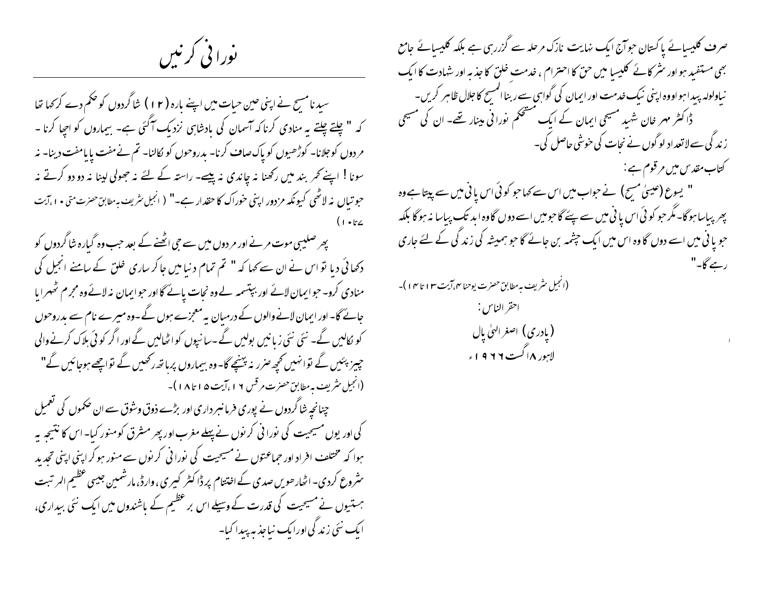# نورانی کرنیں

سیدنا مسیح نے اپنی حین حیات میں اپنے بارہ (۱۲) شاگردوں کو حکم دے کرکہا تھا کہ " چلتے چلتے یہ منادی کرنا کہ آسمان کی بادشاہی نزدیک آگئی ہے۔ بیماروں کو اچھا کرنا ۔ مردوں کو جلانا۔ کوڑھیوں کو پاک صاف کرنا۔ بدروحوں کو نکالنا۔ تم نے مفت پایا مفت دینا۔ نہ سونا ! اپنے کمر بند میں رکھنا نہ چاندی نہ پیسے۔ راستہ کے لئے نہ جھولی لینا نہ دو دو کرتے نہ جوتیاں نہ لاٹھی کیونکہ مزدور اپنی خوراک کا حقدار ہے۔" ( انجیل شریف بہ مطابق حضرت متی ۱۰،آیت ۷تا ۱۰)

پھر صلیبی موت مرنے اور مردوں میں سے جی اٹھنے کے بعد جب وہ گیارہ شاگردوں کو دکھائی دیا تو اس نے ان سے کہا کہ " تم تمام دنیا میں جاکر ساری خلق کے سامنے انجیل کی منادی کرو۔ جو ایمان لائے اور بپتسمہ لے وہ نجات پائے گا اور جو ایمان نہ لائے وہ مجرم ٹھہرایا جائے گا۔ اور ایمان لانے والوں کے درمیان یہ معجزے ہوں گے ۔وہ میرے نام سے بدروحوں کو نکالیں گے۔ نئی نئی زبانیں بولیں گے ۔سانپوں کو اٹھالیں گے اور اگر کوئی ہلاک کرنے والی چیز پئیں گے تو انہیں کچھ ضرر نہ پہنچے گا۔ وہ بیماروں پرہاتھ رکھیں گے تو اچھے ہوجائیں گے" (انجیل شریف بہ مطابق حضرت مرقس ۱۶ ،آیت ۱۵ تا ۱۸)۔

چنانچہ شاگردوں نے پوری فرمانبرداری اور بڑے ذوق وشوق سے ان حکموں کی تعمیل کی اور یوں مسیحیت کی نورانی کرنوں نے پہلے مغرب اور پھر مشرق کو منور کیا۔ اس کا نتیجہ یہ ہوا کہ مختلف افراد اور جماعتوں نے مسیحیت کی نورانی کرنوں سے منور ہوکر اپنی اپنی تجدید شروع کردی۔ اٹھارھویں صدی کے اختتام پر ڈاکٹر کیری ، وارڈ، مارشمین جیسی عظیم المرتبت ہستیوں نے مسیحیت کی قدرت کے وسیلے اس بر عظیم کے باشندوں میں ایک نئی بیداری، ایک نئی زندگی اور ایک نیا جذبہ پیدا کیا۔

صرف کلیسیائے پاکستان جوآج ایک نہایت نازک مرحلہ سے گزررہی ہے بلکہ کلیسیائے جامع بھی مستفید ہو اور شرکائے کلیسیا میں حق کا احترام ، خدمتِ خلق کا جذبہ اور شہادت کا ایک نیاولولہ پیدا ہو اووہ اپنی نیک خدمت اور ایمان کی گواہی سے ربنا المسیح کا جلال ظاہر کریں۔

ڈاکٹر مہر خان شہید مسیحی ایمان کے ایک مستحکم نورانی مینار تھے۔ ان کی مسیحی زندگی سے لاتعداد لوگوں نے نجات کی خوشی حاصل کی۔

کتاب مقدس میں مرقوم ہے :

" یسوع (عیسیٰ مسیح) نے جواب میں اس سے کہا جو کوئی اس پانی میں سے پیتا ہے وہ پھر پیاسا ہوگا۔ مگر جو کوئی اس پانی میں سے پئے گا جو میں اسے دوں گا وہ ابد تک پیاسا نہ ہوگا بلکہ جو پانی میں اسے دوں گا وہ اس میں ایک چشمہ بن جائے گا جو ہمیشہ کی زندگی کے لئے جاری رہے گا۔"

(انجیل شریف بہ مطابق حضرت یوحنا ۴،آیت ۱۳ تا ۱۴)۔

احقر الناس :

(پادری) اصغر الہیٰ پال

لاہور ۱۸ اگست ۱۹۶۶ء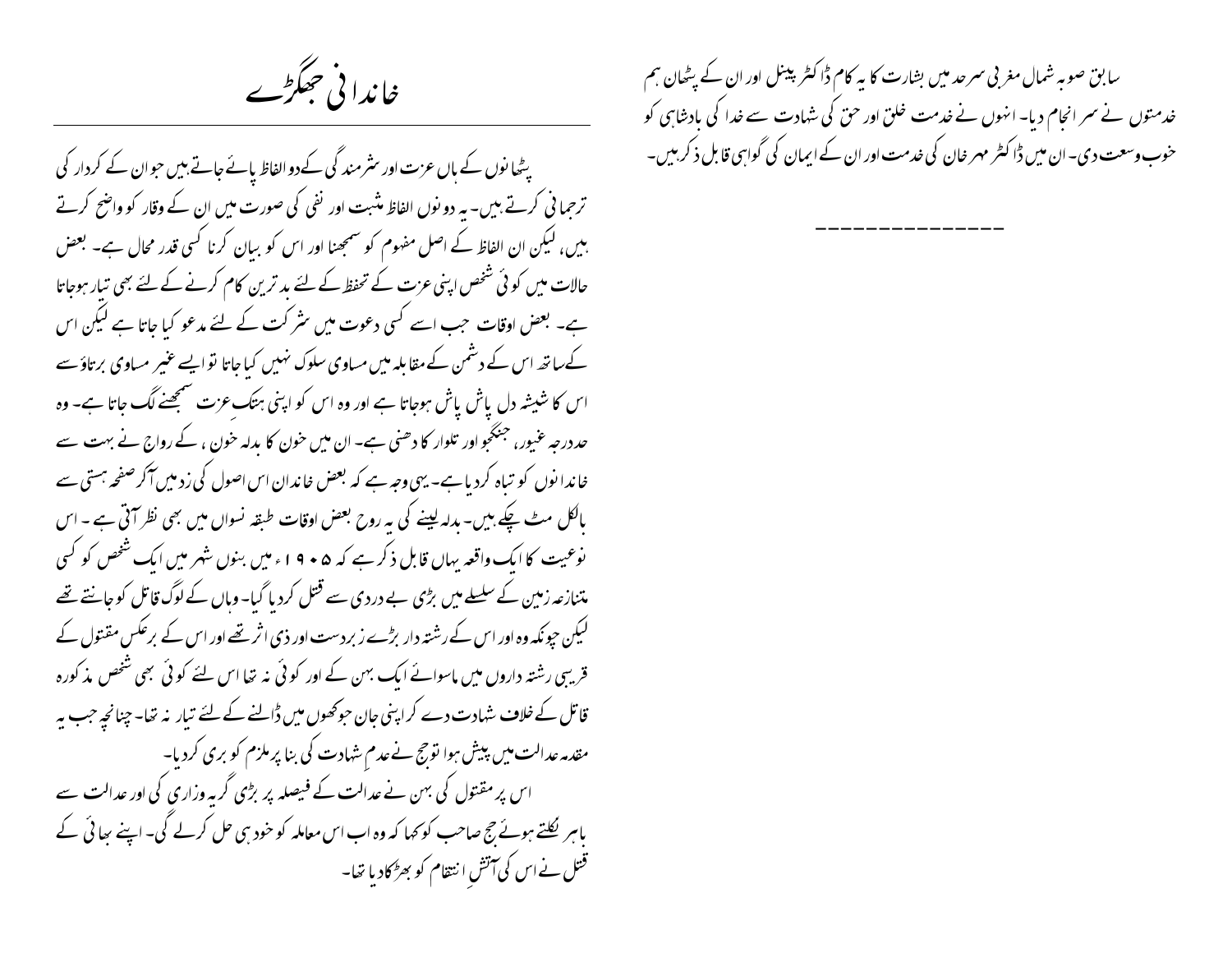سابق صوبہ شمال مغربی سرحد میں بشارت کا یہ کام ڈاکٹر پینل اور ان کے پٹھان ہم خدمتوں نے سر انجام دیا۔ انہوں نے خدمت خلق اور حق کی شہادت سے خدا کی بادشاہی کو خوب وسعت دی۔ ان میں ڈاکٹر مہر خان کی خدمت اور ان کے ایمان کی گواہی قابل ذکر ہیں۔

---------------

## خاندانی جھگڑے

پٹھانوں کے ہاں عزت اور شرمندگی کے دو الفاظ پائے جاتے ہیں جو ان کے کردار کی ترجمانی کرتے ہیں۔ یہ دونوں الفاظ مثبت اور نفی کی صورت میں ان کے وقار کو واضح کرتے ہیں، لیکن ان الفاظ کے اصل مفہوم کو سمجھنا اور اس کو بیان کرنا کسی قدر محال ہے۔ بعض حالات میں کوئی شخص اپنی عزت کے تحفظ کے لئے بدترین کام کرنے کے لئے بھی تیار ہوجاتا ہے۔ بعض اوقات جب اسے کسی دعوت میں شرکت کے لئے مدعو کیا جاتا ہے لیکن اس کے ساتھ اس کے دشمن کے مقابلہ میں مساوی سلوک نہیں کیا جاتا تو ایسے غیر مساوی برتاؤ سے اس کا شیشہ دل پاش پاش ہوجاتا ہے اور وہ اس کو اپنی ہتکِ عزت سمجھنے لگ جاتا ہے۔ وہ حد درجہ غیور، جنگجو اور تلوار کا دھنی ہے۔ ان میں خون کا بدلہ خون، کے رواج نے بہت سے خاندانوں کو تباہ کردیا ہے۔ یہی وجہ ہے کہ بعض خاندان اس اصول کی زد میں آکر صفحہ ہستی سے بالکل مٹ چکے ہیں۔ بدلہ لینے کی یہ روح بعض اوقات طبقہ نسواں میں بھی نظر آتی ہے۔ اس نوعیت کا ایک واقعہ یہاں قابل ذکر ہے کہ ۱۹۰۵ء میں بنوں شہر میں ایک شخص کو کسی متنازعہ زمین کے سلسلے میں بڑی بے دردی سے قتل کردیا گیا۔ وہاں کے لوگ قاتل کو جانتے تھے لیکن چونکہ وہ اور اس کے رشتہ دار بڑے زبردست اور ذی اثر تھے اور اس کے برعکس مقتول کے قریبی رشتہ داروں میں ماسوائے ایک بہن کے اور کوئی نہ تھا اس لئے کوئی بھی شخص مذکورہ قاتل کے خلاف شہادت دے کر اپنی جان جوکھوں میں ڈالنے کے لئے تیار نہ تھا۔ چنانچہ جب یہ مقدمہ عدالت میں پیش ہوا تو جج نے عدمِ شہادت کی بنا پر ملزم کو بری کردیا۔

اس پر مقتول کی بہن نے عدالت کے فیصلہ پر بڑی گریہ وزاری کی اور عدالت سے باہر نکلتے ہوئے جج صاحب کو کہا کہ وہ اب اس معاملہ کو خود ہی حل کرلے گی۔ اپنے بھائی کے قتل نے اس کی آتشِ انتقام کو بھڑکا دیا تھا۔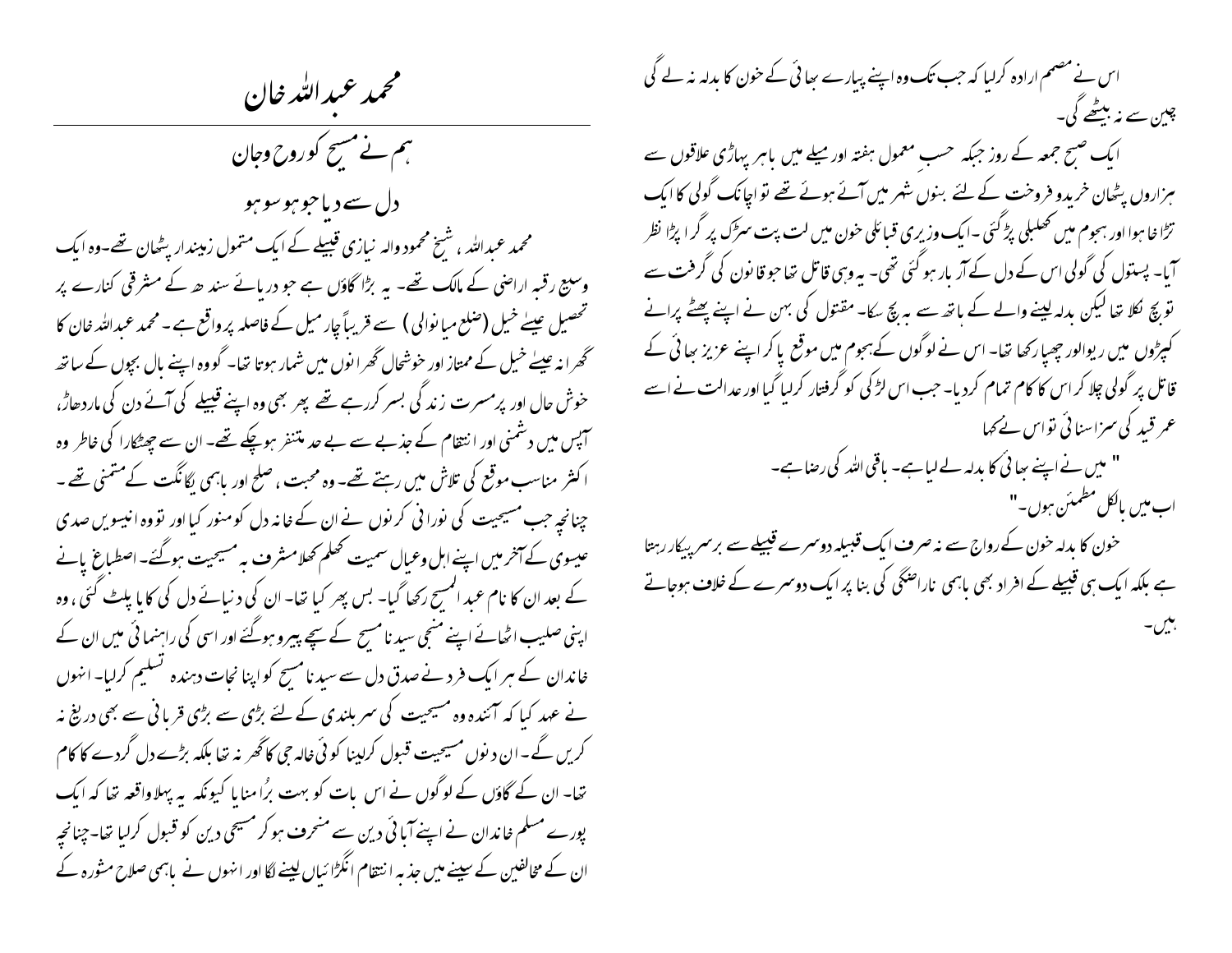# محمد عبداللہ خان

## ہم نے مسیح کو روح وجان

## دل سے دیا جو ہو سو ہو

محمد عبداللہ ، شیخ محمود والہ نیازی قبیلے کے ایک متمول زیندار پٹھان تھے۔وہ ایک وسیع رقبہ اراضی کے مالک تھے۔ یہ بڑا گاؤں ہے جو دریائے سندھ کے مشرقی کنارے پر تحصیل عیسےٰ خیل (ضلع میانوالی) سے قریباً چار میل کے فاصلہ پر واقع ہے۔ محمد عبداللہ خان کا گھرانہ عیسےٰ خیل کے ممتاز اور خوشحال گھرانوں میں شمار ہوتا تھا۔ گو وہ اپنے بال بچوں کے ساتھ خوش حال اور پُرمسرت زندگی بسر کررہے تھے پھر بھی وہ اپنے قبیلے کی آئے دن کی ماردھاڑ، آپس میں دشمنی اور انتقام کے جذبے سے بے حد متنفر ہوچکے تھے۔ ان سے چھٹکارا کی خاطر وہ اکثر مناسب موقع کی تلاش میں رہتے تھے۔ وہ محبت ، صلح اور باہمی یگانگت کے متمنی تھے۔ چنانچہ جب مسیحیت کی نورانی کرنوں نے ان کے خانہ دل کو منور کیا اور تو وہ انیسویں صدی عیسوی کے آخر میں اپنے اہل وعیال سمیت کھلم کھلا مشرف بہ مسیحیت ہوگئے۔ اصطباغ پانے کے بعد ان کا نام عبدالمسیح رکھا گیا۔ بس پھر کیا تھا۔ ان کی دنیائے دل کی کایا پلٹ گئی ، وہ اپنی صلیب اٹھائے اپنے منجی سیدنا مسیح کے سچے پیرو ہوگئے اور اسی کی راہنمائی میں ان کے خاندان کے ہر ایک فرد نے صدق دل سے سیدنا مسیح کو اپنا نجات دہندہ تسلیم کرلیا۔ انہوں نے عہد کیا کہ آئندہ وہ مسیحیت کی سربلندی کے لئے بڑی سے بڑی قربانی سے بھی دریغ نہ کریں گے۔ ان دنوں مسیحیت قبول کرلینا کوئی خالہ جی کا گھر نہ تھا بلکہ بڑے دل گردے کا کام تھا۔ ان کے گاؤں کے لوگوں نے اس بات کو بہت بُرا منایا کیونکہ یہ پہلا واقعہ تھا کہ ایک پورے مسلم خاندان نے اپنے آبائی دین سے منحرف ہوکر مسیحی دین کو قبول کرلیا تھا۔چنانچہ ان کے مخالفین کے سینے میں جذبہ انتقام انگڑائیاں لینے لگا اور انہوں نے باہمی صلاح مشورہ کے

اس نے مصمم ارادہ کرلیا کہ جب تک وہ اپنے پیارے بھائی کے خون کا بدلہ نہ لے گی چین سے نہ بیٹھے گی۔

ایک صبح جمعہ کے روز جبکہ حسب معمول ہفتہ اور میلے میں باہر پہاڑی علاقوں سے ہزاروں پٹھان خرید و فروخت کے لئے بنوں شہر میں آئے ہوئے تھے تو اچانک گولی کا ایک تڑاخا ہوا اور ہجوم میں کھلبلی پڑگئی ۔ایک وزیری قبائلی خون میں لت پت سڑک پر گرا پڑا نظر آیا۔ پستول کی گولی اس کے دل کے آر پار ہوگئی تھی۔ یہ وہی قاتل تھا جو قانون کی گرفت سے تو بچ نکلا تھا لیکن بدلہ لینے والے کے ہاتھ سے نہ بچ سکا۔ مقتول کی بہن نے اپنے پھٹے پرانے کپڑوں میں ریوالور چھپا رکھا تھا۔ اس نے لوگوں کے ہجوم میں موقع پا کر اپنے عزیز بھائی کے قاتل پر گولی چلا کر اس کا کام تمام کردیا۔ جب اس لڑکی کو گرفتار کرلیا گیا اور عدالت نے اسے عمر قید کی سزا سنائی تو اس نے کہا

" میں نے اپنے بھائی کا بدلہ لے لیا ہے۔ باقی اللہ کی رضا ہے۔

اب میں بالکل مطمئن ہوں۔"

خون کا بدلہ خون کے رواج سے نہ صرف ایک قبیلہ دوسرے قبیلے سے برسرپیکار رہتا ہے بلکہ ایک ہی قبیلے کے افراد بھی باہمی ناراضگی کی بنا پر ایک دوسرے کے خلاف ہوجاتے ہیں۔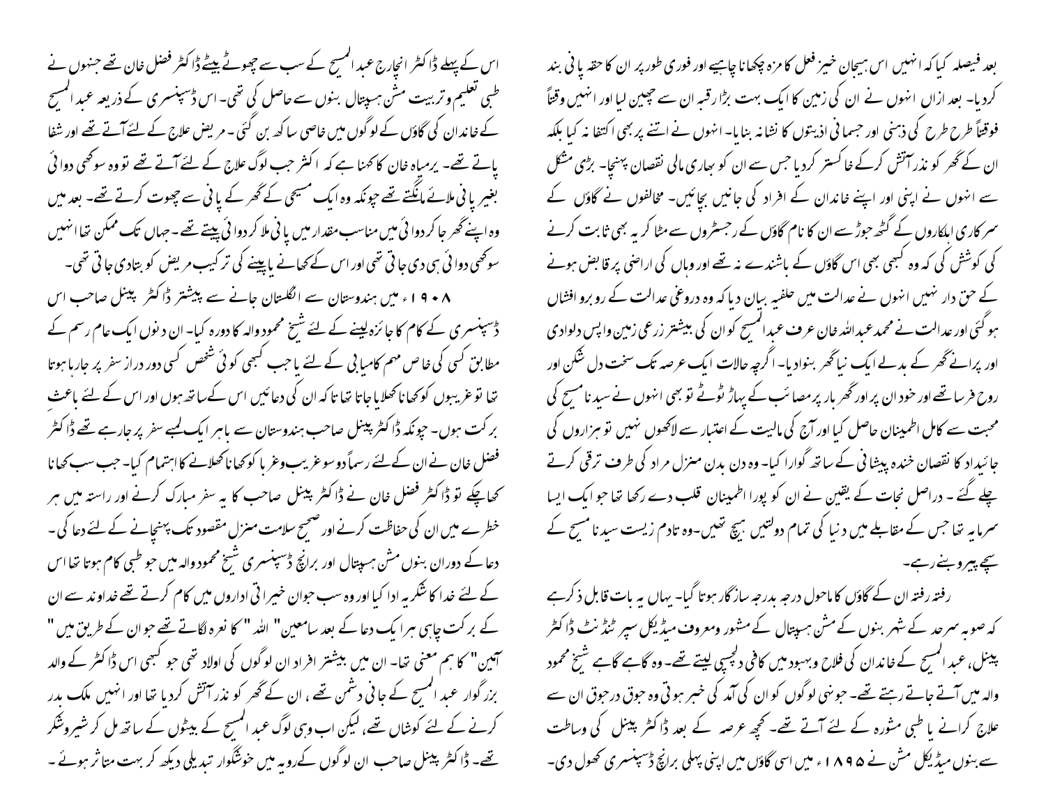بعد فیصلہ کیا کہ انہیں اس ہیجان خیز فعل کا مزہ چکھانا چاہیے اور فوری طور پر ان کا حقہ پانی بند کردیا۔ بعد ازاں انہوں نے ان کی زمین کا ایک بہت بڑا رقبہ ان سے چھین لیا اور انہیں وقتاً فوقتاً طرح طرح کی ذہنی اور جسمانی اذیتوں کا نشانہ بنایا۔ انہوں نے اتنے پر بھی اکتفا نہ کیا بلکہ ان کے گھر کو نذر آتش کرکے خاکستر کردیا جس سے ان کو بھاری مالی نقصان پہنچا۔ بڑی مشکل سے انہوں نے اپنی اور اپنے خاندان کے افراد کی جانیں بچائیں۔ مخالفوں نے گاؤں کے سرکاری اہلکاروں کے گٹھ جوڑ سے ان کا نام گاؤں کے رجسٹروں سے مٹا کر یہ بھی ثابت کرنے کی کوشش کی کہ وہ کبھی بھی اس گاؤں کے باشندے نہ تھے اور وہاں کی اراضی پر قابض ہونے کے حق دار نہیں انہوں نے عدالت میں حلفیہ بیان دیا کہ وہ دروغ عدالت کے روبرو افشاں ہو گئی اور عدالت نے محمد عبداللہ خان عرف عبدالمسیح کو ان کی بیشتر زرعی زمین واپس دلوادی اور پرانے گھر کے بدلے ایک نیا گھر بنوادیا۔ اگرچہ حالات ایک عرصہ تک سخت دل شکن اور روح فرسا تھے اور خود ان پر اور گھر بار پر مصائب کے پہاڑ ٹوٹے تو بھی انہوں نے سیدنا مسیح کی محبت سے کامل اطمینان حاصل کیا اور آج کی مالیت کے اعتبار سے لاکھوں نہیں تو ہزاروں کی جائیداد کا نقصان خندہ پیشانی کے ساتھ گوارا کیا۔ وہ دن بدن منزل مراد کی طرف ترقی کرتے چلے گئے۔ دراصل نجات کے یقین نے ان کو پورا اطمینان قلب دے رکھا تھا جو ایک ایسا سرمایہ تھا جس کے مقابلے میں دنیا کی تمام دولتیں ہیچ تھیں۔وہ تادم زیست سیدنا مسیح کے سچے پیرو بنے رہے۔

رفتہ رفتہ ان کے گاؤں کا ماحول درجہ بدرجہ سازگار ہوتا گیا۔ یہاں یہ بات قابل ذکر ہے کہ صوبہ سرحد کے شہر بنوں کے مشن ہسپتال کے مشہور ومعروف میڈیکل سپر ٹنڈنٹ ڈاکٹر پینل، عبدالمسیح کے خاندان کی فلاح وبہبود میں کافی دلچسپی لیتے تھے۔ وہ گاہے گاہے شیخ محمود والہ میں آتے جاتے رہتے تھے۔ جونہی لوگوں کو ان کی آمد کی خبر ہوتی وہ جوق درجوق ان سے علاج کرانے یا طبی مشورہ کے لئے آتے تھے۔ کچھ عرصہ کے بعد ڈاکٹر پینل کی وساطت سے بنوں میڈیکل مشن نے ۱۸۹۵ء میں اسی گاؤں میں اپنی پہلی برانچ ڈسپنسری کھول دی۔

اس کے پہلے ڈاکٹر انچارج عبدالمسیح کے سب سے چھوٹے بیٹے ڈاکٹر فضل خان تھے جنہوں نے طبی تعلیم وتربیت مشن ہسپتال بنوں سے حاصل کی تھی۔ اس ڈسپنسری کے ذریعہ عبدالمسیح کے خاندان کی گاؤں کے لوگوں میں خاصی ساکھ بن گئی۔ مریض علاج کے لئے آتے تھے اور شفا پاتے تھے۔ یرمیاہ خان کا کہنا ہے کہ اکثر جب لوگ علاج کے لئے آتے تھے تو وہ سوکھی دوائی بغیر پانی ملائے مانگتے تھے چونکہ وہ ایک مسیحی کے گھر کے پانی سے چھوت کرتے تھے۔ بعد میں وہ اپنے گھر جا کر دوائی میں مناسب مقدار میں پانی ملا کر دوائی پیتے تھے۔ جہاں تک ممکن تھا انہیں سوکھی دوائی ہی دی جاتی تھی اور اس کے کھانے یا پینے کی ترکیب مریض کو بتادی جاتی تھی۔

۱۹۰۸ء میں ہندوستان سے انگلستان جانے سے پیشتر ڈاکٹر پینل صاحب اس ڈسپنسری کے کام کا جائزہ لینے کے لئے شیخ محمود والہ کا دورہ کیا۔ ان دنوں ایک عام رسم کے مطابق کسی کی خاص مہم کامیابی کے لئے یا جب کبھی کوئی شخص کسی دور دراز سفر پر جارہا ہوتا تھا تو غریبوں کو کھانا کھلایا جاتا تھا تاکہ ان کی دعائیں اس کے ساتھ ہوں اور اس کے لئے باعث برکت ہوں۔ چونکہ ڈاکٹر پینل صاحب ہندوستان سے باہر ایک لمبے سفر پر جارہے تھے ڈاکٹر فضل خان نے ان کے لئے رسماً دو سو غریب وغربا کو کھانا کھلانے کا اہتمام کیا۔ جب سب کھانا کھاچکے تو ڈاکٹر فضل خان نے ڈاکٹر پینل صاحب کا یہ سفر مبارک کرنے اور راستہ میں ہر خطرے میں ان کی حفاظت کرنے اور صحیح سلامت منزل مقصود تک پہنچانے کے لئے دعا کی۔ دعا کے دوران بنوں مشن ہسپتال اور برانچ ڈسپنسری شیخ محمود والہ میں جو طبی کام ہوتا تھا اس کے لئے خدا کا شکریہ ادا کیا اور وہ سب جوان خیراتی اداروں میں کام کرتے تھے خداوند سے ان کے برکت چاہی ہر ایک دعا کے بعد سامعین "اللہ" کا نعرہ لگاتے تھے جو ان کے طریق میں "آمین" کا ہم معنی تھا۔ ان میں بیشتر افراد ان لوگوں کی اولاد تھی جو کبھی اس ڈاکٹر کے والد بزرگوار عبدالمسیح کے جانی دشمن تھے، ان کے گھر کو نذر آتش کردیا تھا اور انہیں ملک بدر کرنے کے لئے کوشاں تھے، لیکن اب وہی لوگ عبدالمسیح کے بیٹوں کے ساتھ مل کر شیر وشکر تھے۔ ڈاکٹر پینل صاحب ان لوگوں کے رویہ میں خوشگوار تبدیلی دیکھ کر بہت متاثر ہوئے۔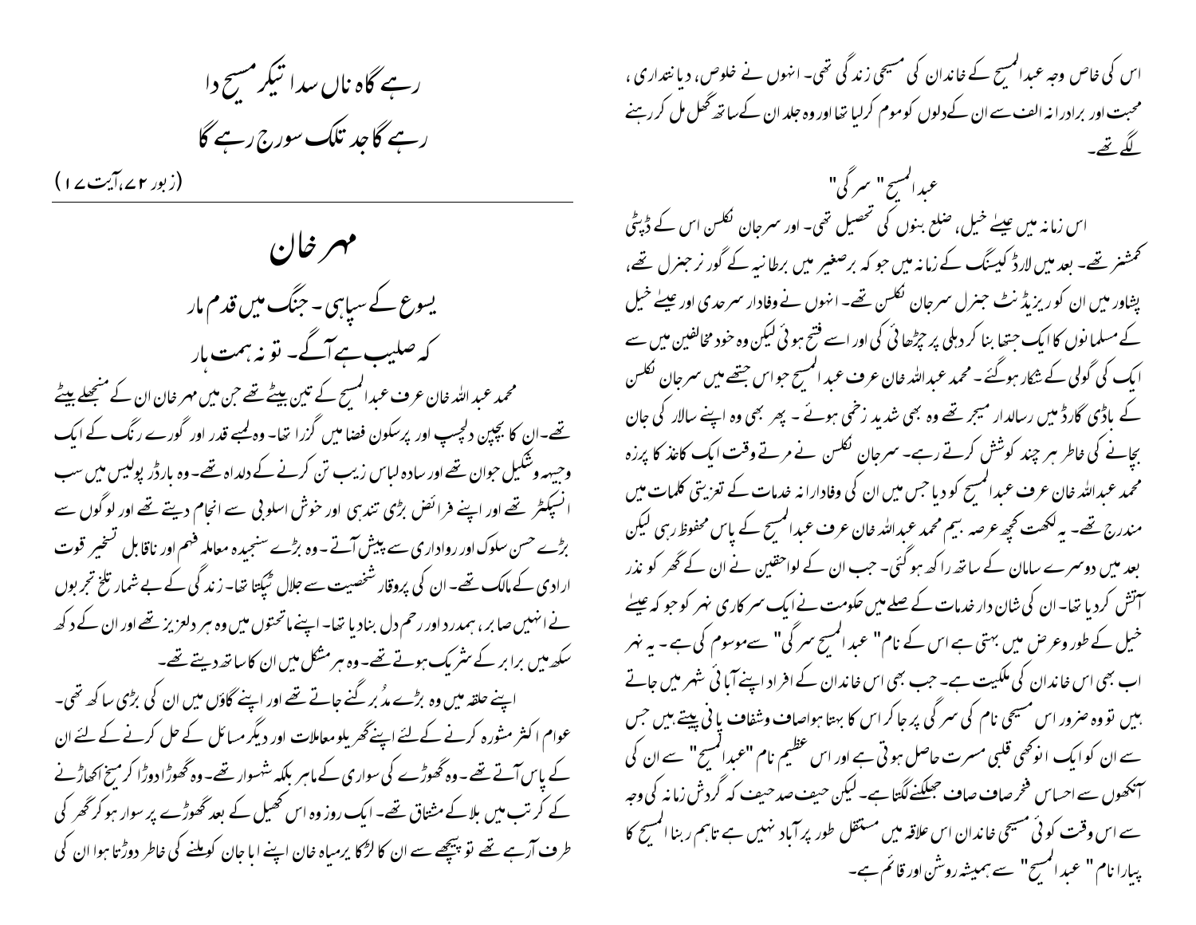اس کی خاص وجہ عبدالمسیح کے خاندان کی مسیحی زندگی تھی۔ انہوں نے خلوص، دیانتداری، محبت اور برادرانہ الفت سے ان کے دلوں کو موم کر لیا تھا اور وہ جلد ان کے ساتھ گھل مل کر رہنے لگے تھے۔

## عبدالمسیح "سرگی"

اس زمانہ میں عیسےٰ خیل، ضلع بنوں کی تحصیل تھی۔ اور سرجان نکلسن اس کے ڈپٹی کمشنر تھے۔ بعد میں لارڈ کیننگ کے زمانہ میں جو کہ برصغیر میں برطانیہ کے گورنر جنرل تھے، پشاور میں ان کو ریزیڈنٹ جنرل سرجان نکلسن تھے۔ انہوں نے وفادار سرحدی اور عیسےٰ خیل کے مسلمانوں کا ایک جتھا بنا کر دہلی پر چڑھائی کی اور اسے فتح ہوئی لیکن وہ خود مخالفین میں سے ایک کی گولی کے شکار ہوگئے۔ محمد عبداللہ خان عرف عبدالمسیح جو اس جتھے میں سرجان نکلسن کے باڈی گارڈ میں رسالدار میجر تھے وہ بھی شدید زخمی ہوئے۔ پھر بھی وہ اپنے سالار کی جان بچانے کی خاطر ہر چند کوشش کرتے رہے۔ سرجان نکلسن نے مرتے وقت ایک کاغذ کا پرزہ محمد عبداللہ خان عرف عبدالمسیح کو دیا جس میں ان کی وفادارانہ خدمات کے تعزیتی کلمات میں مندرج تھے۔ یہ لکھت کچھ عرصہ بیم محمد عبداللہ خان عرف عبدالمسیح کے پاس محفوظ رہی لیکن بعد میں دوسرے سامان کے ساتھ راکھ ہوگئی۔ جب ان کے لواحقین نے ان کے گھر کو نذر آتش کر دیا تھا۔ ان کی شاندار خدمات کے صلے میں حکومت نے ایک سرکاری نہر کو جو کہ عیسےٰ خیل کے طول وعرض میں بہتی ہے اس کے نام "عبدالمسیح سرگی" سے موسوم کی ہے۔ یہ نہر اب بھی اس خاندان کی ملکیت ہے۔ جب بھی اس خاندان کے افراد اپنے آبائی شہر میں جاتے ہیں تو وہ ضرور اس مسیحی نام کی سرگی پر جا کر اس کا بہتا ہوا صاف وشفاف پانی پیتے ہیں جس سے ان کو ایک انوکھی قلبی مسرت حاصل ہوتی ہے اور اس عظیم نام "عبدالمسیح" سے ان کی آنکھوں سے احساس فخر صاف صاف جھلکنے لگتا ہے۔ لیکن حیف صد حیف کہ گردش زمانہ کی وجہ سے اس وقت کوئی مسیحی خاندان اس علاقہ میں مستقل طور پر آباد نہیں ہے تاہم ربنا المسیح کا پیارا نام "عبدالمسیح" سے ہمیشہ روشن اور قائم ہے۔

رہے گاہ ناں سدا تیکر مسیح دا
رہے گا جد تلک سورج رہے گا

(زبور ۷۲، آیت ۱۷)

# مہر خان

یسوع کے سپاہی۔ جنگ میں قدم مار
کہ صلیب ہے آگے۔ تو نہ ہمت ہار

محمد عبداللہ خان عرف عبدالمسیح کے تین بیٹے تھے جن میں مہر خان ان کے منجھلے بیٹے تھے۔ ان کا بچپن دلچسپ اور پرسکون فضا میں گزرا تھا۔ وہ لمبے قدر اور گورے رنگ کے ایک وجیہہ وشکیل جوان تھے اور سادہ لباس زیب تن کرنے کے دلداہ تھے۔ وہ بارڈر پولیس میں سب انسپکٹر تھے اور اپنے فرائض بڑی تندہی اور خوش اسلوبی سے انجام دیتے تھے اور لوگوں سے بڑے حسن سلوک اور رواداری سے پیش آتے۔ وہ بڑے سنجیدہ معاملہ فہم اور ناقابل تسخیر قوت ارادی کے مالک تھے۔ ان کی پروقار شخصیت سے جلال ٹپکتا تھا۔ زندگی کے بے شمار تلخ تجربوں نے انہیں صابر، ہمدرد اور رحم دل بنا دیا تھا۔ اپنے ماتحتوں میں وہ ہر دلعزیز تھے اور ان کے دکھ سکھ میں برابر کے شریک ہوتے تھے۔ وہ ہر مشکل میں ان کا ساتھ دیتے تھے۔

اپنے حلقہ میں وہ بڑے مدُبر گنے جاتے تھے اور اپنے گاؤں میں ان کی بڑی ساکھ تھی۔ عوام اکثر مشورہ کرنے کے لئے اپنے گھریلو معاملات اور دیگر مسائل کے حل کرنے کے لئے ان کے پاس آتے تھے۔ وہ گھوڑے کی سواری کے ماہر بلکہ شہسوار تھے۔ وہ گھوڑا دوڑا کر میخ اکھاڑنے کے کرتب میں بلا کے مشتاق تھے۔ ایک روز وہ اس کھیل کے بعد گھوڑے پر سوار ہو کر گھر کی طرف آرہے تھے تو پیچھے سے ان کا لڑکا یرمیاہ خان اپنے ابا جان کو ملنے کی خاطر دوڑتا ہوا ان کی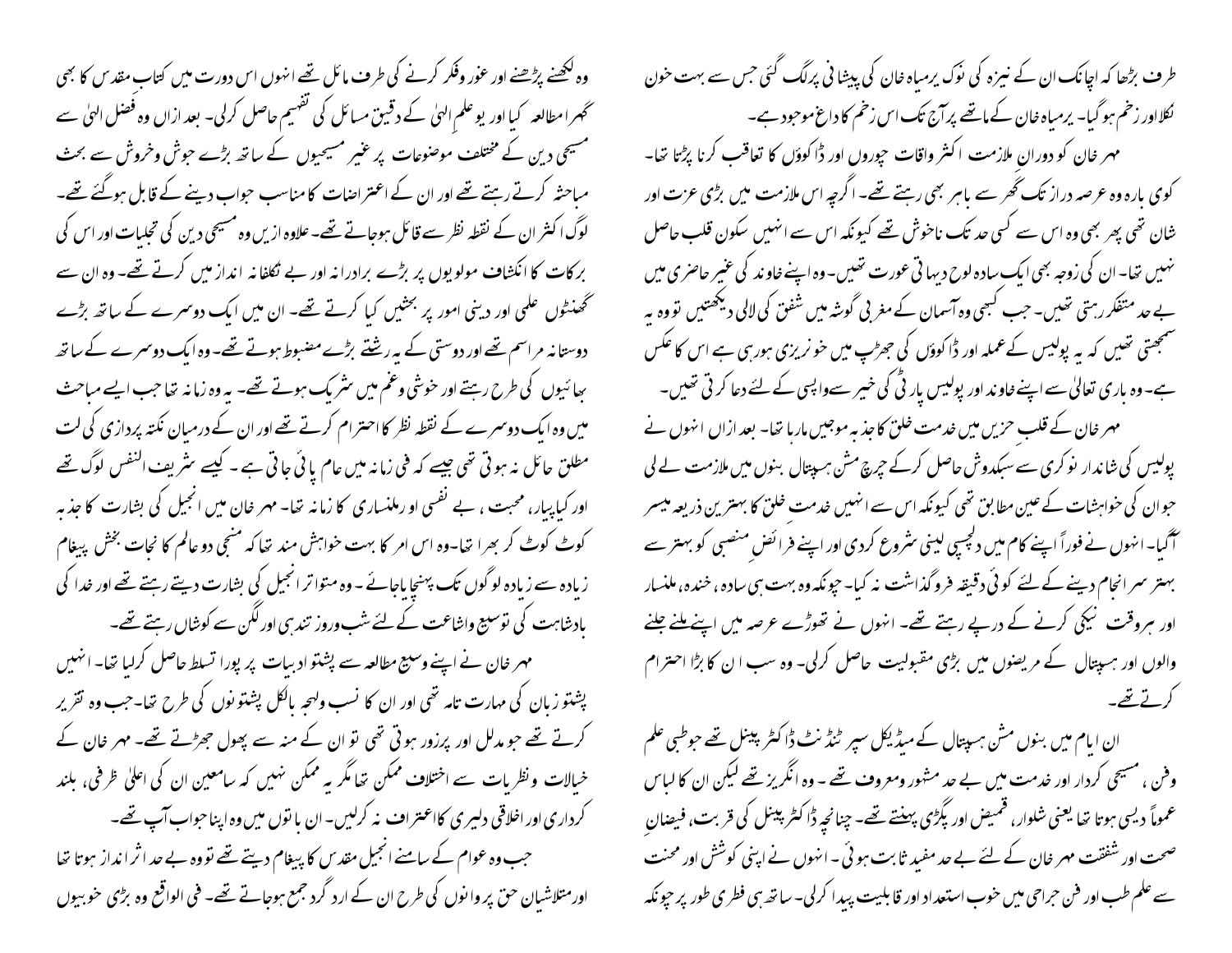طرف بڑھا کہ اچانک ان کے نیزہ کی نوک یرمیاہ خان کی پیشانی پر لگ گئی جس سے بہت خون نکلا اور زخم ہوگیا۔ یرمیاہ خان کے ماتھے پر آج تک اس زخم کا داغ موجود ہے۔

مہر خان کو دورانِ ملازمت اکثر اوقات چوروں اور ڈاکوؤں کا تعاقب کرنا پڑتا تھا۔ کوی بارہ وہ عرصہ دراز تک گھر سے باہر بھی رہتے تھے۔ اگرچہ اس ملازمت میں بڑی عزت اور شان تھی پھر بھی وہ اس سے کسی حد تک ناخوش تھے کیونکہ اس سے انہیں سکون قلب حاصل نہیں تھا۔ ان کی زوجہ بھی ایک سادہ لوح دیہاتی عورت تھیں۔ وہ اپنے خاوند کی غیر حاضری میں بے حد متفکر رہتی تھیں۔ جب کبھی وہ آسمان کے مغربی گوشہ میں شفق کی لالی دیکھتیں تو وہ یہ سمجھتی تھیں کہ یہ پولیس کے عملہ اور ڈاکوؤں کی جھڑپ میں خونریزی ہورہی ہے اس کا عکس ہے۔ وہ باری تعالیٰ سے اپنے خاوند اور پولیس پارٹی کی خیر سے واپسی کے لئے دعا کرتی تھیں۔

مہر خان کے قلب حزیں میں خدمت خلق کا جذبہ موجیں مارہا تھا۔ بعد ازاں انہوں نے پولیس کی شاندار نوکری سے سبکدوش حاصل کرکے چرچ مشن ہسپتال بنوں میں ملازمت لے لی جو ان کی خواہشات کے عین مطابق تھی کیونکہ اس سے انہیں خدمت خلق کا بہترین ذریعہ میسر آگیا۔ انہوں نے فوراً اپنے کام میں دلچسپی لینی شروع کردی اور اپنے فرائضِ منصبی کو بہتر سے بہتر سرانجام دینے کے لئے کوئی دقیقہ فروگذاشت نہ کیا۔ چونکہ وہ بہت ہی سادہ، خندہ، ملنسار اور ہروقت نیکی کرنے کے درپے رہتے تھے۔ انہوں نے تھوڑے عرصہ میں اپنے ملنے جلنے والوں اور ہسپتال کے مریضوں میں بڑی مقبولیت حاصل کرلی۔ وہ سب ان کا بڑا احترام کرتے تھے۔

ان ایام میں بنوں مشن ہسپتال کے میڈیکل سپر ٹنڈنٹ ڈاکٹر پینل تھے جو طبی علم وفن، مسیحی کردار اور خدمت میں بے حد مشہور ومعروف تھے۔ وہ انگریز تھے لیکن ان کا لباس عموماً دیسی ہوتا تھا یعنی شلوار، قمیص اور پگڑی پہنتے تھے۔ چنانچہ ڈاکٹر پینل کی قربت، فیضانِ صحبت اور شفقت مہر خان کے لئے بے حد مفید ثابت ہوئی۔ انہوں نے اپنی کوشش اور محنت سے علم طب اور فن جراحی میں خوب استعداد اور قابلیت پیدا کرلی۔ ساتھ ہی فطری طور پر چونکہ وہ لکھنے پڑھنے اور غور وفکر کرنے کی طرف مائل تھے انہوں اس دورت میں کتاب مقدس کا بھی گہرا مطالعہ کیا اور یو علم الہیٰ کے دقیق مسائل کی تفہیم حاصل کرلی۔ بعد ازاں وہ فضل الہیٰ سے مسیحی دین کے مختلف موضوعات پر غیر مسیحیوں کے ساتھ بڑے جوش وخروش سے بحث مباحثہ کرتے رہتے تھے اور ان کے اعتراضات کا مناسب جواب دینے کے قابل ہوگئے تھے۔ لوگ اکثر ان کے نقطہ نظر سے قائل ہوجاتے تھے۔ علاوہ ازیں وہ مسیحی دین کی تجلیات اور اس کی برکات کا انکشاف مولویوں پر بڑے برادرانہ اور بے تکلفانہ انداز میں کرتے تھے۔ وہ ان سے گھنٹوں علمی اور دینی امور پر بحثیں کیا کرتے تھے۔ ان میں ایک دوسرے کے ساتھ بڑے دوستانہ مراسم تھے اور دوستی کے یہ رشتے بڑے مضبوط ہوتے تھے۔ وہ ایک دوسرے کے ساتھ بھائیوں کی طرح رہتے اور خوشی وغم میں شریک ہوتے تھے۔ یہ وہ زمانہ تھا جب ایسے مباحث میں وہ ایک دوسرے کے نقطہ نظر کا احترام کرتے تھے اور ان کے درمیان نکتہ پردازی کی لت مطلق حائل نہ ہوتی تھی جیسے کہ فی زمانہ میں عام پائی جاتی ہے۔ کیسے شریف النفس لوگ تھے اور کیاپیار، محبت، بے نفسی اور ملنساری کا زمانہ تھا۔ مہر خان میں انجیل کی بشارت کا جذبہ کوٹ کوٹ کر بھرا تھا۔ وہ اس امر کا بہت خواہش مند تھا کہ منجی دو عالم کا نجات بخش پیغام زیادہ سے زیادہ لوگوں تک پہنچایا جائے۔ وہ متواتر انجیل کی بشارت دیتے رہتے تھے اور خدا کی بادشاہت کی توسیع واشاعت کے لئے شب وروز تندہی اور لگن سے کوشاں رہتے تھے۔

مہر خان نے اپنے وسیع مطالعہ سے پشتو ادبیات پر پورا تسلط حاصل کرلیا تھا۔ انہیں پشتو زبان کی مہارت تامہ تھی اور ان کا نسب ولہجہ بالکل پشتونوں کی طرح تھا۔ جب وہ تقریر کرتے تھے جو مدلل اور پرزور ہوتی تھی تو ان کے منہ سے پھول جھڑتے تھے۔ مہر خان کے خیالات ونظریات سے اختلاف ممکن تھا مگر یہ ممکن نہیں کہ سامعین ان کی اعلیٰ ظرفی، بلند کرداری اور اخلاقی دلیری کا اعتراف نہ کرلیں۔ ان باتوں میں وہ اپنا جواب آپ تھے۔

جب وہ عوام کے سامنے انجیل مقدس کا پیغام دیتے تھے تو وہ بے حد اثر انداز ہوتا تھا اور متلاشیان حق پروانوں کی طرح ان کے ارد گرد جمع ہوجاتے تھے۔ فی الواقع وہ بڑی خوبیوں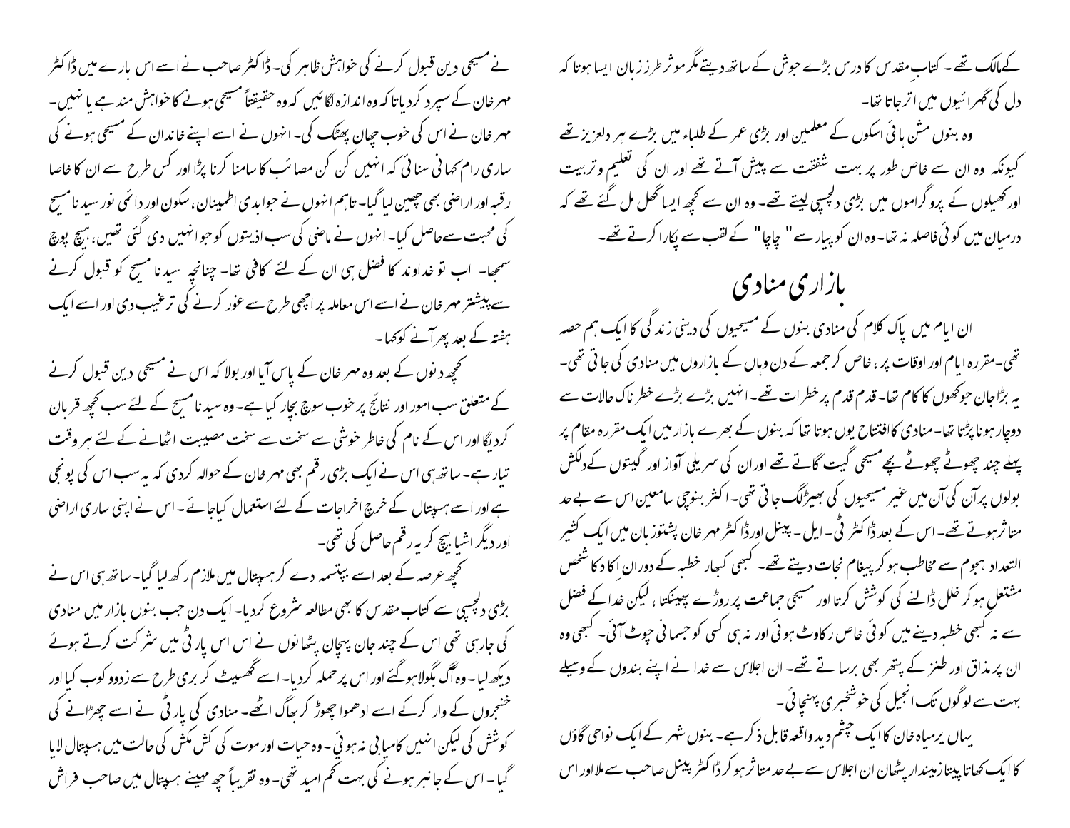کے مالک تھے۔ کتابِ مقدس کا درس بڑے جوش کے ساتھ دیتے مگر موثر طرز زبان ایسا ہوتا کہ دل کی گہرائیوں میں اتر جاتا تھا۔

وہ بنوں مشن ہائی اسکول کے معلمین اور بڑی عمر کے طلباء میں بڑے ہر دلعزیز تھے کیونکہ وہ ان سے خاص طور پر بہت شفقت سے پیش آتے تھے اور ان کی تعلیم و تربیت اور کھیلوں کے پروگراموں میں بڑی دلچسپی لیتے تھے۔ وہ ان سے کچھ ایسا گھل مل گئے تھے کہ درمیان میں کوئی فاصلہ نہ تھا۔ وہ ان کو پیار سے "چاچا" کے لقب سے پکارا کرتے تھے۔

## بازاری منادی

ان ایام میں پاک کلام کی منادی بنوں کے مسیحیوں کی دینی زندگی کا ایک اہم حصہ تھی۔ مقررہ ایام اور اوقات پر، خاص کر جمعہ کے دن وہاں کے بازاروں میں منادی کی جاتی تھی۔ یہ بڑا جان جوکھوں کا کام تھا۔ قدم قدم پر خطرات تھے۔ انہیں بڑے بڑے خطرناک حالات سے دوچار ہونا پڑتا تھا۔ منادی کا افتتاح یوں ہوتا تھا کہ بنوں کے بھرے بازار میں ایک مقررہ مقام پر پہلے چند چھوٹے چھوٹے بچے مسیحی گیت گاتے تھے اور ان کی سریلی آواز اور گیتوں کے دلکش بولوں پر آن کی آن میں غیر مسیحیوں کی بھیڑ لگ جاتی تھی۔ اکثر بنوچی سامعین اس سے بے حد متاثر ہوتے تھے۔ اس کے بعد ڈاکٹر ٹی۔ ایل۔ پینل اور ڈاکٹر مہر خان پشتو زبان میں ایک کثیر التعداد ہجوم سے مخاطب ہو کر پیغام نجات دیتے تھے۔ کبھی کبھار خطبہ کے دوران اکا دکا شخص مشتعل ہو کر خلل ڈالنے کی کوشش کرتا اور مسیحی جماعت پر روڑے پھینکتا، لیکن خدا کے فضل سے نہ کبھی خطبہ دینے میں کوئی خاص رکاوٹ ہوئی اور نہ ہی کسی کو جسمانی چوٹ آئی۔ کبھی وہ ان پر مذاق اور طنز کے پتھر بھی برساتے تھے۔ ان اجلاس سے خدا نے اپنے بندوں کے وسیلے بہت سے لوگوں تک انجیل کی خوشخبری پہنچائی۔

یہاں یرمیاہ خان کا ایک چشم دید واقعہ قابل ذکر ہے۔ بنوں شہر کے ایک نواحی گاؤں کا ایک کھاتا پیتا زمیندار پٹھان ان اجلاس سے بے حد متاثر ہو کر ڈاکٹر پینل صاحب سے ملا اور اس نے مسیحی دین قبول کرنے کی خواہش ظاہر کی۔ ڈاکٹر صاحب نے اسے اس بارے میں ڈاکٹر مہر خان کے سپرد کر دیا تاکہ وہ اندازہ لگائیں کہ وہ حقیقتاً مسیحی ہونے کا خواہش مند ہے یا نہیں۔ مہر خان نے اس کی خوب چھان پھٹک کی۔ انہوں نے اسے اپنے خاندان کے مسیحی ہونے کی ساری رام کہانی سنائی کہ انہیں کن کن مصائب کا سامنا کرنا پڑا اور کس طرح سے ان کا خاصا رقبہ اور اراضی بھی چھین لیا گیا۔ تاہم انہوں نے جو ابدی اطمینان، سکون اور دائمی نور سیدنا مسیح کی محبت سے حاصل کیا۔ انہوں نے ماضی کی سب اذیتوں کو جو انہیں دی گئی تھیں، ہیچ پوچ سمجھا۔ اب تو خداوند کا فضل ہی ان کے لئے کافی تھا۔ چنانچہ سیدنا مسیح کو قبول کرنے سے پیشتر مہر خان نے اسے اس معاملہ پر اچھی طرح سے غور کرنے کی ترغیب دی اور اسے ایک ہفتہ کے بعد پھر آنے کو کہا۔

کچھ دنوں کے بعد وہ مہر خان کے پاس آیا اور بولا کہ اس نے مسیحی دین قبول کرنے کے متعلق سب امور اور نتائج پر خوب سوچ بچار کیا ہے۔ وہ سیدنا مسیح کے لئے سب کچھ قربان کر دیگا اور اس کے نام کی خاطر خوشی سے سخت سے سخت مصیبت اٹھانے کے لئے ہر وقت تیار ہے۔ ساتھ ہی اس نے ایک بڑی رقم بھی مہر خان کے حوالہ کر دی کہ یہ سب اس کی پونجی ہے اور اسے ہسپتال کے خرچ اخراجات کے لئے استعمال کیا جائے۔ اس نے اپنی ساری اراضی اور دیگر اشیا بیچ کر یہ رقم حاصل کی تھی۔

کچھ عرصہ کے بعد اسے بپتسمہ دے کر ہسپتال میں ملازم رکھ لیا گیا۔ ساتھ ہی اس نے بڑی دلچسپی سے کتاب مقدس کا بھی مطالعہ شروع کر دیا۔ ایک دن جب بنوں بازار میں منادی کی جارہی تھی اس کے چند جان پہچان پٹھانوں نے اس اس پارٹی میں شرکت کرتے ہوئے دیکھ لیا۔ وہ آگ بگولا ہو گئے اور اس پر حملہ کر دیا۔ اسے گھسیٹ کر بری طرح سے زدوکوب کیا اور خنجروں کے وار کر کے اسے ادھموا چھوڑ کر بھاگ اٹھے۔ منادی کی پارٹی نے اسے چھڑانے کی کوشش کی لیکن انہیں کامیابی نہ ہوئی۔ وہ حیات اور موت کی کش مکش کی حالت میں ہسپتال لایا گیا۔ اس کے جانبر ہونے کی بہت کم امید تھی۔ وہ تقریباً چھ مہینے ہسپتال میں صاحب فراش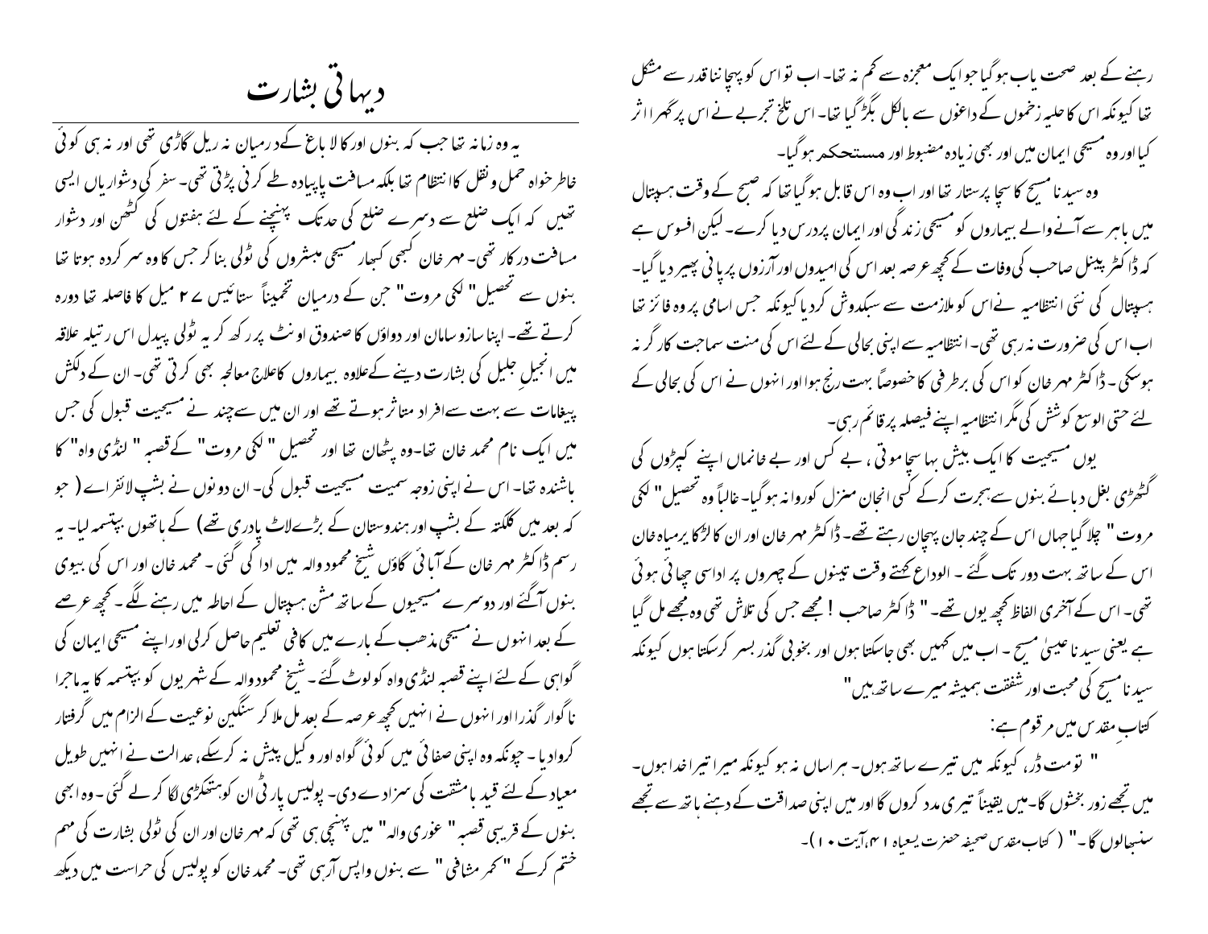# دیہاتی بشارت

یہ وہ زمانہ تھا جب کہ بنوں اور کالا باغ کے درمیان نہ ریل گاڑی تھی اور نہ ہی کوئی خاطر خواہ حمل ونقل کا انتظام تھا بلکہ مسافت پاپیادہ طے کرنی پڑتی تھی۔ سفر کی دشواریاں ایسی تھیں کہ ایک ضلع سے دوسرے ضلع کی حدتک پہنچنے کے لئے ہفتوں کی کٹھن اور دشوار مسافت درکار تھی۔ مہر خان کبھی کبھار مسیحی مبشروں کی ٹولی بناکر جس کا وہ سرکردہ ہوتا تھا بنوں سے تحصیل "لکی مروت" جن کے درمیان تخمیناً ستائیس ۲۷ میل کا فاصلہ تھا دورہ کرتے تھے۔ اپنا سازو سامان اور دواؤں کا صندوق اونٹ پر رکھ کر یہ ٹولی پیدل اس ریتلیہ علاقہ میں انجیلِ جلیل کی بشارت دینے کےعلاوہ بیماروں کاعلاج معالجہ بھی کرتی تھی۔ ان کے دلکش پیغامات سے بہت سےافراد متاثر ہوتے تھے اور ان میں سےچند نے مسیحیت قبول کی جس میں ایک نام محمد خان تھا۔وہ پٹھان تھا اور تحصیل "لکی مروت" کےقصبہ "لنڈی واہ" کا باشندہ تھا۔ اس نے اپنی زوجہ سمیت مسیحیت قبول کی۔ ان دونوں نے بشپ لانفرائے (جو کہ بعد میں کلکتہ کے بشپ اور ہندوستان کے بڑےلاٹ پادری تھے) کے ہاتھوں بپتسمہ لیا۔ یہ رسم ڈاکٹر مہر خان کے آبائی گاؤں شیخ محمود والہ میں ادا کی گئی۔ محمد خان اور اس کی بیوی بنوں آگئے اور دوسرے مسیحیوں کے ساتھ مشن ہسپتال کے احاطہ میں رہنے لگے۔ کچھ عرصے کے بعد انہوں نے مسیحی مذہب کے بارے میں کافی تعلیم حاصل کرلی اوراپنے مسیحی ایمان کی گواہی کے لئے اپنے قصبہ لنڈی واہ کولوٹ گئے۔ شیخ محمودوالہ کے شہریوں کو بپتسمہ کا یہ ماجرا ناگوار گذرا اور انہوں نے انہیں کچھ عرصہ کے بعد مل ملا کر سنگین نوعیت کے الزام میں گرفتار کروادیا۔ چونکہ وہ اپنی صفائی میں کوئی گواہ اور وکیل پیش نہ کرسکے، عدالت نے انہیں طویل معیاد کے لئے قید بامشقت کی سزادے دی۔ پولیس پارٹی ان کوہتھکڑی لگا کر لے گئی۔ وہ ابھی بنوں کے قریبی قصبہ "عنوری والہ" میں پہنچی ہی تھی کہ مہر خان اور ان کی ٹولی بشارت کی مہم ختم کرکے "کمر مشافی" سے بنوں واپس آرہی تھی۔ محمد خان کو پولیس کی حراست میں دیکھ

رہنے کے بعد صحت یاب ہوگیا جوایک معجزہ سے کم نہ تھا۔ اب تو اس کو پہچاننا قدرے مشکل تھا کیونکہ اس کا حلیہ زخموں کے داغوں سے بالکل بگڑ گیا تھا۔ اس تلخ تجربے نے اس پر گہرا اثر کیا اور وہ مسیحی ایمان میں اور بھی زیادہ مضبوط اور مستحکم ہوگیا۔

وہ سیدنا مسیح کا سچا پرستار تھا اور اب وہ اس قابل ہوگیا تھا کہ صبح کے وقت ہسپتال میں باہر سے آنے والے بیماروں کو مسیحی زندگی اور ایمان پردرس دیا کرے۔ لیکن افسوس ہے کہ ڈاکٹر پینل صاحب کی وفات کے کچھ عرصہ بعد اس کی امیدوں اور آرزوں پر پانی پھیر دیا گیا۔ ہسپتال کی نئی انتظامیہ نے اس کو ملازمت سے سبکدوش کردیا کیونکہ جس اسامی پر وہ فائز تھا اب اس کی ضرورت نہ رہی تھی۔ انتظامیہ سے اپنی بحالی کے لئے اس کی منت سماجت کارگر نہ ہوسکی۔ ڈاکٹر مہر خان کو اس کی برطرفی کا خصوصاً بہت رنج ہوا اور انہوں نے اس کی بحالی کے لئے حتی الوسع کوشش کی مگر انتظامیہ اپنے فیصلہ پر قائم رہی۔

یوں مسیحیت کا ایک بیش بہا سچا موتی، بے کس اور بے خانماں اپنے کپڑوں کی گٹھڑی بغل دبائے بنوں سے ہجرت کرکے کسی انجان منزل کوروانہ ہوگیا۔ غالباً وہ تحصیل "لکی مروت" چلا گیا جہاں اس کے چند جان پہچان رہتے تھے۔ ڈاکٹر مہر خان اور ان کا لڑکا یرمیاہ خان اس کے ساتھ بہت دور تک گئے۔ الوداع کہتے وقت تینوں کے چہروں پر اداسی چھائی ہوئی تھی۔ اس کے آخری الفاظ کچھ یوں تھے۔ "ڈاکٹر صاحب! مجھے جس کی تلاش تھی وہ مجھے مل گیا ہے یعنی سیدنا عیسیٰ مسیح۔ اب میں کہیں بھی جاسکتا ہوں اور بخوبی گذر بسر کرسکتا ہوں کیونکہ سیدنا مسیح کی محبت اور شفقت ہمیشہ میرے ساتھ ہیں"

کتابِ مقدس میں مرقوم ہے:

"تومت ڈر، کیونکہ میں تیرے ساتھ ہوں۔ ہراساں نہ ہو کیونکہ میرا تیرا خدا ہوں۔ میں تجھے زور بخشوں گا۔ میں یقیناً تیری مدد کروں گا اور میں اپنی صداقت کے دہنے ہاتھ سے تجھے سنبھالوں گا۔" (کتاب مقدس صحیفہ حضرت یسعیاہ ۴۱، آیت ۱۰)۔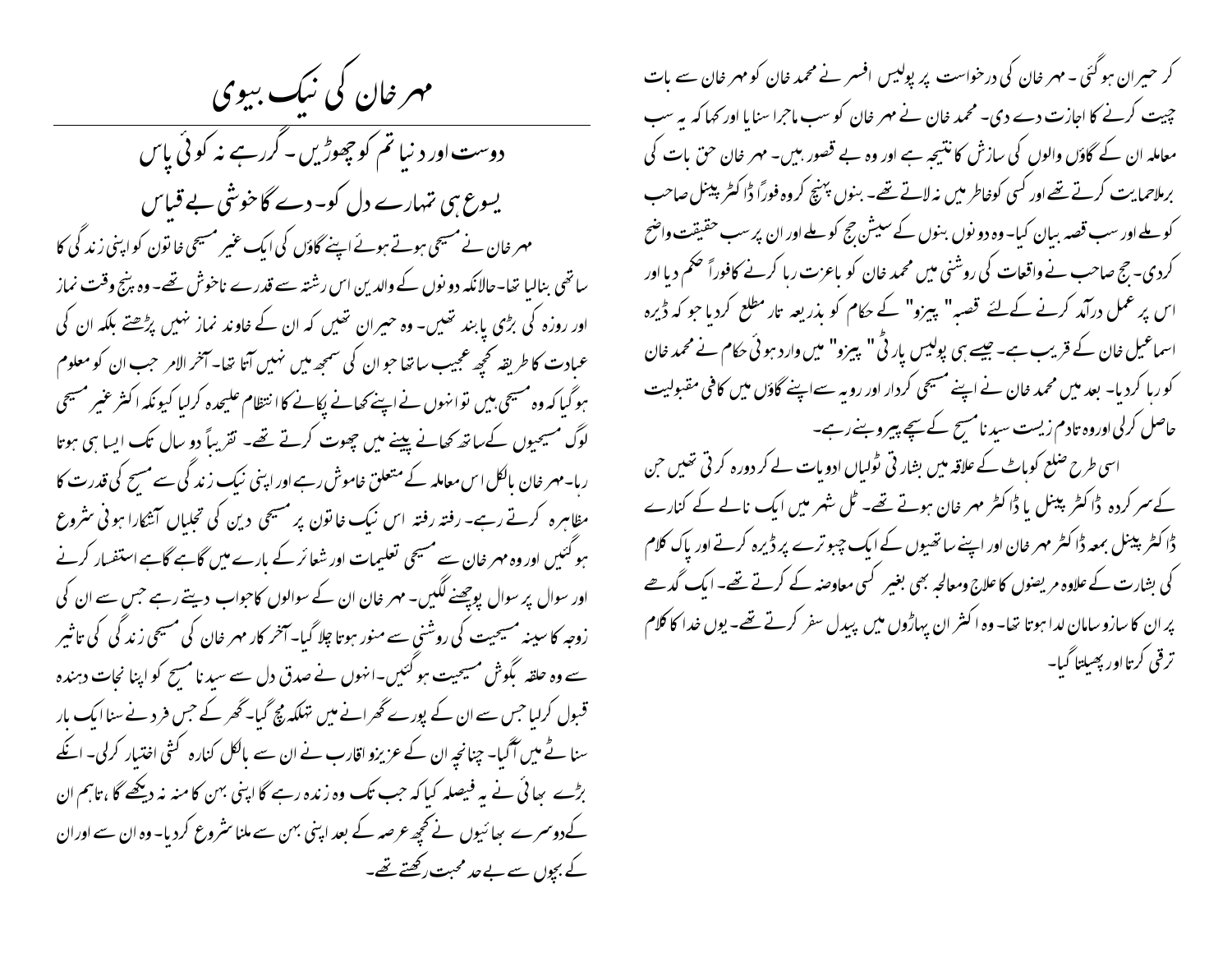# مہر خان کی نیک بیوی

دوست اور دنیا تم کو چھوڑیں۔ گر رہے نہ کوئی پاس
یسوع ہی تمہارے دل کو۔ دے گا خوشی بے قیاس

مہر خان نے مسیحی ہوتے ہوئے اپنے گاؤں کی ایک غیر مسیحی خاتون کو اپنی زندگی کا ساتھی بنالیا تھا۔ حالانکہ دونوں کے والدین اس رشتہ سے قدرے ناخوش تھے۔ وہ پنج وقت نماز اور روزہ کی بڑی پابند تھیں۔ وہ حیران تھیں کہ ان کے خاوند نماز نہیں پڑھتے بلکہ ان کی عبادت کا طریقہ کچھ عجیب سا تھا جو ان کی سمجھ میں نہیں آتا تھا۔ آخر الامر جب ان کو معلوم ہو گیا کہ وہ مسیحی ہیں تو انہوں نے اپنے کھانے پکانے کا انتظام علیحدہ کرلیا کیونکہ اکثر غیر مسیحی لوگ مسیحیوں کے ساتھ کھانے پینے میں چھوت کرتے تھے۔ تقریباً دو سال تک ایسا ہی ہوتا رہا۔ مہر خان بالکل اس معاملہ کے متعلق خاموش رہے اور اپنی نیک زندگی سے مسیح کی قدرت کا مظاہرہ کرتے رہے۔ رفتہ رفتہ اس نیک خاتون پر مسیحی دین کی تجلیاں آشکارا ہونی شروع ہو گئیں اور وہ مہر خان سے مسیحی تعلیمات اور شعائر کے بارے میں گاہے گاہے استفسار کرنے اور سوال پر سوال پوچھنے لگیں۔ مہر خان ان کے سوالوں کا جواب دیتے رہے جس سے ان کی زوجہ کا سینہ مسیحیت کی روشنی سے منور ہوتا چلا گیا۔ آخر کار مہر خان کی مسیحی زندگی کی تاثیر سے وہ حلقہ بگوش مسیحیت ہو گئیں۔ انہوں نے صدق دل سے سیدنا مسیح کو اپنا نجات دہندہ قبول کرلیا جس سے ان کے پورے گھرانے میں تہلکہ مچ گیا۔ گھر کے جس فرد نے سنا ایک بار سناٹے میں آگیا۔ چنانچہ ان کے عزیز و اقارب نے ان سے بالکل کنارہ کشی اختیار کرلی۔ انکے بڑے بھائی نے یہ فیصلہ کیا کہ جب تک وہ زندہ رہے گا اپنی بہن کا منہ نہ دیکھے گا، تاہم ان کے دوسرے بھائیوں نے کچھ عرصہ کے بعد اپنی بہن سے ملنا شروع کردیا۔ وہ ان سے اور ان کے بچوں سے بے حد محبت رکھتے تھے۔

کر حیران ہو گئی۔ مہر خان کی درخواست پر پولیس افسر نے محمد خان کو مہر خان سے بات چیت کرنے کا اجازت دے دی۔ محمد خان نے مہر خان کو سب ماجرا سنایا اور کہا کہ یہ سب معاملہ ان کے گاؤں والوں کی سازش کا نتیجہ ہے اور وہ بے قصور ہیں۔ مہر خان حق بات کی برملا حمایت کرتے تھے اور کسی کو خاطر میں نہ لاتے تھے۔ بنوں پہنچ کر وہ فوراً ڈاکٹر پینل صاحب کو ملے اور سب قصہ بیان کیا۔ وہ دونوں بنوں کے سیشن جج کو ملے اور ان پر سب حقیقت واضح کردی۔ جج صاحب نے واقعات کی روشنی میں محمد خان کو باعزت رہا کرنے کا فوراً حکم دیا اور اس پر عمل درآمد کرنے کے لئے قصبہ "پیزو" کے حکام کو بذریعہ تار مطلع کردیا جو کہ ڈیرہ اسماعیل خان کے قریب ہے۔ جیسے ہی پولیس پارٹی "پیزو" میں وارد ہوئی حکام نے محمد خان کو رہا کردیا۔ بعد میں محمد خان نے اپنے مسیحی کردار اور رویہ سے اپنے گاؤں میں کافی مقبولیت حاصل کرلی اور وہ تادم زیست سیدنا مسیح کے سچے پیرو بنے رہے۔

اسی طرح ضلع کوہاٹ کے علاقہ میں بشارتی ٹولیاں ادویات لے کر دورہ کرتی تھیں جن کے سر کردہ ڈاکٹر پینل یا ڈاکٹر مہر خان ہوتے تھے۔ ٹل شہر میں ایک نالے کے کنارے ڈاکٹر پینل بمعہ ڈاکٹر مہر خان اور اپنے ساتھیوں کے ایک چبوترے پر ڈیرہ کرتے اور پاک کلام کی بشارت کے علاوہ مریضوں کا علاج ومعالجہ بھی بغیر کسی معاوضہ کے کرتے تھے۔ ایک گدھے پر ان کا سازوسامان لدا ہوتا تھا۔ وہ اکثر ان پہاڑوں میں پیدل سفر کرتے تھے۔ یوں خدا کا کلام ترقی کرتا اور پھیلتا گیا۔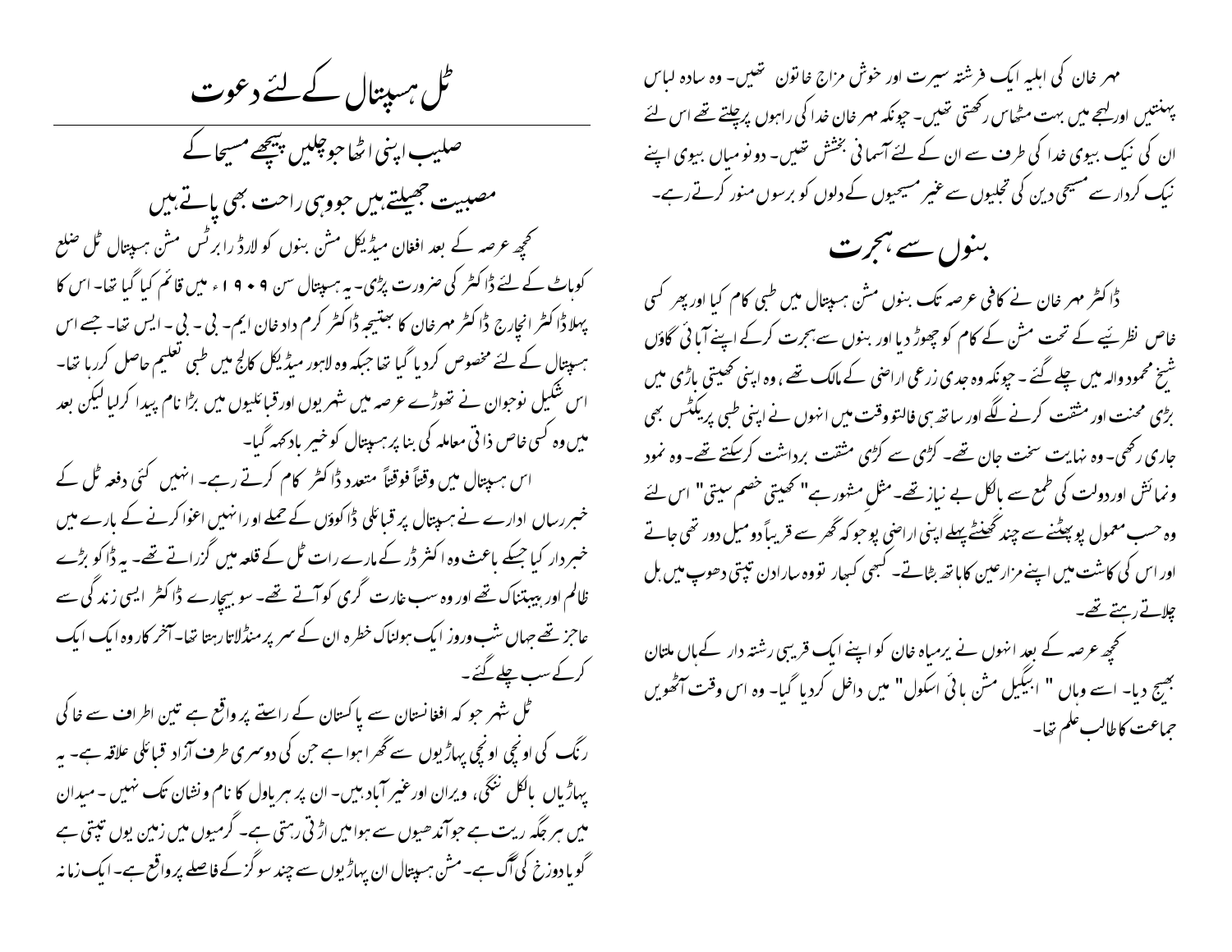مہر خان کی اہلیہ ایک فرشتہ سیرت اور خوش مزاج خاتون تھیں۔ وہ سادہ لباس پہنتیں اور لہجے میں بہت مٹھاس رکھتی تھیں۔ چونکہ مہر خان خدا کی راہوں پر چلتے تھے اس لئے ان کی نیک بیوی خدا کی طرف سے ان کے لئے آسمانی بخشش تھیں۔ دونو میاں بیوی اپنے نیک کردار سے مسیحی دین کی تجلیوں سے غیر مسیحیوں کے دلوں کو برسوں منور کرتے رہے۔

## بنوں سے ہجرت

ڈاکٹر مہر خان نے کافی عرصہ تک بنوں مشن ہسپتال میں طبی کام کیا اور پھر کسی خاص نظرئیے کے تحت مشن کے کام کو چھوڑ دیا اور بنوں سے ہجرت کرکے اپنے آبائی گاؤں شیخ محمود والہ میں چلے گئے۔ چونکہ وہ جدی زرعی اراضی کے مالک تھے، وہ اپنی کھیتی باڑی میں بڑی محنت اور مشقت کرنے لگے اور ساتھ ہی فالتو وقت میں انہوں نے اپنی طبی پریکٹس بھی جاری رکھی۔ وہ نہایت سخت جان تھے۔ کڑی سے کڑی مشقت برداشت کرسکتے تھے۔ وہ نمود ونمائش اور دولت کی طمع سے بالکل بے نیاز تھے۔ مثل مشہور ہے "کھیتی خصم سیتی" اس لئے وہ حسب معمول پو پھٹنے سے چند گھنٹے پہلے اپنی اراضی پو جو کہ گھر سے قریباً دو میل دور تھی جاتے اور اس کی کاشت میں اپنے مزارعین کا ہاتھ بٹاتے۔ کبھی کبھار تو وہ سارا دن تپتی دھوپ میں ہل چلاتے رہتے تھے۔

کچھ عرصہ کے بعد انہوں نے یرمیاہ خان کو اپنے ایک قریبی رشتہ دار کے ہاں ملتان بھیج دیا۔ اسے وہاں " ایبگیل مشن ہائی اسکول" میں داخل کردیا گیا۔ وہ اس وقت آٹھویں جماعت کا طالب علم تھا۔

## ٹل ہسپتال کے لئے دعوت

صلیب اپنی اٹھا جو چلیں پیچھے مسیحا کے  
مصیبت جھیلتے ہیں جو وہی راحت بھی پاتے ہیں

کچھ عرصہ کے بعد افغان میڈیکل مشن بنوں کو لارڈ رابرٹس مشن ہسپتال ٹل ضلع کوہاٹ کے لئے ڈاکٹر کی ضرورت پڑی۔ یہ ہسپتال سن ۱۹۰۹ء میں قائم کیا گیا تھا۔ اس کا پہلا ڈاکٹر انچارج ڈاکٹر مہر خان کا بھتیجہ ڈاکٹر کرم داد خان ایم۔ بی۔ ایس تھا۔ جسے اس ہسپتال کے لئے مخصوص کردیا گیا تھا جبکہ وہ لاہور میڈیکل کالج میں طبی تعلیم حاصل کررہا تھا۔ اس شکیل نوجوان نے تھوڑے عرصہ میں شہریوں اور قبائلیوں میں بڑا نام پیدا کرلیا لیکن بعد میں وہ کسی خاص ذاتی معاملہ کی بنا پر ہسپتال کو خیر باد کہہ گیا۔

اس ہسپتال میں وقتاً فوقتاً متعدد ڈاکٹر کام کرتے رہے۔ انہیں کئی دفعہ ٹل کے خبر رساں ادارے نے ہسپتال پر قبائلی ڈاکوؤں کے حملے اور انہیں اغوا کرنے کے بارے میں خبردار کیا جسکے باعث وہ اکثر ڈر کے مارے رات ٹل کے قلعہ میں گزراتے تھے۔ یہ ڈاکو بڑے ظالم اور ہیبتناک تھے اور وہ سب غارت گری کو آتے تھے۔ سو بیچارے ڈاکٹر ایسی زندگی سے عاجز تھے جہاں شب وروز ایک ہولناک خطرہ ان کے سر پر منڈلاتا رہتا تھا۔ آخر کار وہ ایک ایک کرکے سب چلے گئے۔

ٹل شہر جو کہ افغانستان سے پاکستان کے راستے پر واقع ہے تین اطراف سے خاکی رنگ کی اونچی اونچی پہاڑیوں سے گھرا ہوا ہے جن کی دوسری طرف آزاد قبائلی علاقہ ہے۔ یہ پہاڑیاں بالکل ننگی، ویران اور غیر آباد ہیں۔ ان پر ہریاول کا نام ونشان تک نہیں۔ میدان میں ہر جگہ ریت ہے جو آندھیوں سے ہوا میں اڑتی رہتی ہے۔ گرمیوں میں زمین یوں تپتی ہے گویا دوزخ کی آگ ہے۔ مشن ہسپتال ان پہاڑیوں سے چند سو گز کے فاصلے پر واقع ہے۔ ایک زمانہ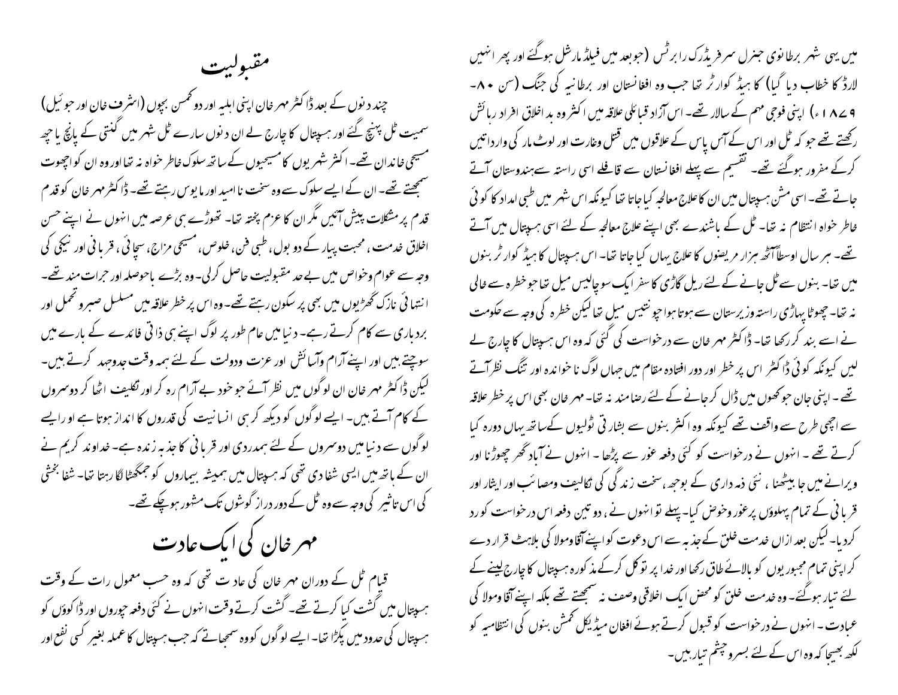میں یہی شہر برطانوی جنرل سر فریڈرک رابرٹس (جو بعد میں فیلڈ مارشل ہوگئے اور پھر انہیں لارڈ کا خطاب دیا گیا) کا ہیڈ کوارٹر تھا جب وہ افغانستان اور برطانیہ کی جنگ (سن ۸۰-۱۸۷۹ء) اپنی فوجی مہم کے سالار تھے۔ اس آزاد قبائلی علاقہ میں اکثر وہ بد اخلاق افراد رہائش رکھتے تھے جو کہ ٹل اور اس کے آس پاس کے علاقوں میں قتل وغارت اور لوٹ مار کی وارداتیں کرکے مفرور ہوگئے تھے۔ تقسیم سے پہلے افغانستان سے قافلے اسی راستہ سے ہندوستان آتے جاتے تھے۔ اسی مشن ہسپتال میں ان کا علاج معالجہ کیا جاتا تھا کیونکہ اس شہر میں طبی امداد کا کوئی خاطر خواہ انتظام نہ تھا۔ ٹل کے باشندے بھی اپنے علاج معالجہ کے لئے اسی ہسپتال میں آتے تھے۔ ہر سال اوسطاً آٹھ ہزار مریضوں کا علاج یہاں کیا جاتا تھا۔ اس ہسپتال کا ہیڈ کوارٹر بنوں میں تھا۔ بنوں سے ٹل جانے کے لئے ریل گاڑی کا سفر ایک سو چالیس میل تھا جو خطرہ سے خالی نہ تھا۔ چھوٹا پہاڑی راستہ وزیرستان سے ہوتا ہوا چونتیس میل تھا لیکن خطرہ کی وجہ سے حکومت نے اسے بند کر رکھا تھا۔ ڈاکٹر مہر خان سے درخواست کی گئی کہ وہ اس ہسپتال کا چارج لے لیں کیونکہ کوئی ڈاکٹر اس پر خطر اور دور افتادہ مقام میں جہاں لوگ ناخواندہ اور تنگ نظر آتے تھے۔ اپنی جان جوکھوں میں ڈال کر جانے کے لئے رضامند نہ تھا۔ مہر خان بھی اس پر خطر علاقہ سے اچھی طرح سے واقف تھے کیونکہ وہ اکثر بنوں سے بشارتی ٹولیوں کے ساتھ یہاں دورہ کیا کرتے تھے۔ انہوں نے درخواست کو کئی دفعہ غور سے پڑھا۔ انہوں نے آباد گھر چھوڑنا اور ویرانے میں جا بیٹھنا، نئی ذمہ داری کے بوجھ، سخت زندگی کی تکالیف ومصائب اور ایثار اور قربانی کے تمام پہلوؤں پر غور وخوض کیا۔ پہلے تو انہوں نے، دو تین دفعہ اس درخواست کو رد کردیا۔ لیکن بعد ازاں خدمت خلق کے جذبہ سے اس دعوت کو اپنے آقا ومولا کی بلاہٹ قرار دے کر اپنی تمام مجبوریوں کو بالائے طاق رکھا اور خدا پر توکل کرکے مذکورہ ہسپتال کا چارج لینے کے لئے تیار ہوگئے۔ وہ خدمت خلق کو محض ایک اخلاقی وصف نہ سمجھتے تھے بلکہ اپنے آقا ومولا کی عبادت۔ انہوں نے درخواست کو قبول کرتے ہوئے افغان میڈیکل کمشن بنوں کی انتظامیہ کو لکھ بھیجا کہ وہ اس کے لئے بسروچشم تیار ہیں۔

## مقبولیت

چند دنوں کے بعد ڈاکٹر مہر خان اپنی اہلیہ اور دو کمسن بچوں (اشرف خان اور جوئیل) سمیت ٹل پہنچ گئے اور ہسپتال کا چارج لے لیا۔ ان دنوں سارے ٹل شہر میں گنتی کے پانچ یا چھ مسیحی خاندان تھے۔ اکثر شہریوں کا مسیحیوں کے ساتھ سلوک خاطر خواہ نہ تھا اور وہ ان کو اچھوت سمجھتے تھے۔ ان کے ایسے سلوک سے وہ سخت ناامید اور مایوس رہتے تھے۔ ڈاکٹر مہر خان کو قدم قدم پر مشکلات پیش آئیں مگر ان کا عزم پختہ تھا۔ تھوڑے ہی عرصہ میں انہوں نے اپنے حسن اخلاق خدمت، محبت پیار کے دو بول، طبی فن، خلوص، مسیحی مزاج، سچائی، قربانی اور نیکی کی وجہ سے عوام وخواص میں بے حد مقبولیت حاصل کرلی۔ وہ بڑے باحوصلہ اور جرات مند تھے۔ انتہائی نازک گھڑیوں میں بھی پر سکون رہتے تھے۔ وہ اس پر خطر علاقہ میں مسلسل صبر وتحمل اور بردباری سے کام کرتے رہے۔ دنیا میں عام طور پر لوگ اپنے ہی ذاتی فائدے کے بارے میں سوچتے ہیں اور اپنے آرام وآسائش اور عزت ودولت کے لئے ہمہ وقت جدوجہد کرتے ہیں۔ لیکن ڈاکٹر مہر خان ان لوگوں میں نظر آئے جو خود بے آرام رہ کر اور تکلیف اٹھا کر دوسروں کے کام آتے ہیں۔ ایسے لوگوں کو دیکھ کر ہی انسانیت کی قدروں کا اندازہ ہوتا ہے اور ایسے لوگوں سے دنیا میں دوسروں کے لئے ہمدردی اور قربانی کا جذبہ زندہ ہے۔ خداوند کریم نے ان کے ہاتھ میں ایسی شفا دی تھی کہ ہسپتال میں ہمیشہ بیماروں کو جمگھٹا لگا رہتا تھا۔ شفا بخشی کی اس تاثیر کی وجہ سے وہ ٹل کے دور دراز گوشوں تک مشہور ہوچکے تھے۔

## مہر خان کی ایک عادت

قیام ٹل کے دوران مہر خان کی عادت تھی کہ وہ حسب معمول رات کے وقت ہسپتال میں گشت کیا کرتے تھے۔ گشت کرتے وقت انہوں نے کئی دفعہ چوروں اور ڈاکوؤں کو ہسپتال کی حدود میں پکڑا تھا۔ ایسے لوگوں کو وہ سمجھاتے کہ جب ہسپتال کا عملہ بغیر کسی نفع اور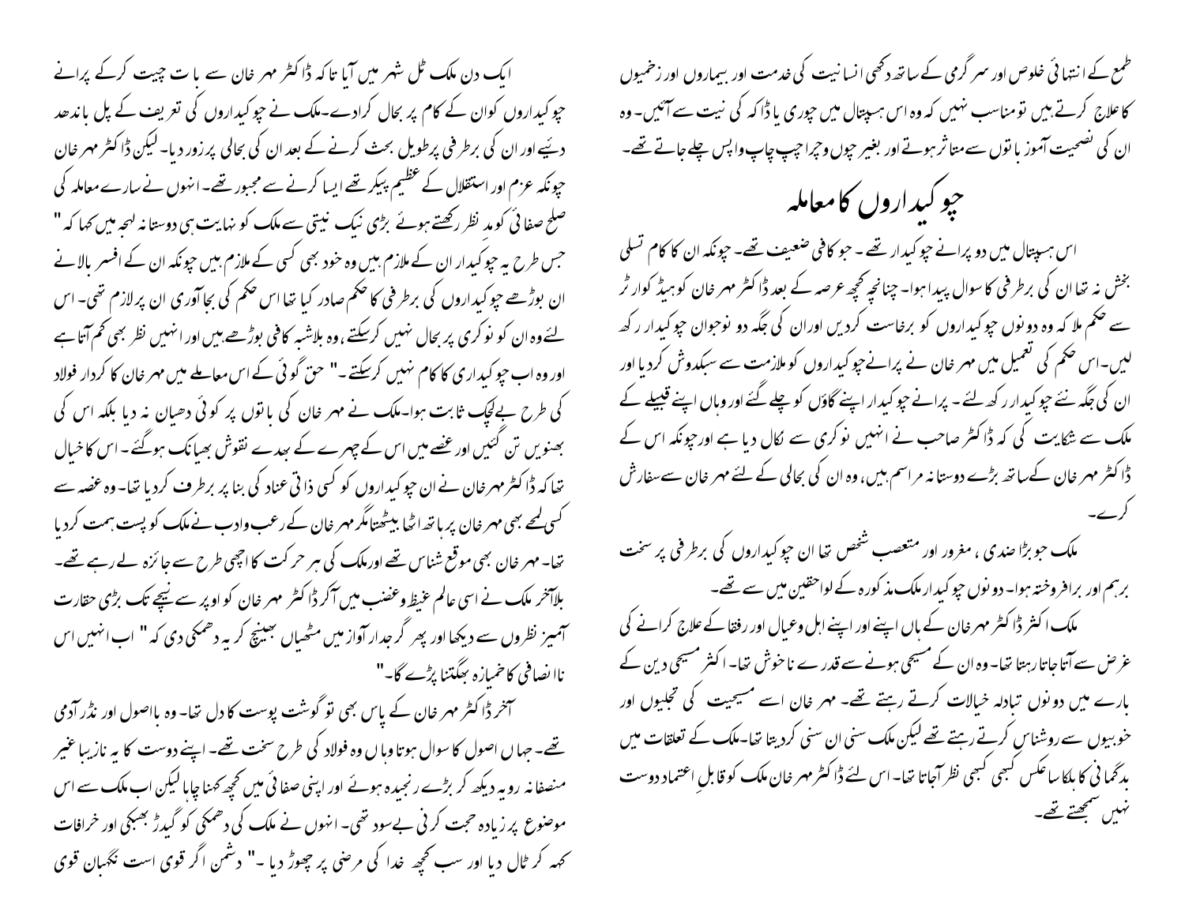طمع کے انتہائی خلوص اور سر گرمی کے ساتھ دکھی انسانیت کی خدمت اور بیماروں اور زخمیوں کا علاج کرتے ہیں تو مناسب نہیں کہ وہ اس ہسپتال میں چوری یا ڈاکہ کی نیت سے آئیں۔ وہ ان کی نصیحت آموز باتوں سے متاثر ہوتے اور بغیر چوں وچرا چپ چاپ واپس چلے جاتے تھے۔

## چوکیداروں کا معاملہ

اس ہسپتال میں دو پرانے چوکیدار تھے۔ جو کافی ضعیف تھے۔ چونکہ ان کا کام تسلی بخش نہ تھا ان کی برطرفی کا سوال پیدا ہوا۔ چنانچہ کچھ عرصہ کے بعد ڈاکٹر مہر خان کو ہیڈ کوارٹر سے حکم ملا کہ وہ دونوں چوکیداروں کو برخاست کردیں اوران کی جگہ دو نوجوان چوکیدار رکھ لیں۔ اس حکم کی تعمیل میں مہر خان نے پرانے چوکیداروں کو ملازمت سے سبکدوش کردیا اور ان کی جگہ نئے چوکیدار رکھ لئے۔ پرانے چوکیدار اپنے گاؤں کو چلے گئے اور وہاں اپنے قبیلے کے ملک سے شکایت کی کہ ڈاکٹر صاحب نے انہیں نوکری سے نکال دیا ہے اور چونکہ اس کے ڈاکٹر مہر خان کے ساتھ بڑے دوستانہ مراسم ہیں، وہ ان کی بحالی کے لئے مہر خان سے سفارش کرے۔

ملک جو بڑا ضدی، مغرور اور متعصب شخص تھا ان چوکیداروں کی برطرفی پر سخت برہم اور برافروختہ ہوا۔ دونوں چوکیدار ملک مذکورہ کے لواحقین میں سے تھے۔

ملک اکثر ڈاکٹر مہر خان کے ہاں اپنے اور اپنے اہل وعیال اور رفقا کے علاج کرانے کی غرض سے آتا جاتا رہتا تھا۔ وہ ان کے مسیحی ہونے سے قدرے ناخوش تھا۔ اکثر مسیحی دین کے بارے میں دونوں تبادلہ خیالات کرتے رہتے تھے۔ مہر خان اسے مسیحیت کی تجلیوں اور خوبیوں سے روشناس کرتے رہتے تھے لیکن ملک سنی ان سنی کردیتا تھا۔ ملک کے تعلقات میں بدگمانی کا ہلکا سا عکس کبھی کبھی نظر آجاتا تھا۔ اس لئے ڈاکٹر مہر خان ملک کو قابلِ اعتماد دوست نہیں سمجھتے تھے۔

ایک دن ملک ٹل شہر میں آیا تاکہ ڈاکٹر مہر خان سے بات چیت کرکے پرانے چوکیداروں کوان کے کام پر بحال کرادے۔ ملک نے چوکیداروں کی تعریف کے پل باندھد دیئے اور ان کی برطرفی پر طویل بحث کرنے کے بعد ان کی بحالی پر زور دیا۔ لیکن ڈاکٹر مہر خان چونکہ عزم اور استقلال کے عظیم پیکر تھے ایسا کرنے سے مجبور تھے۔ انہوں نے سارے معاملہ کی صلح صفائی کو مد نظر رکھتے ہوئے بڑی نیک نیتی سے ملک کو نہایت ہی دوستانہ لہجہ میں کہا کہ " جس طرح یہ چوکیدار ان کے ملازم ہیں وہ خود بھی کسی کے ملازم ہیں چونکہ ان کے افسر بالا نے ان بوڑھے چوکیداروں کی برطرفی کا حکم صادر کیا تھا اس حکم کی بجاآوری ان پر لازم تھی۔ اس لئے وہ ان کو نوکری پر بحال نہیں کرسکتے، وہ بلاشبہ کافی بوڑھے ہیں اور انہیں نظر بھی کم آتا ہے اور وہ اب چوکیداری کا کام نہیں کرسکتے۔" حق گوئی کے اس معاملے میں مہر خان کا کردار فولاد کی طرح بے لچک ثابت ہوا۔ ملک نے مہر خان کی باتوں پر کوئی دھیان نہ دیا بلکہ اس کی بھنویں تن گئیں اور غصے میں اس کے چہرے کے بھدے نقوش بھیانک ہوگئے۔ اس کا خیال تھا کہ ڈاکٹر مہر خان نے ان چوکیداروں کو کسی ذاتی عناد کی بنا پر برطرف کردیا تھا۔ وہ غصہ سے کسی لمحے بھی مہر خان پر ہاتھ اٹھا بیٹھتا مگر مہر خان کے رعب وادب نے ملک کو پست ہمت کردیا تھا۔ مہر خان بھی موقع شناس تھے اور ملک کی ہر حرکت کا اچھی طرح سے جائزہ لے رہے تھے۔ بلاآخر ملک نے اسی عالم غیظ وغضب میں آکر ڈاکٹر مہر خان کو اوپر سے نیچے تک بڑی حقارت آمیز نظروں سے دیکھا اور پھر گرجدار آواز میں مٹھیاں بھینچ کر یہ دھمکی دی کہ " اب انہیں اس ناانصافی کا خمیازہ بھگتنا پڑے گا۔"

آخر ڈاکٹر مہر خان کے پاس بھی تو گوشت پوست کا دل تھا۔ وہ بااصول اور نڈر آدمی تھے۔ جہاں اصول کا سوال ہوتا وہاں وہ فولاد کی طرح سخت تھے۔ اپنے دوست کا یہ نازیبا غیر منصفانہ رویہ دیکھ کر بڑے رنجیدہ ہوئے اور اپنی صفائی میں کچھ کہنا چاہا لیکن اب ملک سے اس موضوع پر زیادہ حجت کرنی بے سود تھی۔ انہوں نے ملک کی دھمکی کو گیدڑ بھبکی اور خرافات کہہ کر ٹال دیا اور سب کچھ خدا کی مرضی پر چھوڑ دیا۔" دشمن اگر قوی است نگہبان قوی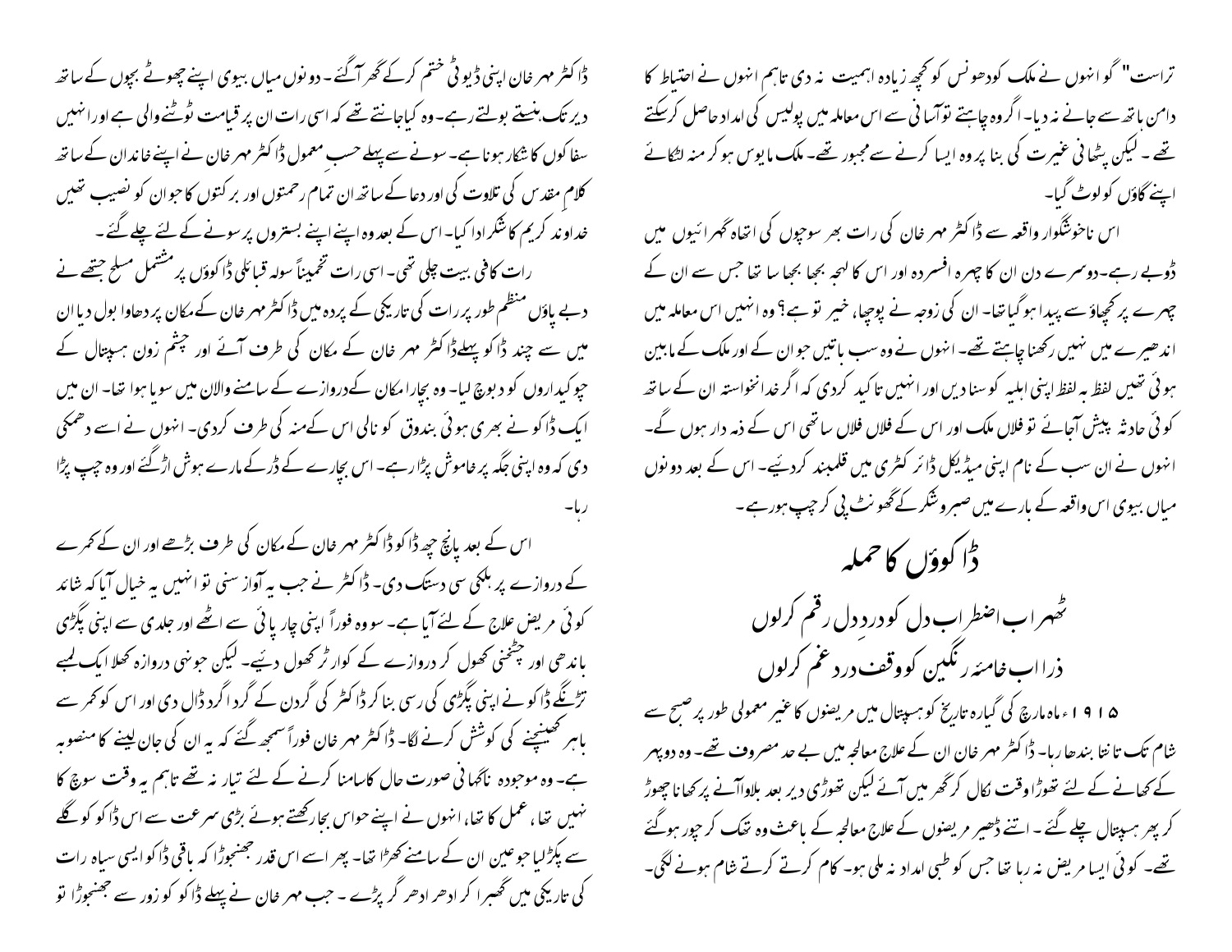تراست" گو انہوں نے ملک کو دھونس کو کچھ زیادہ اہمیت نہ دی تاہم انہوں نے احتیاط کا دامن ہاتھ سے جانے نہ دیا۔ اگر وہ چاہتے تو آسانی سے اس معاملہ میں پولیس کی امداد حاصل کر سکتے تھے۔ لیکن پٹھانی غیرت کی بنا پر وہ ایسا کرنے سے مجبور تھے۔ ملک مایوس ہو کر منہ لٹکائے اپنے گاؤں کو لوٹ گیا۔

اس ناخوشگوار واقعہ سے ڈاکٹر مہر خان کی رات بھر سوچوں کی اتھاہ گہرائیوں میں ڈوبے رہے۔ دوسرے دن ان کا چہرہ افسردہ اور اس کا لہجہ بجھا بجھا سا تھا جس سے ان کے چہرے پر کچھاؤ سے پیدا ہو گیا تھا۔ ان کی زوجہ نے پوچھا، خیر تو ہے؟ وہ انہیں اس معاملہ میں اندھیرے میں نہیں رکھنا چاہتے تھے۔ انہوں نے وہ سب باتیں جو ان کے اور ملک کے مابین ہوئی تھیں لفظ بہ لفظ اپنی اہلیہ کو سنا دیں اور انہیں تاکید کر دی کہ اگر خدانخواستہ ان کے ساتھ کوئی حادثہ پیش آجائے تو فلاں ملک اور اس کے فلاں فلاں ساتھی اس کے ذمہ دار ہوں گے۔ انہوں نے ان سب کے نام اپنی میڈیکل ڈائرکٹری میں قلمبند کر دیئے۔ اس کے بعد دونوں میاں بیوی اس واقعہ کے بارے میں صبر و شکر کے گھونٹ پی کر چپ ہو رہے۔

## ڈاکوؤں کا حملہ

ٹھہر اب اضطرابِ دل کو دردِ دل رقم کر لوں
ذرا اب خامۂ رنگین کو وقفِ دردِ غم کر لوں

۱۹۱۵ء ماہ مارچ کی گیارہ تاریخ کو ہسپتال میں مریضوں کا غیر معمولی طور پر صبح سے شام تک تانتا بندھا رہا۔ ڈاکٹر مہر خان ان کے علاج معالجہ میں بے حد مصروف تھے۔ وہ دوپہر کے کھانے کے لئے تھوڑا وقت نکال کر گھر میں آئے لیکن تھوڑی دیر بعد بلاوا آنے پر کھانا چھوڑ کر پھر ہسپتال چلے گئے۔ اتنے ڈھیر مریضوں کے علاج معالجہ کے باعث وہ تھک کر چور ہو گئے تھے۔ کوئی ایسا مریض نہ رہا تھا جس کو طبی امداد نہ ملی ہو۔ کام کرتے کرتے شام ہونے لگی۔

ڈاکٹر مہر خان اپنی ڈیوٹی ختم کر کے گھر آ گئے۔ دونوں میاں بیوی اپنے چھوٹے بچوں کے ساتھ دیر تک ہنستے بولتے رہے۔ وہ کیا جانتے تھے کہ اسی رات ان پر قیامت ٹوٹنے والی ہے اور انہیں سفاکوں کا شکار ہونا ہے۔ سونے سے پہلے حسبِ معمول ڈاکٹر مہر خان نے اپنے خاندان کے ساتھ کلامِ مقدس کی تلاوت کی اور دعا کے ساتھ ان تمام رحمتوں اور برکتوں کا جو ان کو نصیب تھیں خداوند کریم کا شکر ادا کیا۔ اس کے بعد وہ اپنے اپنے بستروں پر سونے کے لئے چلے گئے۔

رات کافی بیت چلی تھی۔ اسی رات تخمیناً سولہ قبائلی ڈاکوؤں پر مشتمل مسلح جتھے نے دبے پاؤں منظم طور پر رات کی تاریکی کے پردہ میں ڈاکٹر مہر خان کے مکان پر دھاوا بول دیا ان میں سے چند ڈاکو پہلے ڈاکٹر مہر خان کے مکان کی طرف آئے اور چشم زون ہسپتال کے چوکیداروں کو دبوچ لیا۔ وہ بچارا مکان کے دروازے کے سامنے والان میں سویا ہوا تھا۔ ان میں ایک ڈاکو نے بھری ہوئی بندوق کو نالی اس کے منہ کی طرف کر دی۔ انہوں نے اسے دھمکی دی کہ وہ اپنی جگہ پر خاموش پڑا رہے۔ اس بچارے کے ڈر کے مارے ہوش اڑ گئے اور وہ چپ پڑا رہا۔

اس کے بعد پانچ چھ ڈاکو ڈاکٹر مہر خان کے مکان کی طرف بڑھے اور ان کے کمرے کے دروازے پر ہلکی سی دستک دی۔ ڈاکٹر نے جب یہ آواز سنی تو انہیں یہ خیال آیا کہ شائد کوئی مریض علاج کے لئے آیا ہے۔ سو وہ فوراً اپنی چارپائی سے اٹھے اور جلدی سے اپنی پگڑی باندھی اور چٹخنی کھول کر دروازے کے کواڑ کھول دیئے۔ لیکن جونہی دروازہ کھلا ایک لمبے تڑنگے ڈاکو نے اپنی پگڑی کی رسی بنا کر ڈاکٹر کی گردن کے گرد اگرد ڈال دی اور اس کو کمر سے باہر کھینچنے کی کوشش کرنے لگا۔ ڈاکٹر مہر خان فوراً سمجھ گئے کہ یہ ان کی جان لینے کا منصوبہ ہے۔ وہ موجودہ ناگہانی صورت حال کا سامنا کرنے کے لئے تیار نہ تھے تاہم یہ وقت سوچ کا نہیں تھا، عمل کا تھا، انہوں نے اپنے حواس بجا رکھتے ہوئے بڑی سرعت سے اس ڈاکو کو گلے سے پکڑ لیا جو عین ان کے سامنے کھڑا تھا۔ پھر اسے اس قدر جھنجھوڑا کہ باقی ڈاکو ایسی سیاہ رات کی تاریکی میں گھبرا کر ادھر ادھر گر پڑے۔ جب مہر خان نے پہلے ڈاکو کو زور سے جھنجھوڑا تو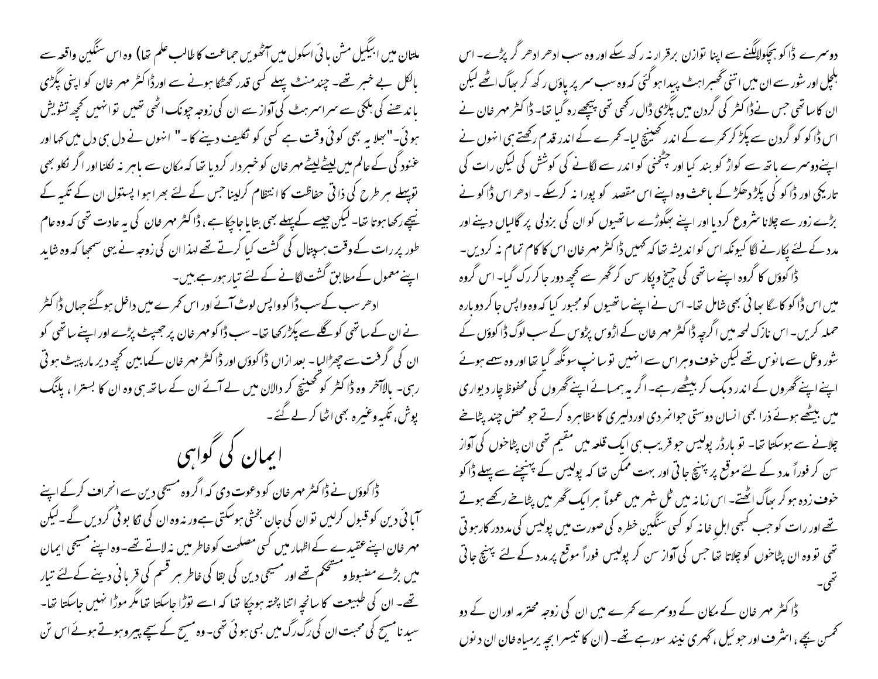دوسرے ڈاکو بچکولا لگنے سے اپنا توازن برقرار نہ رکھ سکے اور وہ سب ادھر ادھر گر پڑے۔ اس ہلچل اور شور سے ان میں اتنی گھبراہٹ پیدا ہو گئی کہ وہ سب سر پر پاؤں رکھ کر بھاگ اٹھے لیکن ان کا ساتھی جس نے ڈاکٹر کی گردن میں پگڑی ڈال رکھی تھی پیچھے رہ گیا تھا۔ ڈاکٹر مہر خان نے اس ڈاکو کو گردن سے پکڑ کر کمرے کے اندر کھینچ لیا۔ کمرے کے اندر قدم رکھتے ہی انہوں نے اپنے دوسرے ہاتھ سے کواڑ کو بند کیا اور چٹخنی کو اندر سے لگانے کی کوشش کی لیکن رات کی تاریکی اور ڈاکو کی پکڑ دھکڑ کے باعث وہ اپنے اس مقصد کو پورا نہ کر سکے۔ ادھر اس ڈاکو نے بڑے زور سے چلانا شروع کر دیا اور اپنے بھگوڑے ساتھیوں کو ان کی بزدلی پر گالیاں دینے اور مدد کے لئے پکارنے لگا کیونکہ اس کو اندیشہ تھا کہ کہیں ڈاکٹر مہر خان اس کا کام تمام نہ کر دیں۔

ڈاکوؤں کا گروہ اپنے ساتھی کی چیخ و پکار سن کر گھر سے کچھ دور جا کر رک گیا۔ اس گروہ میں اس ڈاکو کا سگا بھائی بھی شامل تھا۔ اس نے اپنے ساتھیوں کو مجبور کیا کہ وہ واپس جا کر دوبارہ حملہ کریں۔ اس نازک لمحہ میں اگرچہ ڈاکٹر مہر خان کے اڑوس پڑوس کے سب لوگ ڈاکوؤں کے شور وغل سے مانوس تھے لیکن خوف و ہراس سے انہیں تو سانپ سونگھ گیا تھا اور وہ سہمے ہوئے اپنے اپنے گھروں کے اندر دبک کر بیٹھے رہے۔ اگر یہ ہمسائے اپنے گھروں کی محفوظ چار دیواری میں بیٹھے ہوئے ذرا بھی انسان دوستی جوانمردی اور دلیری کا مظاہرہ کرتے جو محض چند پٹاخے چلانے سے ہو سکتا تھا۔ تو بارڈر پولیس جو قریب ہی ایک قلعہ میں مقیم تھی ان پٹاخوں کی آواز سن کر فوراً مدد کے لئے موقع پر پہنچ جاتی اور بہت ممکن تھا کہ پولیس کے پہنچنے سے پہلے ڈاکو خوف زدہ ہو کر بھاگ اٹھتے۔ اس زمانہ میں ٹل شہر میں عموماً ہر ایک گھر میں پٹاخے رکھے ہوتے تھے اور رات کو جب کبھی اہل خانہ کو کسی سنگین خطرہ کی صورت میں پولیس کی مدد درکار ہوتی تھی تو وہ ان پٹاخوں کو چلاتا تھا جس کی آواز سن کر پولیس فوراً موقع پر مدد کے لئے پہنچ جاتی تھی۔

ڈاکٹر مہر خان کے مکان کے دوسرے کمرے میں ان کی زوجہ محترمہ اور ان کے دو کمسن بچے، اشرف اور جوئیل، گہری نیند سو رہے تھے۔ (ان کا تیسرا بچہ یرمیاہ خان ان دنوں ملتان میں ایمگیل مشن ہائی اسکول میں آٹھویں جماعت کا طالب علم تھا) وہ اس سنگین واقعہ سے بالکل بے خبر تھے۔ چند منٹ پہلے کسی قدر کھٹکا ہونے سے اور ڈاکٹر مہر خان کو اپنی پگڑی باندھنے کی ہلکی سے سراسراہٹ کی آواز سے ان کی زوجہ چونک اٹھی تھیں تو انہیں کچھ تشویش ہوئی۔ "بھلا یہ بھی کوئی وقت ہے کسی کو تکلیف دینے کا۔" انہوں نے دل ہی دل میں کہا اور غنودگی کے عالم میں لیٹے لیٹے مہر خان کو خبردار کر دیا تھا کہ مکان سے باہر نہ نکلنا اور اگر نکلو بھی تو پہلے ہر طرح کی ذاتی حفاظت کا انتظام کر لینا جس کے لئے بھرا ہوا پستول ان کے تکیہ کے نیچے رکھا ہوتا تھا۔ لیکن جیسے کہ پہلے بھی بتایا جا چکا ہے، ڈاکٹر مہر خان کی یہ عادت تھی کہ وہ عام طور پر رات کے وقت ہسپتال کی گشت کیا کرتے تھے لہذا ان کی زوجہ نے یہی سمجھا کہ وہ شاید اپنے معمول کے مطابق گشت لگانے کے لئے تیار ہو رہے ہیں۔

ادھر سب کے سب ڈاکو واپس لوٹ آئے اور اس کمرے میں داخل ہو گئے جہاں ڈاکٹر نے ان کے ساتھی کو گلے سے پکڑ رکھا تھا۔ سب ڈاکو مہر خان پر جھپٹ پڑے اور اپنے ساتھی کو ان کی گرفت سے چھڑا لیا۔ بعد ازاں ڈاکوؤں اور ڈاکٹر مہر خان کے مابین کچھ دیر مارپیٹ ہوتی رہی۔ بالآخر وہ ڈاکٹر کو کھینچ کر دالان میں لے آئے ان کے ساتھ ہی وہ ان کا بستر، پلنگ پوش، تکیہ وغیرہ بھی اٹھا کر لے گئے۔

## ایمان کی گواہی

ڈاکوؤں نے ڈاکٹر مہر خان کو دعوت دی کہ اگر وہ مسیحی دین سے انحراف کر کے اپنے آبائی دین کو قبول کر لیں تو ان کی جان بخشی ہو سکتی ہے ورنہ وہ ان کی تکا بوٹی کر دیں گے۔ لیکن مہر خان اپنے عقیدے کے اظہار میں کسی مصلحت کو خاطر میں نہ لاتے تھے۔ وہ اپنے مسیحی ایمان میں بڑے مضبوط و مستحکم تھے اور مسیحی دین کی بقا کی خاطر ہر قسم کی قربانی دینے کے لئے تیار تھے۔ ان کی طبیعت کا سانچہ اتنا پختہ ہو چکا تھا کہ اسے توڑا جا سکتا تھا مگر موڑا نہیں جا سکتا تھا۔ سیدنا مسیح کی محبت ان کی رگ رگ میں بسی ہوئی تھی۔ وہ مسیح کے سچے پیرو ہوتے ہوئے اس تن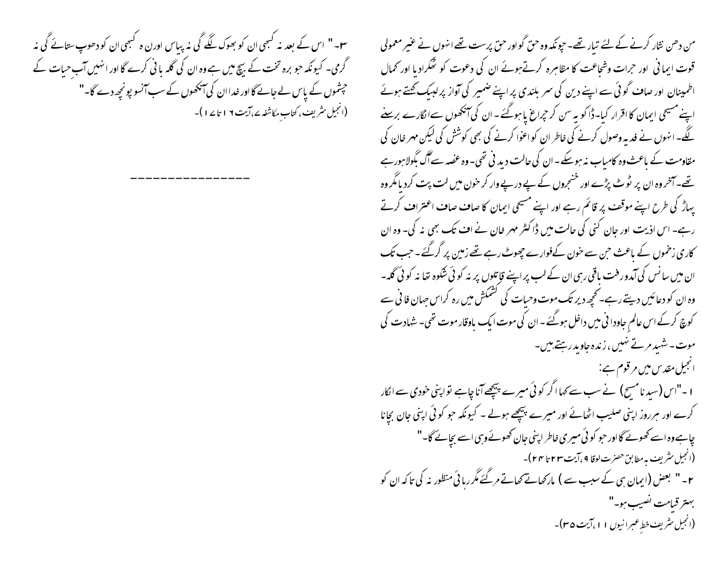من دھن نثار کرنے کے لئے تیار تھے۔ چونکہ وہ حق گو اور حق پرست تھے انہوں نے غیر معمولی قوت ایمانی اور جرات وشجاعت کا مظاہرہ کرتےہوئے ان کی دعوت کو ٹھکرادیا اور کمال اطمینان اور صاف گوئی سے اپنے دین کی سر بلندی پر اپنے ضمیر کی آواز پر لبیک کہتے ہوئے اپنے مسیحی ایمان کا اقرار کیا۔ڈاکو یہ سن کر چراغ پا ہوگئے۔ ان کی آنکھوں سے انگارے برسنے لگے۔ انہوں نے فدیہ وصول کرنے کی خاطر ان کو اغوا کرنے کی بھی کوشش کی لیکن مہر خان کی مقاومت کے باعث وہ کامیاب نہ ہوسکے۔ ان کی حالت دیدنی تھی۔ وہ غصہ سے آگ بگولا ہورہے تھے۔ آخر وہ ان پر ٹوٹ پڑے اور خنجروں کے پے درپے وار کر خون میں لت پت کردیا مگر وہ پہاڑ کی طرح اپنے موقف پر قائم رہے اور اپنے مسیحی ایمان کا صاف صاف اعتراف کرتے رہے۔ اس اذیت اور جان کنی کی حالت میں ڈاکٹر مہر خان نے اف تک بھی نہ کی۔ وہ ان کاری زخموں کے باعث جن سے خون کےفوارے چھوٹ رہے تھے زمین پر گر گئے۔ جب تک ان میں سانس کی آمدورفت باقی رہی ان کے لب پر اپنے قاتلوں پر نہ کوئی شکوہ تھا نہ کوئی گلہ۔ وہ ان کو دعائیں دیتے رہے۔ کچھ دیر تک موت وحیات کی کشمکش میں رہ کراس جہان فانی سے کوچ کرکے اس عالمِ جاودانی میں داخل ہوگئے۔ ان کی موت ایک باوقار موت تھی۔ شہادت کی موت۔ شہید مرتے نہیں، زندہ جاوید رہتے ہیں۔

انجیل مقدس میں مرقوم ہے:

۱۔"اس (سیدنا مسیح) نے سب سے کہا اگر کوئی میرے پیچھے آنا چاہے تو اپنی خودی سے انکار کرے اور ہر روز اپنی صلیب اٹھائے اور میرے پیچھے ہولے ۔ کیونکہ جو کوئی اپنی جان بچانا چاہے وہ اسے کھوئے گا اور جو کوئی میری خاطر اپنی جان کھوئے وہی اسے بچائے گا۔"

(انجیل شریف بہ مطابق حضرت لوقا ۹،آیت ۲۳تا ۲۴)۔

۲۔" بعض (ایمان ہی کے سبب سے ) مار کھاتے کھاتے مرگئے مگر رہائی منظور نہ کی تاکہ ان کو بہتر قیامت نصیب ہو۔"

(انجیل شریف خطِ عبرانیوں ۱۱،آیت ۳۵)۔

۳۔" اس کے بعد نہ کبھی ان کو بھوک لگے گی نہ پیاس اور ن ہ کبھی ان کو دھوپ ستائے گی نہ گرمی۔ کیونکہ جو برہ تخت کے بیچ میں ہے وہ ان کی گلہ بانی کرے گا اور انہیں آبِ حیات کے چشموں کے پاس لے جائے گا اور خدا ان کی آنکھوں کے سب آنسو پونچھ دے گا۔"

(انجیل شریف، کتابِ مکاشفہ ۷،آیت ۱۶تا ۱۷)۔

---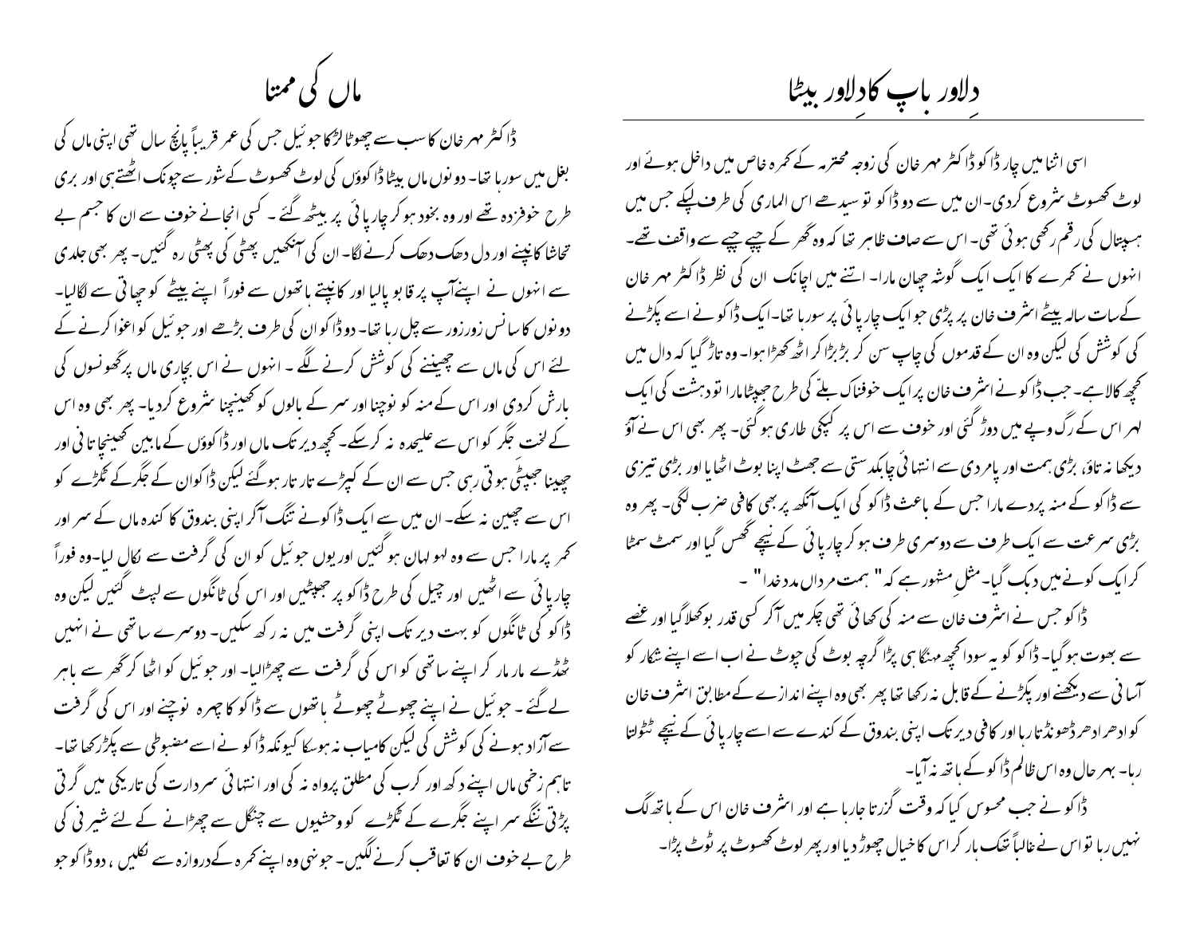## دلاور باپ کا دلاور بیٹا

اسی اثنا میں چار ڈاکو ڈاکٹر مہر خان کی زوجہ محترمہ کے کمرہ خاص میں داخل ہوئے اور لوٹ کھسوٹ شروع کردی۔ان میں سے دو ڈاکو تو سیدھے اس الماری کی طرف لپکے جس میں ہسپتال کی رقم رکھی ہوئی تھی۔ اس سے صاف ظاہر تھا کہ وہ گھر کے چپے چپے سے واقف تھے۔ انہوں نے کمرے کا ایک ایک گوشہ چھان مارا۔ اتنے میں اچانک ان کی نظر ڈاکٹر مہر خان کے سات سالہ بیٹے اشرف خان پر پڑی جو ایک چارپائی پر سورہا تھا۔ایک ڈاکو نے اسے پکڑنے کی کوشش کی لیکن وہ ان کے قدموں کی چاپ سن کر بڑبڑا کر اٹھ کھڑا ہوا۔ وہ تاڑ گیا کہ دال میں کچھ کالا ہے۔ جب ڈاکو نے اشرف خان پر ایک خوفناک بلے کی طرح جھپٹا مارا تو دہشت کی ایک لہر اس کے رگ و پے میں دوڑ گئی اور خوف سے اس پر کپکپی طاری ہوگئی۔ پھر بھی اس نے آؤ دیکھا نہ تاؤ، بڑی ہمت اور پامردی سے انتہائی چابکدستی سے جھٹ اپنا بوٹ اٹھایا اور بڑی تیزی سے ڈاکو کے منہ پردے مارا جس کے باعث ڈاکو کی ایک آنکھ پر بھی کافی ضرب لگی۔ پھر وہ بڑی سرعت سے ایک طرف سے دوسری طرف ہو کر چارپائی کے نیچے گھس گیا اور سمٹ سمٹا کر ایک کونے میں دبک گیا۔ مثلِ مشہور ہے کہ " ہمت مرداں مدد خدا" ۔

ڈاکو جس نے اشرف خان سے منہ کی کھائی تھی چکر میں آکر کسی قدر بوکھلا گیا اور غصے سے بھوت ہوگیا۔ ڈاکو کو یہ سودا کچھ مہنگا ہی پڑا گرچہ بوٹ کی چوٹ نے اب اسے اپنے شکار کو آسانی سے دیکھنے اور پکڑنے کے قابل نہ رکھا تھا پھر بھی وہ اپنے اندازے کے مطابق اشرف خان کو ادھر ادھر ڈھونڈتا رہا اور کافی دیر تک اپنی بندوق کے کندے سے اسے چارپائی کے نیچے ٹٹولتا رہا۔ بہر حال وہ اس ظالم ڈاکو کے ہاتھ نہ آیا۔

ڈاکو نے جب محسوس کیا کہ وقت گزرتا جارہا ہے اور اشرف خان اس کے ہاتھ لگ نہیں رہا تو اس نے غالباً تھک ہار کر اس کا خیال چھوڑ دیا اور پھر لوٹ کھسوٹ پر ٹوٹ پڑا۔

## ماں کی ممتا

ڈاکٹر مہر خان کا سب سے چھوٹا لڑکا جوئیل جس کی عمر قریباً پانچ سال تھی اپنی ماں کی بغل میں سورہا تھا۔ دونوں ماں بیٹا ڈاکوؤں کی لوٹ کھسوٹ کے شور سے چونک اٹھتے ہی اور بری طرح خوفزدہ تھے اور وہ بخود ہو کر چارپائی پر بیٹھ گئے ۔ کسی انجانے خوف سے ان کا جسم بے تحاشا کانپنے اور دل دھک دھک کرنے لگا۔ ان کی آنکھیں پھٹی کی پھٹی رہ گئیں۔ پھر بھی جلدی سے انہوں نے اپنے آپ پر قابو پالیا اور کانپتے ہاتھوں سے فوراً اپنے بیٹے کو چھاتی سے لگالیا۔ دونوں کا سانس زورزور سے چل رہا تھا۔ دو ڈاکو ان کی طرف بڑھے اور جوئیل کو اغوا کرنے کے لئے اس کی ماں سے چھیننے کی کوشش کرنے لگے ۔ انہوں نے اس بچاری ماں پر گھونسوں کی بارش کردی اور اس کے منہ کو نوچنا اور سر کے بالوں کو کھینچنا شروع کردیا۔ پھر بھی وہ اس کے لخت جگر کو اس سے علیحدہ نہ کر سکے۔ کچھ دیر تک ماں اور ڈاکوؤں کے مابین کھینچا تانی اور چھینا جھپٹی ہوتی رہی جس سے ان کے کپڑے تار تار ہوگئے لیکن ڈاکو ان کے جگر کے ٹکڑے کو اس سے چھین نہ سکے۔ ان میں سے ایک ڈاکو نے تنگ آکر اپنی بندوق کا کندہ ماں کے سر اور کمر پر مارا جس سے وہ لہو لہان ہو گئیں اور یوں جوئیل کو ان کی گرفت سے نکال لیا۔وہ فوراً چارپائی سے اٹھیں اور چیل کی طرح ڈاکو پر جھپٹیں اور اس کی ٹانگوں سے لپٹ گئیں لیکن وہ ڈاکو کی ٹانگوں کو بہت دیر تک اپنی گرفت میں نہ رکھ سکیں۔ دوسرے ساتھی نے انہیں ٹھڈے مار مار کر اپنے ساتھی کو اس کی گرفت سے چھڑالیا۔ اور جوئیل کو اٹھا کر گھر سے باہر لے گئے ۔ جوئیل نے اپنے چھوٹے چھوٹے ہاتھوں سے ڈاکو کا چہرہ نوچنے اور اس کی گرفت سے آزاد ہونے کی کوشش کی لیکن کامیاب نہ ہوسکا کیونکہ ڈاکو نے اسے مضبوطی سے پکڑ رکھا تھا۔ تاہم زخمی ماں اپنے دکھ اور کرب کی مطلق پرواہ نہ کی اور انتہائی سرد رات کی تاریکی میں گرتی پڑتی ننگے سر اپنے جگرے کے ٹکڑے کو وحشیوں سے چنگل سے چھڑانے کے لئے شیرنی کی طرح بے خوف ان کا تعاقب کرنے لگیں۔ جونہی وہ اپنے کمرہ کے دروازہ سے نکلیں ، دو ڈاکو جو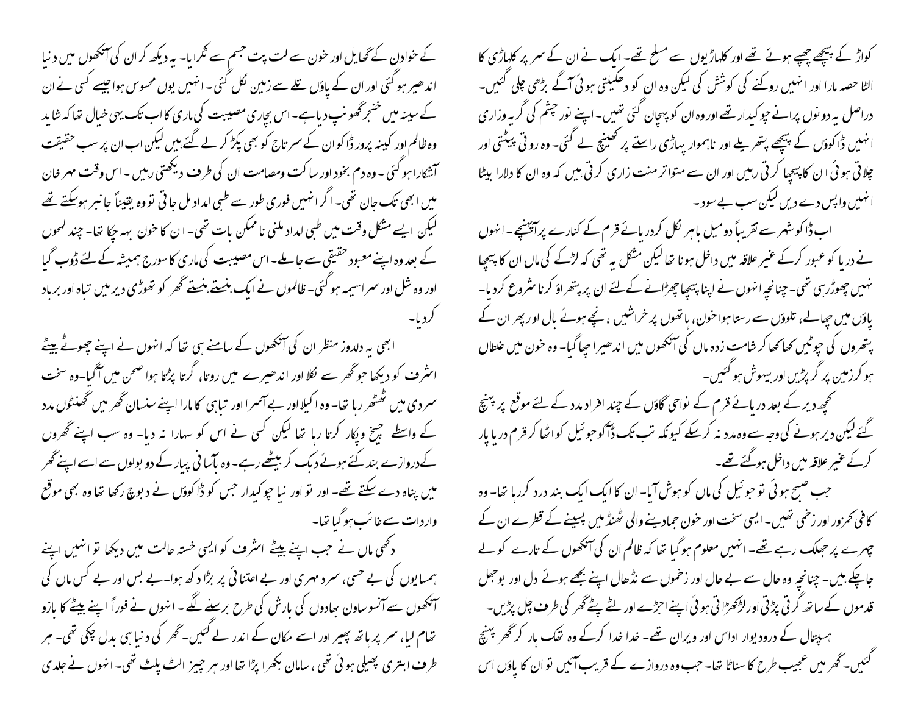کواڑ کے پیچھے چھپے ہوئے تھے اور کلہاڑیوں سے مسلح تھے۔ ایک نے ان کے سر پر کلہاڑی کا الٹا حصہ مارا اور انہیں روکنے کی کوشش کی لیکن وہ ان کو دھکیلتی ہوئی آگے بڑھی چلی گئیں۔ دراصل یہ دونوں پرانے چوکیدار تھے اور وہ ان کو پہچان گئی تھیں۔ اپنے نور چشم کی گریہ وزاری انہیں ڈاکوؤں کے پیچھے پتھریلے اور ناہموار پہاڑی راستے پر کھینچ لے گئی۔ وہ روتی پیٹتی اور چلاتی ہوئی ان کا پیچھا کرتی رہیں اور ان سے متواتر منت زاری کرتی ہیں کہ وہ ان کا دلارا بیٹا انہیں واپس دے دیں لیکن سب بے سود۔

اب ڈاکو شہر سے تقریباً دو میل باہر نکل کر دریائے قرم کے کنارے پر آپہنچے۔ انہوں نے دریا کو عبور کرکے غیر علاقہ میں داخل ہونا تھا لیکن مشکل یہ تھی کہ لڑکے کی ماں ان کا پیچھا نہیں چھوڑ رہی تھی۔ چنانچہ انہوں نے اپنا پیچھا چھڑانے کے لئے ان پر پتھراؤ کرنا شروع کر دیا۔ پاؤں میں چھالے، تلوؤں سے رستا ہوا خون، ہاتھوں پر خراشیں، نچے ہوئے بال اور پھر ان کے پتھروں کی چوٹیں کھا کھا کر شامت زدہ ماں کی آنکھوں میں اندھیرا چھا گیا۔ وہ خون میں غلطاں ہو کر زمین پر گر پڑیں اور بیہوش ہو گئیں۔

کچھ دیر کے بعد دریائے قرم کے نواحی گاؤں کے چند افراد مدد کے لئے موقع پر پہنچ گئے لیکن دیر ہونے کی وجہ سے وہ مدد نہ کر سکے کیونکہ تب تک ڈاکو جوئیل کو اٹھا کر قرم دریا پار کرکے غیر علاقہ میں داخل ہو گئے تھے۔

جب صبح ہوئی تو جوئیل کی ماں کو ہوش آیا۔ ان کا ایک ایک بند درد کر رہا تھا۔ وہ کافی کمزور اور زخمی تھیں۔ ایسی سخت اور خون جما دینے والی ٹھنڈ میں پسینے کے قطرے ان کے چہرے پر جھلک رہے تھے۔ انہیں معلوم ہو گیا تھا کہ ظالم ان کی آنکھوں کے تارے کو لے جا چکے ہیں۔ چنانچہ وہ حال سے بے حال اور زخموں سے نڈھال اپنے بجھے ہوئے دل اور بوجھل قدموں کے ساتھ گرتی پڑتی اور لڑکھڑاتی ہوئی اپنے اجڑے اور لٹے پٹے گھر کی طرف چل پڑیں۔

ہسپتال کے درودیوار اداس اور ویران تھے۔ خدا خدا کرکے وہ تھک ہار کر گھر پہنچ گئیں۔ گھر میں عجیب طرح کا سناٹا تھا۔ جب وہ دروازے کے قریب آئیں تو ان کا پاؤں اس کے خاوند کے گھایل اور خون سے لت پت جسم سے ٹکرایا۔ یہ دیکھ کر ان کی آنکھوں میں دنیا اندھیر ہو گئی اور ان کے پاؤں تلے سے زمین نکل گئی۔ انہیں یوں محسوس ہوا جیسے کسی نے ان کے سینہ میں خنجر گھونپ دیا ہے۔ اس بچاری مصیبت کی ماری کا اب تک یہی خیال تھا کہ شاید وہ ظالم اور کینہ پرور ڈاکو ان کے سرتاج کو بھی پکڑ کر لے گئے ہیں لیکن اب ان پر سب حقیقت آشکارا ہو گئی۔ وہ دم بخود اور ساکت وصامت ان کی طرف دیکھتی رہیں۔ اس وقت مہر خان میں ابھی تک جان تھی۔ اگر انہیں فوری طور سے طبی امداد مل جاتی تو وہ یقیناً جانبر ہو سکتے تھے لیکن ایسے مشکل وقت میں طبی امداد ملنی ناممکن بات تھی۔ ان کا خون بہہ چکا تھا۔ چند لمحوں کے بعد وہ اپنے معبود حقیقی سے جا ملے۔ اس مصیبت کی ماری کا سورج ہمیشہ کے لئے ڈوب گیا اور وہ شل اور سراسیمہ ہو گئی۔ ظالموں نے ایک بنستے بستے گھر کو تھوڑی دیر میں تباہ اور برباد کر دیا۔

ابھی یہ دلدوز منظر ان کی آنکھوں کے سامنے ہی تھا کہ انہوں نے اپنے چھوٹے بیٹے اشرف کو دیکھا جو گھر سے نکلا اور اندھیرے میں روتا، گرتا پڑتا ہوا صحن میں آ گیا۔ وہ سخت سردی میں ٹھٹھر رہا تھا۔ وہ اکیلا اور بے آسرا اور تباہی کا مارا اپنے سنسان گھر میں گھنٹوں مدد کے واسطے چیخ وپکار کرتا رہا تھا لیکن کسی نے اس کو سہارا نہ دیا۔ وہ سب اپنے گھروں کے دروازے بند کئے ہوئے دبک کر بیٹھے رہے۔ وہ بآسانی پیار کے دو بولوں سے اسے اپنے گھر میں پناہ دے سکتے تھے۔ اور تو اور نیا چوکیدار جس کو ڈاکوؤں نے دبوچ رکھا تھا وہ بھی موقع واردات سے غائب ہو گیا تھا۔

دکھی ماں نے جب اپنے بیٹے اشرف کو ایسی خستہ حالت میں دیکھا تو انہیں اپنے ہمسایوں کی بے حسی، سرد مہری اور بے اعتنائی پر بڑا دکھ ہوا۔ بے بس اور بے کس ماں کی آنکھوں سے آنسو ساون بھادوں کی بارش کی طرح برسنے لگے۔ انہوں نے فوراً اپنے بیٹے کا بازو تھام لیا، سر پر ہاتھ پھیر اور اسے مکان کے اندر لے گئیں۔ گھر کی دنیا ہی بدل چکی تھی۔ ہر طرف ابتری پھیلی ہوئی تھی، سامان بکھرا پڑا تھا اور ہر چیز الٹ پلٹ تھی۔ انہوں نے جلدی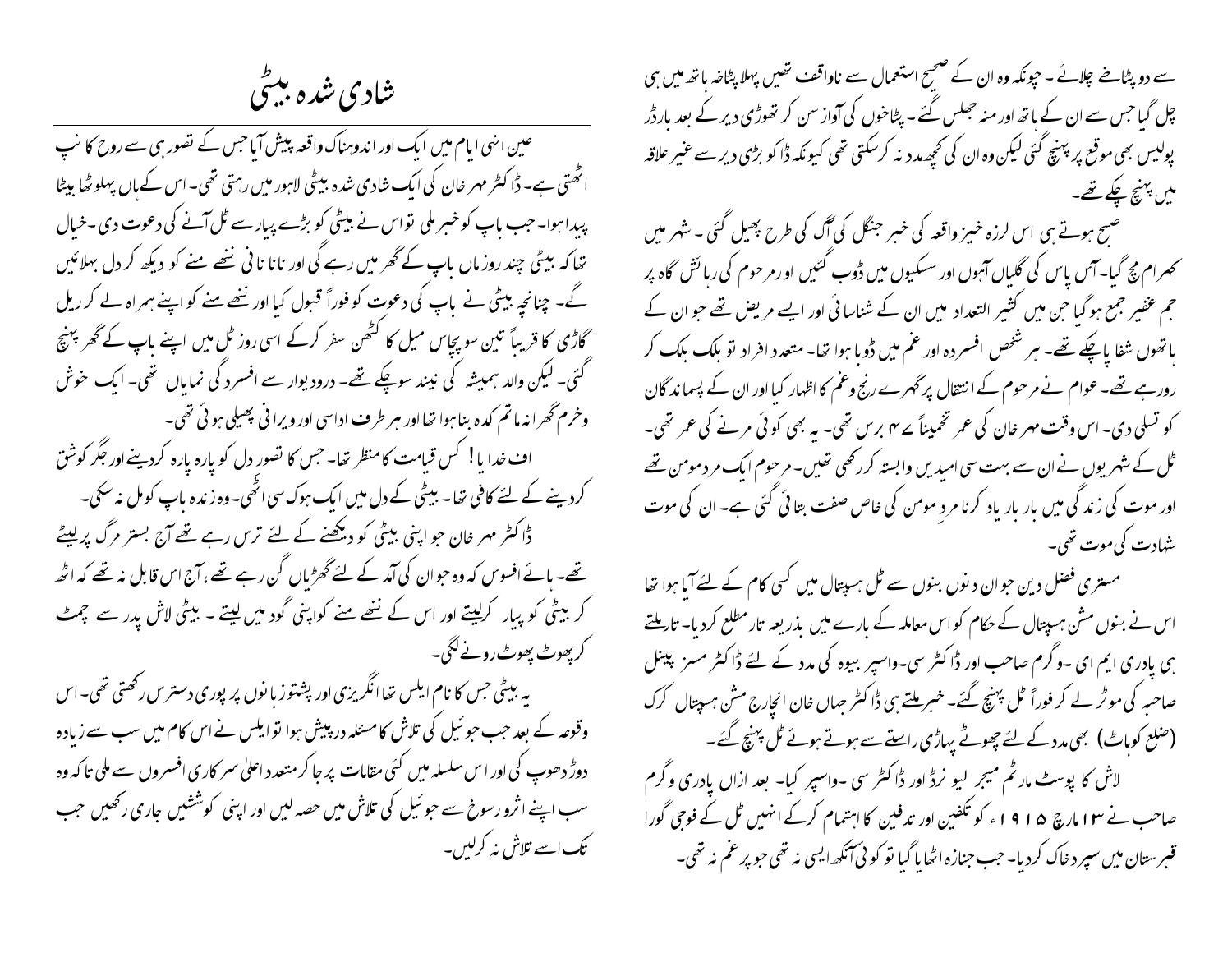# شادی شدہ بیٹی

عین انہی ایام میں ایک اور اندوہناک واقعہ پیش آیا جس کے تصور ہی سے روح کانپ اٹھتی ہے۔ ڈاکٹر مہر خان کی ایک شادی شدہ بیٹی لاہور میں رہتی تھی۔ اس کے ہاں پہلوٹھا بیٹا پیدا ہوا۔ جب باپ کو خبر ملی تو اس نے بیٹی کو بڑے پیار سے ٹل آنے کی دعوت دی۔ خیال تھا کہ بیٹی چند روز ماں باپ کے گھر میں رہے گی اور نانا نانی ننھے منے کو دیکھ کر دل بہلائیں گے۔ چنانچہ بیٹی نے باپ کی دعوت کو فوراً قبول کیا اور ننھے منے کو اپنے ہمراہ لے کر ریل گاڑی کا قریباً تین سو پچاس میل کا کٹھن سفر کرکے اسی روز ٹل میں اپنے باپ کے گھر پہنچ گئی۔ لیکن والد ہمیشہ کی نیند سوچکے تھے۔ درودیوار سے افسردگی نمایاں تھی۔ ایک خوش وخرم گھرانہ ماتم کدہ بنا ہوا تھا اور ہر طرف اداسی اور ویرانی پھیلی ہوئی تھی۔

اف خدایا! کس قیامت کا منظر تھا۔ جس کا تصور دل کو پارہ پارہ کردینے اور جگر کو شق کردینے کے لئے کافی تھا۔ بیٹی کے دل میں ایک ہوک سی اٹھی۔ وہ زندہ باپ کو مل نہ سکی۔ ڈاکٹر مہر خان جو اپنی بیٹی کو دیکھنے کے لئے ترس رہے تھے آج بستر مرگ پر لیٹے تھے۔ ہائے افسوس کہ وہ جو ان کی آمد کے لئے گھڑیاں گن رہے تھے، آج اس قابل نہ تھے کہ اٹھ کر بیٹی کو پیار کرلیتے اور اس کے ننھے منے کو اپنی گود میں لیتے۔ بیٹی لاش پدر سے چمٹ کر پھوٹ پھوٹ رونے لگی۔

یہ بیٹی جس کا نام ایلس تھا انگریزی اور پشتو زبانوں پر پوری دسترس رکھتی تھی۔ اس وقوعہ کے بعد جب جوئیل کی تلاش کا مسئلہ درپیش ہوا تو ایلس نے اس کام میں سب سے زیادہ دوڑ دھوپ کی اور اس سلسلہ میں کئی مقامات پر جاکر متعدد اعلیٰ سرکاری افسروں سے ملی تاکہ وہ سب اپنے اثرورسوخ سے جوئیل کی تلاش میں حصہ لیں اور اپنی کوششیں جاری رکھیں جب تک اسے تلاش نہ کرلیں۔

سے دو پٹاخے چلائے۔ چونکہ وہ ان کے صحیح استعمال سے ناواقف تھیں پہلا پٹاخہ ہاتھ میں ہی چل گیا جس سے ان کے ہاتھ اور منہ جھلس گئے۔ پٹاخوں کی آواز سن کر تھوڑی دیر کے بعد بارڈر پولیس بھی موقع پر پہنچ گئی لیکن وہ ان کی کچھ مدد نہ کرسکتی تھی کیونکہ ڈاکو بڑی دیر سے غیر علاقہ میں پہنچ چکے تھے۔

صبح ہوتے ہی اس لرزہ خیز واقعہ کی خبر جنگل کی آگ کی طرح پھیل گئی۔ شہر میں کہرام مچ گیا۔ آس پاس کی گلیاں آہوں اور سسکیوں میں ڈوب گئیں اور مرحوم کی رہائش گاہ پر جم غفیر جمع ہوگیا جن میں کثیر التعداد میں ان کے شناسائی اور ایسے مریض تھے جو ان کے ہاتھوں شفا پاچکے تھے۔ ہر شخص افسردہ اور غم میں ڈوبا ہوا تھا۔ متعدد افراد تو بلک بلک کر رورہے تھے۔ عوام نے مرحوم کے انتقال پر گہرے رنج وغم کا اظہار کیا اور ان کے پسماندگان کو تسلی دی۔ اس وقت مہر خان کی عمر تخمیناً ۴۷ برس تھی۔ یہ بھی کوئی مرنے کی عمر تھی۔ ٹل کے شہریوں نے ان سے بہت سی امیدیں وابستہ کررکھی تھیں۔ مرحوم ایک مرد مومن تھے اور موت کی زندگی میں بار بار یاد کرنا مردِ مومن کی خاص صفت بتائی گئی ہے۔ ان کی موت شہادت کی موت تھی۔

مستری فضل دین جو ان دنوں بنوں سے ٹل ہسپتال میں کسی کام کے لئے آیا ہوا تھا اس نے بنوں مشن ہسپتال کے حکام کو اس معاملہ کے بارے میں بذریعہ تار مطلع کردیا۔ تار ملتے ہی پادری ایم ای۔ وگرم صاحب اور ڈاکٹر سی۔ واسپر بیوہ کی مدد کے لئے ڈاکٹر مسز پینل صاحبہ کی موٹر لے کر فوراً ٹل پہنچ گئے۔ خبر ملتے ہی ڈاکٹر جہان خان انچارج مشن ہسپتال کرک (ضلع کوہاٹ) بھی مدد کے لئے چھوٹے پہاڑی راستے سے ہوتے ہوئے ٹل پہنچ گئے۔

لاش کا پوسٹ مارٹم میجر لیونرڈ اور ڈاکٹر سی۔ واسپر کیا۔ بعد ازاں پادری وگرم صاحب نے ۱۳ مارچ ۱۹۱۵ء کو تکفین اور تدفین کا اہتمام کرکے انہیں ٹل کے فوجی گورا قبرستان میں سپرد خاک کردیا۔ جب جنازہ اٹھایا گیا تو کوئی آنکھ ایسی نہ تھی جو پرنم نہ تھی۔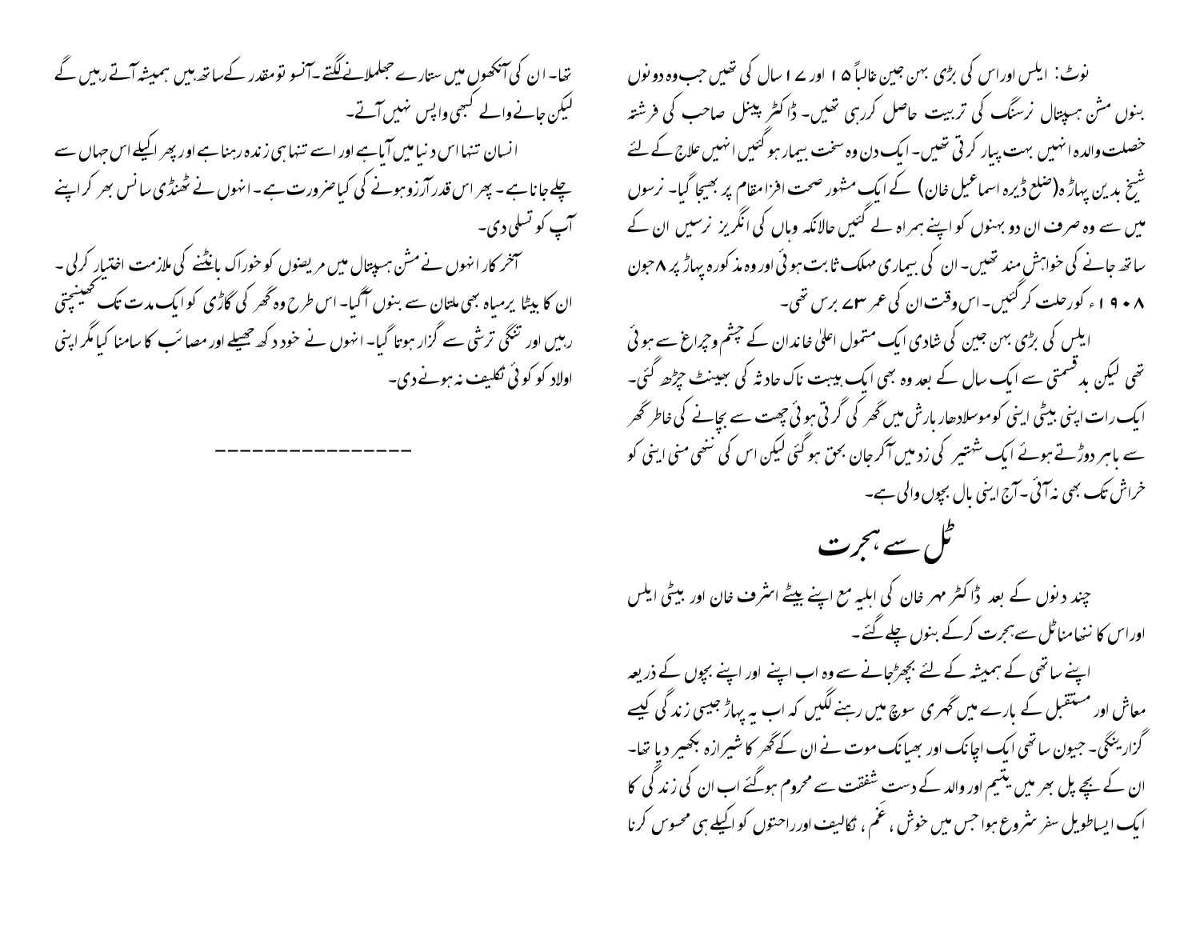نوٹ: ایلس اور اس کی بڑی بہن جین غالباً ۱۵ اور ۱۷ سال کی تھیں جب وہ دونوں بنوں مشن ہسپتال نرسنگ کی تربیت حاصل کررہی تھیں۔ ڈاکٹر پینل صاحب کی فرشتہ خصلت والدہ انہیں بہت پیار کرتی تھیں۔ ایک دن وہ سخت بیمار ہوگئیں انہیں علاج کے لئے شیخ بدین پہاڑ(ضلع ڈیرہ اسماعیل خان) کے ایک مشہور صحت افزا مقام پر بھیجا گیا۔ نرسوں میں سے وہ صرف ان دو بہنوں کو اپنے ہمراہ لے گئیں حالانکہ وہاں کی انگریز نرسیں ان کے ساتھ جانے کی خواہش مند تھیں۔ ان کی بیماری مہلک ثابت ہوئی اور وہ مذکورہ پہاڑ پر ۸ جون ۱۹۰۸ء کو رحلت کر گئیں۔ اس وقت ان کی عمر ۳۷ برس تھی۔

ایلس کی بڑی بہن جین کی شادی ایک متمول اعلیٰ خاندان کے چشم و چراغ سے ہوئی تھی لیکن بدقسمتی سے ایک سال کے بعد وہ بھی ایک ہیبت ناک حادثہ کی بھینٹ چڑھ گئی۔ ایک رات اپنی بیٹی اینی کو موسلادھار بارش میں گھر کی گرتی ہوئی چھت سے بچانے کی خاطر گھر سے باہر دوڑتے ہوئے ایک شہتیر کی زد میں آکر جان بحق ہوگئی لیکن اس کی ننھی منی اینی کو خراش تک بھی نہ آئی۔ آج اینی بال بچوں والی ہے۔

## ٹل سے ہجرت

چند دنوں کے بعد ڈاکٹر مہر خان کی اہلیہ مع اپنے بیٹے اشرف خان اور بیٹی ایلس اور اس کا ننھا منا ٹل سے ہجرت کرکے بنوں چلے گئے۔

اپنے ساتھی کے ہمیشہ کے لئے بچھڑجانے سے وہ اب اپنے اور اپنے بچوں کے ذریعہ معاش اور مستقبل کے بارے میں گہری سوچ میں رہنے لگیں کہ اب یہ پہاڑ جیسی زندگی کیسے گزارینگی۔ جیون ساتھی ایک اچانک اور بھیانک موت نے ان کے گھر کا شیرازہ بکھیر دیا تھا۔ ان کے بچے پل بھر میں یتیم اور والد کے دست شفقت سے محروم ہوگئے اب ان کی زندگی کا ایک ایساطویل سفر شروع ہوا جس میں خوشی، غم، تکالیف اور راحتوں کو اکیلے ہی محسوس کرنا تھا۔ ان کی آنکھوں میں ستارے جھلملانے لگتے۔ آنسو تو مقدر کے ساتھ ہیں ہمیشہ آتے رہیں گے لیکن جانے والے کبھی واپس نہیں آتے۔

انسان تنہا اس دنیا میں آیا ہے اور اسے تنہا ہی زندہ رہنا ہے اور پھر اکیلے اس جہاں سے چلے جانا ہے۔ پھر اس قدر آرزوہونے کی کیا ضرورت ہے۔ انہوں نے ٹھنڈی سانس بھر کر اپنے آپ کو تسلی دی۔

آخر کار انہوں نے مشن ہسپتال میں مریضوں کو خوراک بانٹنے کی ملازمت اختیار کرلی۔ ان کا بیٹا یرمیاہ بھی ملتان سے بنوں آگیا۔ اس طرح وہ گھر کی گاڑی کو ایک مدت تک کھینچتی رہیں اور تنگی ترشی سے گزار ہوتا گیا۔ انہوں نے خود دکھ جھیلے اور مصائب کا سامنا کیا مگر اپنی اولاد کو کوئی تکلیف نہ ہونے دی۔

---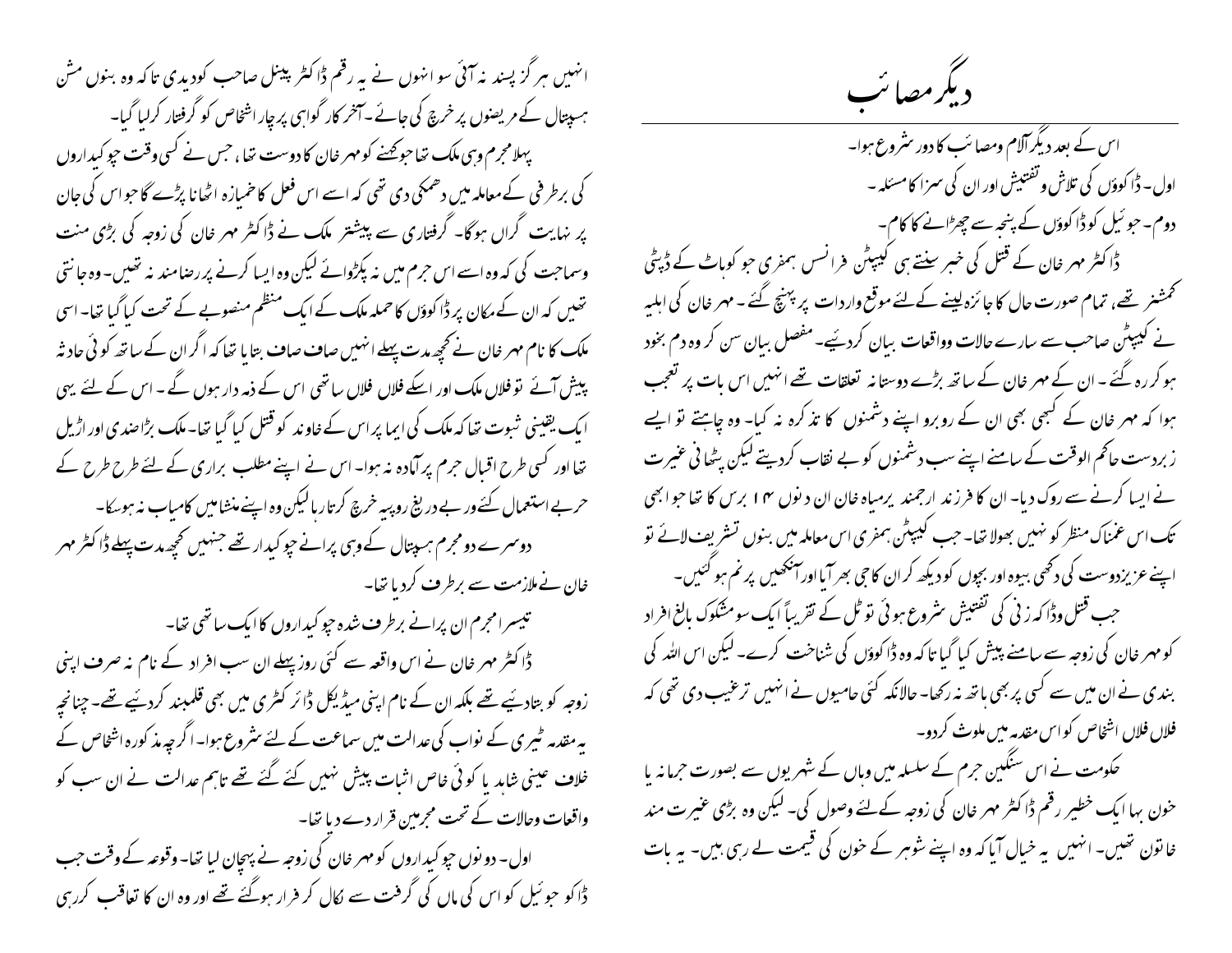# دیگر مصائب

اس کے بعد دیگر آلام ومصائب کا دور شروع ہوا۔

اول۔ڈاکوؤں کی تلاش و تفتیش اور ان کی سزا کا مسئلہ۔

دوم۔جوئیل کو ڈاکوؤں کے پنجہ سے چھڑانے کا کام۔

ڈاکٹر مہر خان کے قتل کی خبر سنتے ہی کیپٹن فرانسس ہمفری جو کوہاٹ کے ڈپٹی کمشنر تھے، تمام صورت حال کا جائزہ لینے کے لئے موقع واردات پر پہنچ گئے۔مہر خان کی اہلیہ نے کیپٹن صاحب سے سارے حالات وواقعات بیان کردیئے۔مفصل بیان سن کر وہ دم بخود ہو کر رہ گئے۔ان کے مہر خان کے ساتھ بڑے دوستانہ تعلقات تھے انہیں اس بات پر تعجب ہوا کہ مہر خان نے کبھی بھی ان کے روبرو اپنے دشمنوں کا تذکرہ نہ کیا۔وہ چاہتے تو ایسے زبردست حاکم الوقت کے سامنے اپنے سب دشمنوں کو بے نقاب کردیتے لیکن پٹھانی غیرت نے ایسا کرنے سے روک دیا۔ان کا فرزند ارجمند یرمیاہ خان ان دنوں ۱۴ برس کا تھا جو ابھی تک اس غمناک منظر کو نہیں بھولا تھا۔جب کیپٹن ہمفری اس معاملہ میں بنوں تشریف لائے تو اپنے عزیز دوست کی دکھی بیوہ اور بچوں کو دیکھ کر ان کا جی بھر آیا اور آنکھیں پرنم ہوگئیں۔

جب قتل وڈاکہ زنی کی تفتیش شروع ہوئی تو ٹل کے تقریباً ایک سو مشکوک بالغ افراد کو مہر خان کی زوجہ کے سامنے پیش کیا گیا تاکہ وہ ڈاکوؤں کی شناخت کرے۔لیکن اس اللہ کی بندی نے ان میں سے کسی پر بھی ہاتھ نہ رکھا۔حالانکہ کئی حامیوں نے انہیں ترغیب دی تھی کہ فلاں فلاں اشخاص کو اس مقدمہ میں ملوث کردو۔

حکومت نے اس سنگین جرم کے سلسلہ میں وہاں کے شہریوں سے بصورت جرمانہ یا خون بہا ایک خطیر رقم ڈاکٹر مہر خان کی زوجہ کے لئے وصول کی۔لیکن وہ بڑی غیرت مند خاتون تھیں۔انہیں یہ خیال آیا کہ وہ اپنے شوہر کے خون کی قیمت لے رہی ہیں۔یہ بات انہیں ہرگز پسند نہ آئی سو انہوں نے یہ رقم ڈاکٹر پینل صاحب کو دیدی تاکہ وہ بنوں مشن ہسپتال کے مریضوں پر خرچ کی جائے۔آخر کار گواہی پر چار اشخاص کو گرفتار کرلیا گیا۔

پہلا مجرم وہی ملک تھا جو کبھی کو مہر خان کا دوست تھا، جس نے کسی وقت چوکیداروں کی برطرفی کے معاملہ میں دھمکی دی تھی کہ اسے اس فعل کا خمیازہ اٹھانا پڑے گا جو اس کی جان پر نہایت گراں ہوگا۔گرفتاری سے پیشتر ملک نے ڈاکٹر مہر خان کی زوجہ کی بڑی منت وسماجت کی کہ وہ اسے اس جرم میں نہ پکڑوائے لیکن وہ ایسا کرنے پر رضامند نہ تھیں۔وہ جانتی تھیں کہ ان کے مکان پر ڈاکوؤں کا حملہ ملک کے ایک منظم منصوبے کے تحت کیا گیا تھا۔اسی ملک کا نام مہر خان نے کچھ مدت پہلے انہیں صاف صاف بتایا تھا کہ اگر ان کے ساتھ کوئی حادثہ پیش آئے تو فلاں ملک اور اسکے فلاں فلاں ساتھی اس کے ذمہ دار ہوں گے۔اس کے لئے یہی ایک یقینی ثبوت تھا کہ ملک کی ایما پر اس کے خاوند کو قتل کیا گیا تھا۔ملک بڑا ضدی اور اڑیل تھا اور کسی طرح اقبال جرم پر آمادہ نہ ہوا۔اس نے اپنے مطلب براری کے لئے طرح طرح کے حربے استعمال کئے ور بے دریغ روپیہ خرچ کرتا رہا لیکن وہ اپنے منشا میں کامیاب نہ ہوسکا۔

دوسرے دو مجرم ہسپتال کے وہی پرانے چوکیدار تھے جنہیں کچھ مدت پہلے ڈاکٹر مہر خان نے ملازمت سے برطرف کردیا تھا۔

تیسرا مجرم ان پرانے برطرف شدہ چوکیداروں کا ایک ساتھی تھا۔

ڈاکٹر مہر خان نے اس واقعہ سے کئی روز پہلے ان سب افراد کے نام نہ صرف اپنی زوجہ کو بتادیئے تھے بلکہ ان کے نام اپنی میڈیکل ڈائرکٹری میں بھی قلمبند کردیئے تھے۔چنانچہ یہ مقدمہ ٹیری کے نواب کی عدالت میں سماعت کے لئے شروع ہوا۔اگرچہ مذکورہ اشخاص کے خلاف عینی شاہد یا کوئی خاص اثبات پیش نہیں کئے گئے تھے تاہم عدالت نے ان سب کو واقعات وحالات کے تحت مجرمین قرار دے دیا تھا۔

اول۔دونوں چوکیداروں کو مہر خان کی زوجہ نے پہچان لیا تھا۔وقوعہ کے وقت جب ڈاکو جوئیل کو اس کی ماں کی گرفت سے نکال کر فرار ہوگئے تھے اور وہ ان کا تعاقب کررہی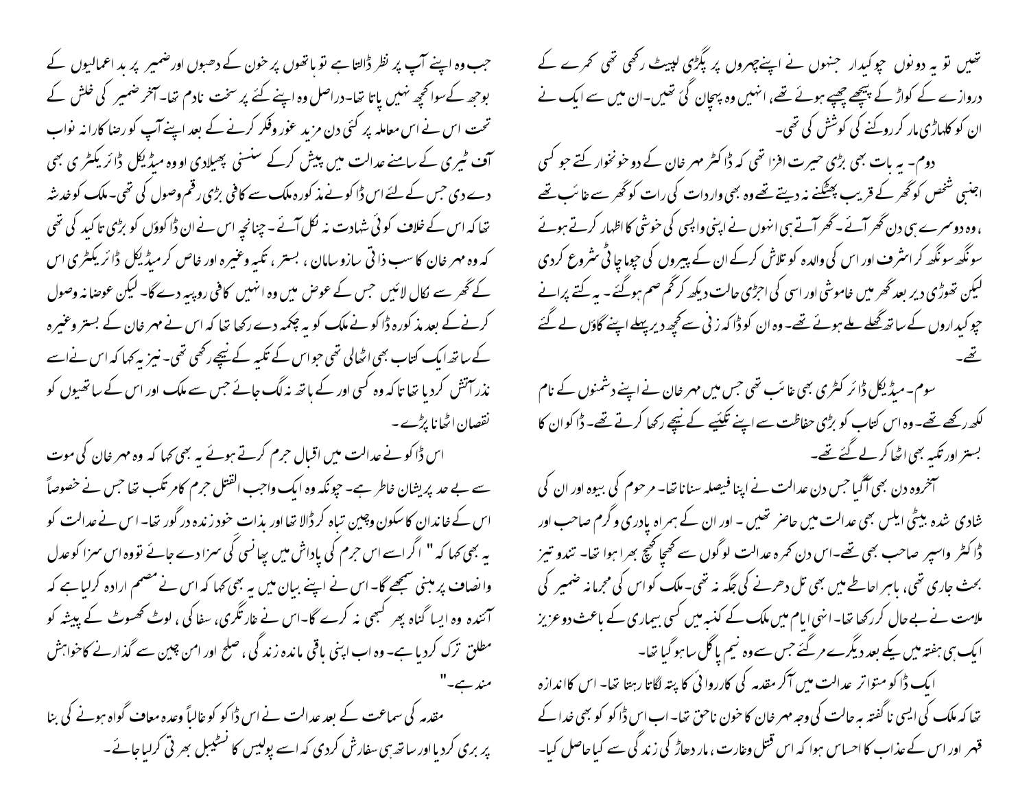تھیں تو یہ دونوں چوکیدار جنہوں نے اپنے چہروں پر پگڑی لپیٹ رکھی تھی کمرے کے دروازے کے کواڑ کے پیچھے چھپے ہوئے تھے، انہیں وہ پہچان گئی تھیں۔ ان میں سے ایک نے ان کو کلہاڑی مار کر روکنے کی کوشش کی تھی۔

دوم۔ یہ بات بھی بڑی حیرت افزا تھی کہ ڈاکٹر مہر خان کے دو خونخوار کتے جو کسی اجنبی شخص کو گھر کے قریب پھٹکنے نہ دیتے تھے وہ بھی واردات کی رات کو گھر سے غائب تھے، وہ دوسرے ہی دن گھر آئے۔ گھر آتے ہی انہوں نے اپنی واپسی کی خوشی کا اظہار کرتے ہوئے سونگھ سونگھ کر اشرف اور اس کی والدہ کو تلاش کرکے ان کے پیروں کی چوما چاٹی شروع کردی لیکن تھوڑی دیر بعد گھر میں خاموشی اور اسی کی اجڑی حالت دیکھ کر گم صم ہوگئے۔ یہ کتے پرانے چوکیداروں کے ساتھ گھلے ملے ہوئے تھے۔ وہ ان کو ڈاکہ زنی سے کچھ دیر پہلے اپنے گاؤں لے گئے تھے۔

سوم۔ میڈیکل ڈائرکٹری بھی غائب تھی جس میں مہر خان نے اپنے دشمنوں کے نام لکھ رکھے تھے۔ وہ اس کتاب کو بڑی حفاظت سے اپنے تکئیے کے نیچے رکھا کرتے تھے۔ ڈاکو ان کا بستر اور تکیہ بھی اٹھا کر لے گئے تھے۔

آخر وہ دن بھی آ گیا جس دن عدالت نے اپنا فیصلہ سنانا تھا۔ مرحوم کی بیوہ اور ان کی شادی شدہ بیٹی ایلس بھی عدالت میں حاضر تھیں۔ اور ان کے ہمراہ پادری و گرم صاحب اور ڈاکٹر واسپر صاحب بھی تھے۔ اس دن کمرہ عدالت لوگوں سے کھچا کھچ بھرا ہوا تھا۔ تند و تیز بحث جاری تھی، باہر احاطے میں بھی تل دھرنے کی جگہ نہ تھی۔ ملک کو اس کی مجرمانہ ضمیر کی ملامت نے بے حال کر رکھا تھا۔ انہی ایام میں ملک کے کنبہ میں کسی بیماری کے باعث دو عزیز ایک ہی ہفتہ میں یکے بعد دیگرے مر گئے جس سے وہ نیم پاگل سا ہو گیا تھا۔

ایک ڈاکو متواتر عدالت میں آکر مقدمہ کی کارروائی کا پتہ لگاتا رہتا تھا۔ اس کا اندازہ تھا کہ ملک کی ایسی ناگفتہ بہ حالت کی وجہ مہر خان کا خون ناحق تھا۔ اب اس ڈاکو کو بھی خدا کے قہر اور اس کے عذاب کا احساس ہوا کہ اس قتل و غارت، مار دھاڑ کی زندگی سے کیا حاصل کیا۔

جب وہ اپنے آپ پر نظر ڈالتا ہے تو ہاتھوں پر خون کے دھبوں اور ضمیر پر بداعمالیوں کے بوجھ کے سوا کچھ نہیں پاتا تھا۔ دراصل وہ اپنے کئے پر سخت نادم تھا۔ آخر ضمیر کی خلش کے تحت اس نے اس معاملہ پر کئی دن مزید غور و فکر کرنے کے بعد اپنے آپ کو رضاکارانہ نواب آف ٹیری کے سامنے عدالت میں پیش کرکے سنسنی پھیلادی اور وہ میڈیکل ڈائریکٹری بھی دے دی جس کے لئے اس ڈاکو نے مذکورہ ملک سے کافی بڑی رقم وصول کی تھی۔ ملک کو خدشہ تھا کہ اس کے خلاف کوئی شہادت نہ نکل آئے۔ چنانچہ اس نے ان ڈاکوؤں کو بڑی تاکید کی تھی کہ وہ مہر خان کا سب ذاتی سازوسامان، بستر، تکیہ وغیرہ اور خاص کر میڈیکل ڈائریکٹری اس کے گھر سے نکال لائیں جس کے عوض میں وہ انہیں کافی روپیہ دے گا۔ لیکن عوضانہ وصول کرنے کے بعد مذکورہ ڈاکو نے ملک کو یہ چکمہ دے رکھا تھا کہ اس نے مہر خان کے بستر وغیرہ کے ساتھ ایک کتاب بھی اٹھالی تھی جو اس کے تکیہ کے نیچے رکھی تھی۔ نیز یہ کہا کہ اس نے اسے نذر آتش کردیا تھا تاکہ وہ کسی اور کے ہاتھ نہ لگ جائے جس سے ملک اور اس کے ساتھیوں کو نقصان اٹھانا پڑے۔

اس ڈاکو نے عدالت میں اقبال جرم کرتے ہوئے یہ بھی کہا کہ وہ مہر خان کی موت سے بے حد پریشان خاطر ہے۔ چونکہ وہ ایک واجب القتل جرم کا مرتکب تھا جس نے خصوصاً اس کے خاندان کا سکون و چین تباہ کرڈالا تھا اور بذات خود زندہ درگور تھا۔ اس نے عدالت کو یہ بھی کہا کہ " اگر اسے اس جرم کی پاداش میں پھانسی کی سزا دے جائے تو وہ اس سزا کو عدل وانصاف پر مبنی سمجھے گا۔ اس نے اپنے بیان میں یہ بھی کہا کہ اس نے مصمم ارادہ کرلیا ہے کہ آئندہ وہ ایسا گناہ پھر کبھی نہ کرے گا۔ اس نے غارتگری، سفاکی، لوٹ کھسوٹ کے پیشہ کو مطلق ترک کردیا ہے۔ وہ اب اپنی باقی ماندہ زندگی، صلح اور امن چین سے گذارنے کا خواہش مند ہے۔"

مقدمہ کی سماعت کے بعد عدالت نے اس ڈاکو کو غالباً وعدہ معاف گواہ ہونے کی بنا پر بری کردیا اور ساتھ ہی سفارش کردی کہ اسے پولیس کا نسٹیبل بھرتی کرلیا جائے۔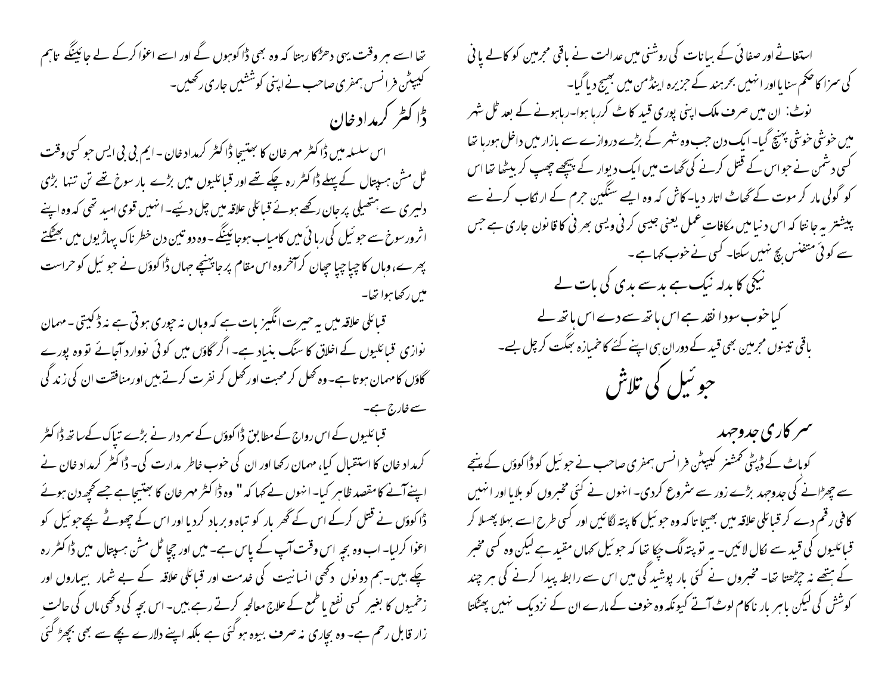استغاثے اور صفائی کے بیانات کی روشنی میں عدالت نے باقی مجرمین کو کالے پانی کی سزا کا حکم سنایا اور انہیں بحر ہند کے جزیرہ اینڈمن میں بھیج دیا گیا۔

نوٹ: ان میں صرف ملک اپنی پوری قید کاٹ کر رہا ہوا۔ رہا ہونے کے بعد ٹل شہر میں خوشی خوشی پہنچ گیا۔ ایک دن جب وہ شہر کے بڑے دروازے سے بازار میں داخل ہو رہا تھا کسی دشمن نے جو اس کے قتل کرنے کی گھات میں ایک دیوار کے پیچھے چھپ کر بیٹھا تھا اس کو گولی مار کر موت کے گھاٹ اتار دیا۔ کاش کہ وہ ایسے سنگین جرم کے ارتکاب کرنے سے پیشتر یہ جانتا کہ اس دنیا میں مکافات عمل یعنی جیسی کرنی ویسی بھرنی کا قانون جاری ہے جس سے کوئی متنفس بچ نہیں سکتا۔ کسی نے خوب کہا ہے۔

نیکی کا بدلہ نیک ہے بد سے بدی کی بات لے

کیا خوب سودا نقد ہے اس ہاتھ سے دے اس ہاتھ لے

باقی تینوں مجرمین بھی قید کے دوران ہی اپنے کئے کا خمیازہ بھگت کر چل بسے۔

# جوئیل کی تلاش

## سرکاری جدوجہد

کوہاٹ کے ڈپٹی کمشنر کیپٹن فرانسس ہمفری صاحب نے جوئیل کو ڈاکوؤں کے پنجے سے چھڑانے کی جدوجہد بڑے زور سے شروع کردی۔ انہوں نے کئی مخبروں کو بلایا اور انہیں کافی رقم دے کر قبائلی علاقہ میں بھیجا تاکہ وہ جوئیل کا پتہ لگائیں اور کسی طرح اسے بہلا پھسلا کر قبائلیوں کی قید سے نکال لائیں۔ یہ تو پتہ لگ چکا تھا کہ جوئیل کہاں مقید ہے لیکن وہ کسی مخبر کے ہتھے نہ چڑھتا تھا۔ مخبروں نے کئی بار پوشیدگی میں اس سے رابطہ پیدا کرنے کی ہر چند کوشش کی لیکن ہاہر بار ناکام لوٹ آتے کیونکہ وہ خوف کے مارے ان کے نزدیک نہیں پھٹکتا تھا اسے ہر وقت یہی دھڑکا رہتا کہ وہ بھی ڈاکو ہوں گے اور اسے اغوا کرکے لے جائیں گے تاہم کیپٹن فرانسس ہمفری صاحب نے اپنی کوششیں جاری رکھیں۔

## ڈاکٹر کرمداد خان

اس سلسلہ میں ڈاکٹر مہر خان کا بھتیجا ڈاکٹر کرمداد خان۔ ایم بی بی ایس جو کسی وقت ٹل مشن ہسپتال کے پہلے ڈاکٹر رہ چکے تھے اور قبائلیوں میں بڑے بارسوخ تھے تن تنہا بڑی دلیری سے ہتھیلی پر جان رکھے ہوئے قبائلی علاقہ میں چل دیئے۔ انہیں قوی امید تھی کہ وہ اپنے اثرورسوخ سے جوئیل کی رہائی میں کامیاب ہوجائیں گے۔ وہ دو تین دن خطرناک پہاڑیوں میں بھٹکتے پھرے، وہاں کا چپا چپا چھان کر آخر وہ اس مقام پر جا پہنچے جہاں ڈاکوؤں نے جوئیل کو حراست میں رکھا ہوا تھا۔

قبائلی علاقہ میں یہ حیرت انگیز بات ہے کہ وہاں نہ چوری ہوتی ہے نہ ڈکیتی۔ مہمان نوازی قبائلیوں کے اخلاق کا سنگ بنیاد ہے۔ اگر گاؤں میں کوئی نووارد آجائے تو وہ پورے گاؤں کا مہمان ہوتا ہے۔ وہ کھل کر محبت اور کھل کر نفرت کرتے ہیں اور منافقت ان کی زندگی سے خارج ہے۔

قبائلیوں کے اس رواج کے مطابق ڈاکوؤں کے سردار نے بڑے تپاک کے ساتھ ڈاکٹر کرمداد خان کا استقبال کیا، مہمان رکھا اور ان کی خوب خاطر مدارت کی۔ ڈاکٹر کرمداد خان نے اپنے آنے کا مقصد ظاہر کیا۔ انہوں نے کہا کہ " وہ ڈاکٹر مہر خان کا بھتیجا ہے جسے کچھ دن ہوئے ڈاکوؤں نے قتل کرکے اس کے گھر بار کو تباہ و برباد کردیا اور اس کے چھوٹے بچے جوئیل کو اغوا کرلیا۔ اب وہ بچہ اس وقت آپ کے پاس ہے۔ میں اور چچا ٹل مشن ہسپتال میں ڈاکٹر رہ چکے ہیں۔ ہم دونوں دکھی انسانیت کی خدمت اور قبائلی علاقہ کے بے شمار بیماروں اور زخمیوں کا بغیر کسی نفع یا طمع کے علاج معالجہ کرتے رہے ہیں۔ اس بچہ کی دکھی ماں کی حالت زار قابل رحم ہے۔ وہ بچاری نہ صرف بیوہ ہو گئی ہے بلکہ اپنے دلارے بچے سے بھی بچھڑ گئی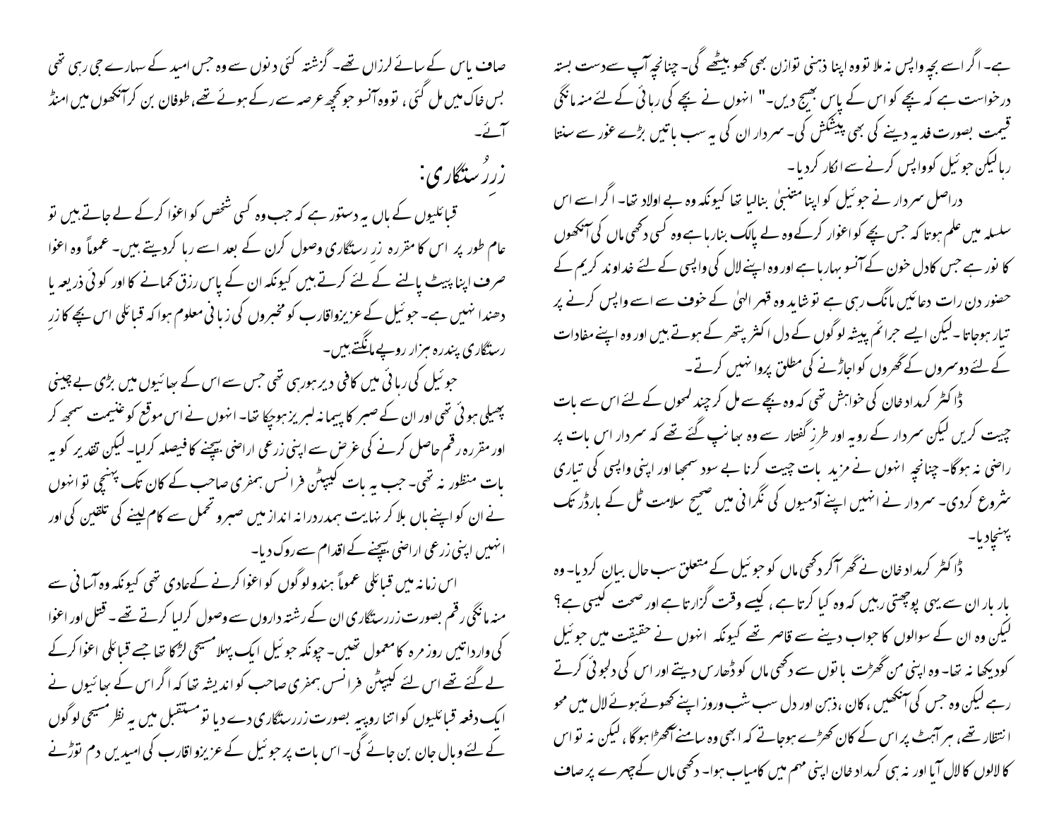ہے۔ اگر اسے بچہ واپس نہ ملا تو وہ اپنا ذہنی توازن بھی کھو بیٹھے گی۔ چنانچہ آپ سے دست بستہ درخواست ہے کہ بچے کو اس کے پاس بھیج دیں۔" انہوں نے بچے کی رہائی کے لئے منہ مانگی قیمت بصورت فدیہ دینے کی بھی پیشکش کی۔ سردار ان کی یہ سب باتیں بڑے غور سے سنتا رہا لیکن جوئیل کو واپس کرنے سے انکار کر دیا۔

دراصل سردار نے جوئیل کو اپنا متبنیٰ بنالیا تھا کیونکہ وہ بے اولاد تھا۔ اگر اسے اس سلسلہ میں علم ہوتا کہ جس بچے کو اغوار کرکے وہ لے پالک بنارہا ہے وہ کسی دکھی ماں کی آنکھوں کا نور ہے جس کا دل خون کے آنسو بہارہا ہے اور وہ اپنے لال کی واپسی کے لئے خداوند کریم کے حضور دن رات دعائیں مانگ رہی ہے تو شاید وہ قہر الہیٰ کے خوف سے اسے واپس کرنے پر تیار ہوجاتا۔ لیکن ایسے جرائم پیشہ لوگوں کے دل اکثر پتھر کے ہوتے ہیں اور وہ اپنے مفادات کے لئے دوسروں کے گھروں کو اجاڑنے کی مطلق پرواہ نہیں کرتے۔

ڈاکٹر کرمداد خان کی خواہش تھی کہ وہ بچے سے مل کر چند لمحوں کے لئے اس سے بات چیت کریں لیکن سردار کے رویہ اور طرزِ گفتار سے وہ بھانپ گئے تھے کہ سردار اس بات پر راضی نہ ہوگا۔ چنانچہ انہوں نے مزید بات چیت کرنا بے سود سمجھا اور اپنی واپسی کی تیاری شروع کردی۔ سردار نے انہیں اپنے آدمیوں کی نگرانی میں صحیح سلامت ٹل کے بارڈر تک پہنچادیا۔

ڈاکٹر کرمداد خان نے گھر آکر دکھی ماں کو جوئیل کے متعلق سب حال بیان کر دیا۔ وہ بار بار ان سے یہی پوچھتی رہیں کہ وہ کیا کرتا ہے، کیسے وقت گزارتا ہے اور صحت کیسی ہے؟ لیکن وہ ان کے سوالوں کا جواب دینے سے قاصر تھے کیونکہ انہوں نے حقیقت میں جوئیل کو دیکھا نہ تھا۔ وہ اپنی من گھڑت باتوں سے دکھی ماں کو ڈھارس دیتے اور اس کی دلجوئی کرتے رہے لیکن وہ جس کی آنکھیں، کان، ذہن اور دل سب شب وروز اپنے کھوئے ہوئے لال میں محو انتظار تھے، ہر آہٹ پر اس کے کان کھڑے ہوجاتے کہ ابھی وہ سامنے آکھڑا ہوگا، لیکن نہ تو اس کا لالوں کا لال آیا اور نہ ہی کرمداد خان اپنی مہم میں کامیاب ہوا۔ دکھی ماں کے چہرے پر صاف یاس کے سائے لرزاں تھے۔ گزشتہ کئی دنوں سے وہ جس امید کے سہارے جی رہی تھی بس خاک میں مل گئی، تو وہ آنسو جو کچھ عرصہ سے رکے ہوئے تھے، طوفان بن کر آنکھوں میں امنڈ آئے۔

## زرِ رُستگاری:

قبائلیوں کے ہاں یہ دستور ہے کہ جب وہ کسی شخص کو اغوا کرکے لے جاتے ہیں تو عام طور پر اس کا مقررہ زر رستگاری وصول کرن کے بعد اسے رہا کردیتے ہیں۔ عموماً وہ اغوا صرف اپنا پیٹ پالنے کے لئے کرتے ہیں کیونکہ ان کے پاس رزق کمانے کا اور کوئی ذریعہ یا دھندا نہیں ہے۔ جوئیل کے عزیزواقارب کو مخبروں کی زبانی معلوم ہوا کہ قبائلی اس بچے کا زرِ رستگاری پندرہ ہزار روپے مانگتے ہیں۔

جوئیل کی رہائی میں کافی دیر ہورہی تھی جس سے اس کے بھائیوں میں بڑی بے چینی پھیلی ہوئی تھی اور ان کے صبر کا پیمانہ لبریز ہوچکا تھا۔ انہوں نے اس موقع کو غنیمت سمجھ کر اور مقررہ رقم حاصل کرنے کی غرض سے اپنی زرعی اراضی بیچنے کا فیصلہ کرلیا۔ لیکن تقدیر کو یہ بات منظور نہ تھی۔ جب یہ بات کیپٹن فرانسس ہمفری صاحب کے کان تک پہنچی تو انہوں نے ان کو اپنے ہاں بلا کر نہایت ہمدردانہ انداز میں صبر و تحمل سے کام لینے کی تلقین کی اور انہیں اپنی زرعی اراضی بیچنے کے اقدام سے روک دیا۔

اس زمانہ میں قبائلی عموماً ہندو لوگوں کو اغوا کرنے کےعادی تھی کیونکہ وہ آسانی سے منہ مانگی رقم بصورت زررستگاری ان کے رشتہ داروں سے وصول کرلیا کرتے تھے۔ قتل اور اغوا کی وارداتیں روزمرہ کا معمول تھیں۔ چونکہ جوئیل ایک پہلا مسیحی لڑکا تھا جسے قبائلی اغوا کرکے لے گئے تھے اس لئے کیپٹن فرانسس ہمفری صاحب کو اندیشہ تھا کہ اگر اس کے بھائیوں نے ایک دفعہ قبائلیوں کو اتنا روپیہ بصورت زررستگاری دے دیا تو مستقبل میں یہ نظر مسیحی لوگوں کے لئے وبال جان بن جائے گی۔ اس بات پر جوئیل کے عزیزو اقارب کی امیدیں دم توڑنے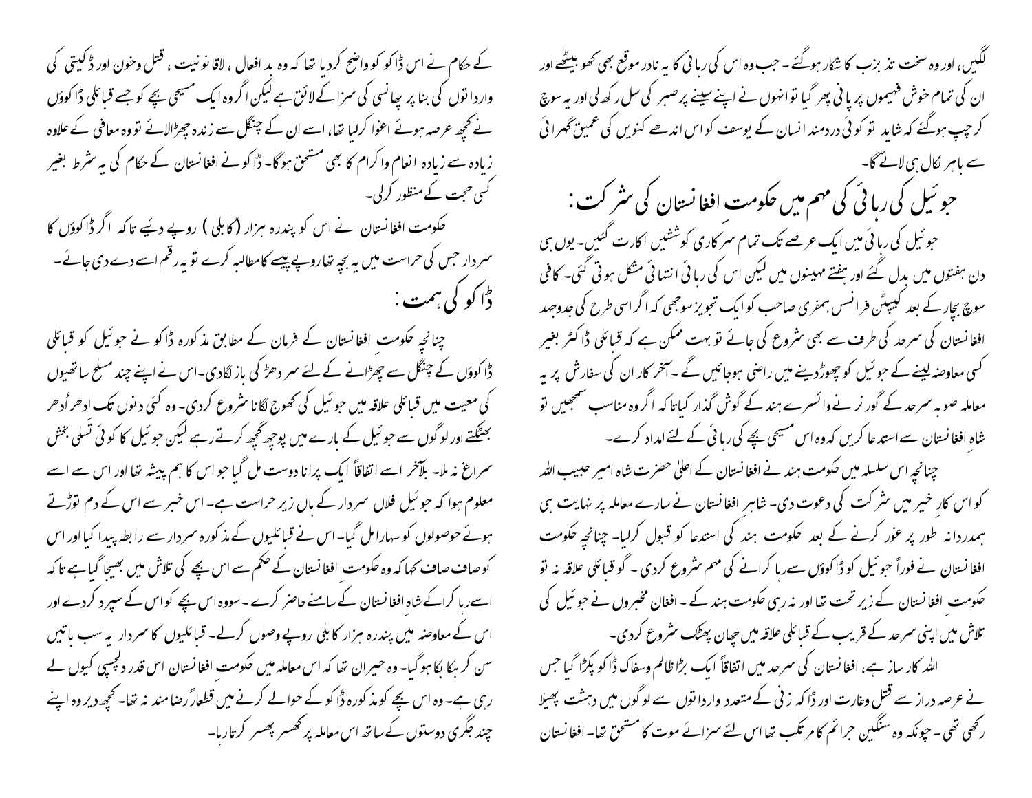لگیں، اور وہ سخت تذبذب کا شکار ہوگئے۔ جب وہ اس کی رہائی کا یہ نادر موقع بھی کھو بیٹھے اور ان کی تمام خوش فہمیوں پر پانی پھر گیا تو انہوں نے اپنے سینے پر صبر کی سِل رکھ لی اور یہ سوچ کر چپ ہوگئے کہ شاید کوئی دردمند انسان کے یوسف کو اس اندھے کنویں کی عمیق گہرائی سے باہر نکال ہی لائے گا۔

## جوئیل کی رہائی کی مہم میں حکومت افغانستان کی شرکت:

جوئیل کی رہائی میں ایک عرصے تک تمام سرکاری کوششیں اکارت گئیں۔ یوں ہی دن ہفتوں میں بدل گئے اور ہفتے مہینوں میں لیکن اس کی رہائی انتہائی مشکل ہوتی گئی۔ کافی سوچ بچار کے بعد کیپٹن فرانسس ہمفری صاحب کو ایک تجویز سوجھی کہ اگر اسی طرح کی جدوجہد افغانستان کی سرحد کی طرف سے بھی شروع کی جائے تو بہت ممکن ہے کہ قبائلی ڈاکٹر بغیر کسی معاوضہ لینے کے جوئیل کو چھوڑدینے میں راضی ہوجائیں گے۔ آخر کار ان کی سفارش پر یہ معاملہ صوبہ سرحد کے گورنر نے وائسرے ہند کے گوش گذار کیاتا کہ اگر وہ مناسب سمجھیں تو شاہِ افغانستان سے استدعا کریں کہ وہ اس مسیحی بچے کی رہائی کے لئے امداد کرے۔

چنانچہ اس سلسلہ میں حکومت ہند نے افغانستان کے اعلیٰ حضرت شاہ امیر حبیب اللہ کو اس کارِ خیر میں شرکت کی دعوت دی۔ شاہِ افغانستان نے سارے معاملہ پر نہایت ہی ہمدردانہ طور پر غور کرنے کے بعد حکومت ہند کی استدعا کو قبول کرلیا۔ چنانچہ حکومت افغانستان نے فوراً جوئیل کو ڈاکوؤں سے رہا کرانے کی مہم شروع کردی۔ گو قبائلی علاقہ نہ تو حکومت افغانستان کے زیر تحت تھا اور نہ ہی حکومت ہند کے۔ افغان مخبروں نے جوئیل کی تلاش میں اپنی سرحد کے قریب کے قبائلی علاقہ میں چھان پھٹک شروع کردی۔

اللہ کارساز ہے، افغانستان کی سرحد میں اتفاقاً ایک بڑا ظالم وسفاک ڈاکو پکڑا گیا جس نے عرصہ دراز سے قتل وغارت اور ڈاکہ زنی کے متعدد وارداتوں سے لوگوں میں دہشت پھیلا رکھی تھی۔ چونکہ وہ سنگین جرائم کا مرتکب تھا اس لئے سزائے موت کا مستحق تھا۔ افغانستان کے حکام نے اس ڈاکو کو واضح کردیا تھا کہ وہ بد افعال، لاقانونیت، قتل وخون اور ڈکیتی کی وارداتوں کی بنا پر پھانسی کی سزا کے لائق ہے لیکن اگر وہ ایک مسیحی بچے کو جسے قبائلی ڈاکوؤں نے کچھ عرصہ ہوئے اغوا کرلیا تھا، اسے ان کے چنگل سے زندہ چھڑالائے تو وہ معافی کے علاوہ زیادہ سے زیادہ انعام واکرام کا بھی مستحق ہوگا۔ ڈاکو نے افغانستان کے حکام کی یہ شرط بغیر کسی حجت کے منظور کرلی۔

حکومت افغانستان نے اس کو پندرہ ہزار (کابلی) روپے دیئے تاکہ اگر ڈاکوؤں کا سردار جس کی حراست میں یہ بچہ تھا روپے پیسے کا مطالبہ کرے تو یہ رقم اسے دے دی جائے۔

## ڈاکو کی ہمت:

چنانچہ حکومت افغانستان کے فرمان کے مطابق مذکورہ ڈاکو نے جوئیل کو قبائلی ڈاکوؤں کے چنگل سے چھڑانے کے لئے سر دھڑ کی بازلگادی۔ اس نے اپنے چند مسلح ساتھیوں کی معیت میں قبائلی علاقہ میں جوئیل کی کھوج لگانا شروع کردی۔ وہ کئی دنوں تک ادھر اُدھر بھٹکتے اور لوگوں سے جوئیل کے بارے میں پوچھ گچھ کرتے رہے لیکن جوئیل کا کوئی تسلی بخش سراغ نہ ملا۔ بالآخر اسے اتفاقاً ایک پرانا دوست مل گیا جو اس کا ہم پیشہ تھا اور اس سے اسے معلوم ہوا کہ جوئیل فلاں سردار کے ہاں زیر حراست ہے۔ اس خبر سے اس کے دم توڑتے ہوئے حوصلوں کو سہارا مل گیا۔ اس نے قبائلیوں کے مذکورہ سردار سے رابطہ پیدا کیا اور اس کو صاف صاف کہا کہ وہ حکومت افغانستان کے حکم سے اس بچے کی تلاش میں بھیجا گیا ہے تاکہ اسے رہا کراکے شاہِ افغانستان کے سامنے حاضر کرے۔ سووہ اس بچے کو اس کے سپرد کردے اور اس کے معاوضہ میں پندرہ ہزار کابلی روپے وصول کرلے۔ قبائلیوں کا سردار یہ سب باتیں سن کر ہکا بکا ہوگیا۔ وہ حیران تھا کہ اس معاملہ میں حکومت افغانستان اس قدر دلچسپی کیوں لے رہی ہے۔ وہ اس بچے کو مذکورہ ڈاکو کے حوالے کرنے میں قطعاً رضامند نہ تھا۔ کچھ دیر وہ اپنے چند جگری دوستوں کے ساتھ اس معاملہ پر کھسر پھسر کرتا رہا۔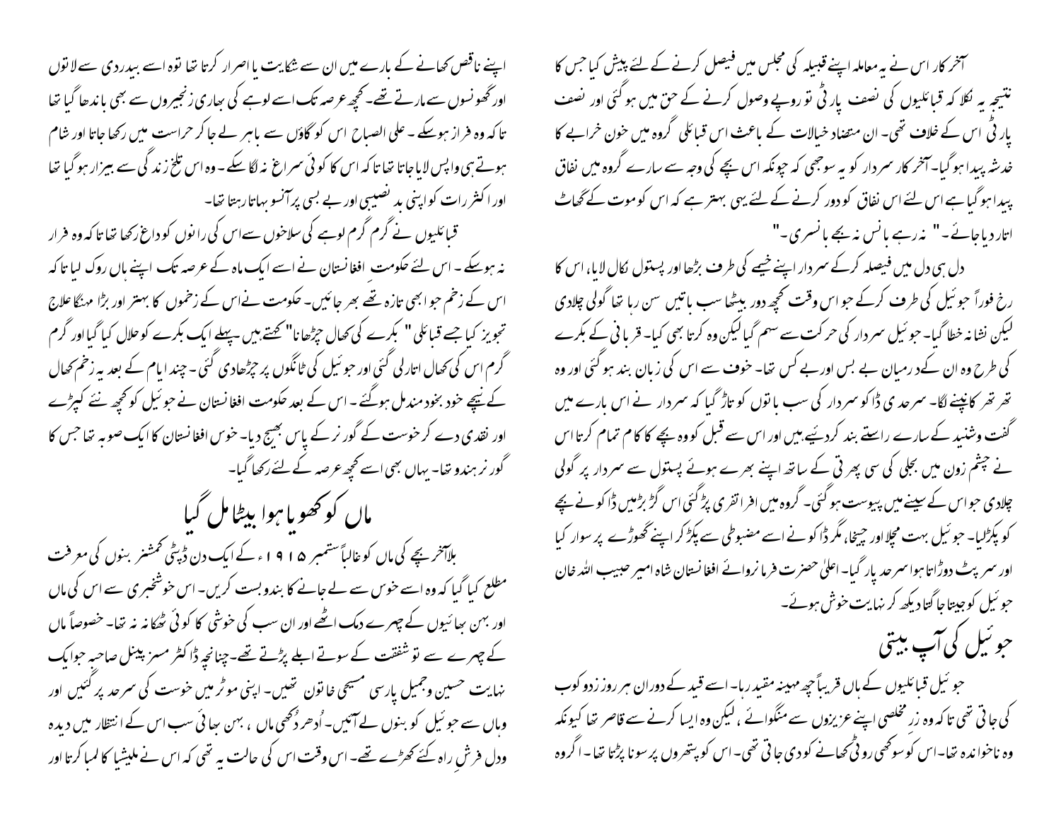آخر کار اس نے یہ معاملہ اپنے قبیلہ کی مجلس میں فیصل کرنے کے لئے پیش کیا جس کا نتیجہ یہ نکلا کہ قبائلیوں کی نصف پارٹی تو روپے وصول کرنے کے حق میں ہوگئی اور نصف پارٹی اس کے خلاف تھی۔ ان متضاد خیالات کے باعث اس قبائلی گروہ میں خون خرابے کا خدشہ پیدا ہوگیا۔ آخر کار سردار کو یہ سوجھی کہ چونکہ اس بچے کی وجہ سے سارے گروہ میں نفاق پیدا ہوگیا ہے اس لئے اس نفاق کو دور کرنے کے لئے یہی بہتر ہے کہ اس کو موت کے گھاٹ اتار دیا جائے۔ " نہ رہے بانس نہ بجے بانسری۔ "

دل ہی دل میں فیصلہ کرکے سردار اپنے خیمے کی طرف بڑھا اور پستول نکال لایا، اس کا رخ فوراً جوئیل کی طرف کرکے جو اس وقت کچھ دور بیٹھا سب باتیں سن رہا تھا گولی چلادی لیکن نشانہ خطا گیا۔ جوئیل سردار کی حرکت سے سہم گیا لیکن وہ کرتا بھی کیا۔ قربانی کے بکرے کی طرح وہ ان کے درمیان بے بس اور بے کس تھا۔ خوف سے اس کی زبان بند ہوگئی اور وہ تھر تھر کانپنے لگا۔ سرحدی ڈاکو سردار کی سب باتوں کو تاڑ گیا کہ سردار نے اس بارے میں گفت وشنید کے سارے راستے بند کردیئے ہیں اور اس سے قبل کو وہ بچے کا کام تمام کرتا اس نے چشم زدن میں بجلی کی سی پھرتی کے ساتھ اپنے بھرے ہوئے پستول سے سردار پر گولی چلادی جو اس کے سینے میں پیوست ہوگئی۔ گروہ میں افراتفری پڑگئی اس گڑبڑمیں ڈاکو نے بچے کو پکڑلیا۔ جوئیل بہت مچلا اور چیخا، مگر ڈاکو نے اسے مضبوطی سے پکڑ کر اپنے گھوڑے پر سوار کیا اور سرپٹ دوڑاتا ہوا سرحد پار گیا۔ اعلیٰ حضرت فرمانروائے افغانستان شاہ امیر حبیب اللہ خان جوئیل کو جیتا جاگتا دیکھ کر نہایت خوش ہوئے۔

## جوئیل کی آپ بیتی

جوئیل قبائلیوں کے ہاں قریباً چھ مہینہ مقید رہا۔ اسے قید کے دوران ہر روز زدو کوب کی جاتی تھی تاکہ وہ زرِ مخلصی اپنے عزیزوں سے منگوائے، لیکن وہ ایسا کرنے سے قاصر تھا کیونکہ وہ ناخواندہ تھا۔ اس کو سوکھی روٹی کھانے کو دی جاتی تھی۔ اس کو پتھروں پر سونا پڑتا تھا۔ اگر وہ اپنے ناقص کھانے کے بارے میں ان سے شکایت یا اصرار کرتا تھا تو وہ اسے بیدردی سے لاتوں اور گھونسوں سے مارتے تھے۔ کچھ عرصہ تک اسے لوہے کی بھاری زنجیروں سے بھی باندھا گیا تھا تاکہ وہ فرار نہ ہوسکے۔ علی الصباح اس کو گاؤں سے باہر لے جاکر حراست میں رکھا جاتا اور شام ہوتے ہی واپس لایا جاتا تھا تاکہ اس کا کوئی سراغ نہ لگا سکے۔ وہ اس تلخ زندگی سے بیزار ہوگیا تھا اور اکثر رات کو اپنی بد نصیبی اور بے بسی پر آنسو بہاتا رہتا تھا۔

قبائلیوں نے گرم گرم لوہے کی سلاخوں سے اس کی رانوں کو داغ رکھا تھا تاکہ وہ فرار نہ ہوسکے۔ اس لئے حکومت افغانستان نے اسے ایک ماہ کے عرصہ تک اپنے ہاں روک لیا تاکہ اس کے زخم جو ابھی تازہ تھے بھر جائیں۔ حکومت نے اس کے زخموں کا بہتر اور بڑا مہنگا علاج تجویز کیا جسے قبائلی " بکرے کی کھال چڑھانا" کہتے ہیں۔ پہلے ایک بکرے کو حلال کیا گیا اور گرم گرم اس کی کھال اتارلی گئی اور جوئیل کی ٹانگوں پر چڑھادی گئی۔ چند ایام کے بعد یہ زخم کھال کے نیچے خود بخود مندمل ہوگئے۔ اس کے بعد حکومت افغانستان نے جوئیل کو کچھ نئے کپڑے اور نقدی دے کر خوست کے گورنر کے پاس بھیج دیا۔ خوس افغانستان کا ایک صوبہ تھا جس کا گورنر ہندو تھا۔ یہاں بھی اسے کچھ عرصہ کے لئے رکھا گیا۔

## ماں کو کھویا ہوا بیٹا مل گیا

بلاآخر بچے کی ماں کو غالباً ستمبر ۱۹۱۵ء کے ایک دن ڈپٹی کمشنر بنوں کی معرفت مطلع کیا گیا کہ وہ اسے خوس سے لے جانے کا بندوبست کریں۔ اس خوشخبری سے اس کی ماں اور بہن بھائیوں کے چہرے دمک اٹھے اور ان سب کی خوشی کا کوئی ٹھکانہ نہ تھا۔ خصوصاً ماں کے چہرے سے تو شفقت کے سوتے ابلے پڑتے تھے۔ چنانچہ ڈاکٹر مسز پینل صاحبہ جو ایک نہایت حسین وجمیل پارسی مسیحی خاتون تھیں۔ اپنی موٹر میں خوست کی سرحد پر گئیں اور وہاں سے جوئیل کو بنوں لے آئیں۔ اُدھر دُکھی ماں، بہن بھائی سب اس کے انتظار میں دیدہ ودل فرشِ راہ کئے کھڑے تھے۔ اس وقت اس کی حالت یہ تھی کہ اس نے ملیشیا کا لمبا کرتا اور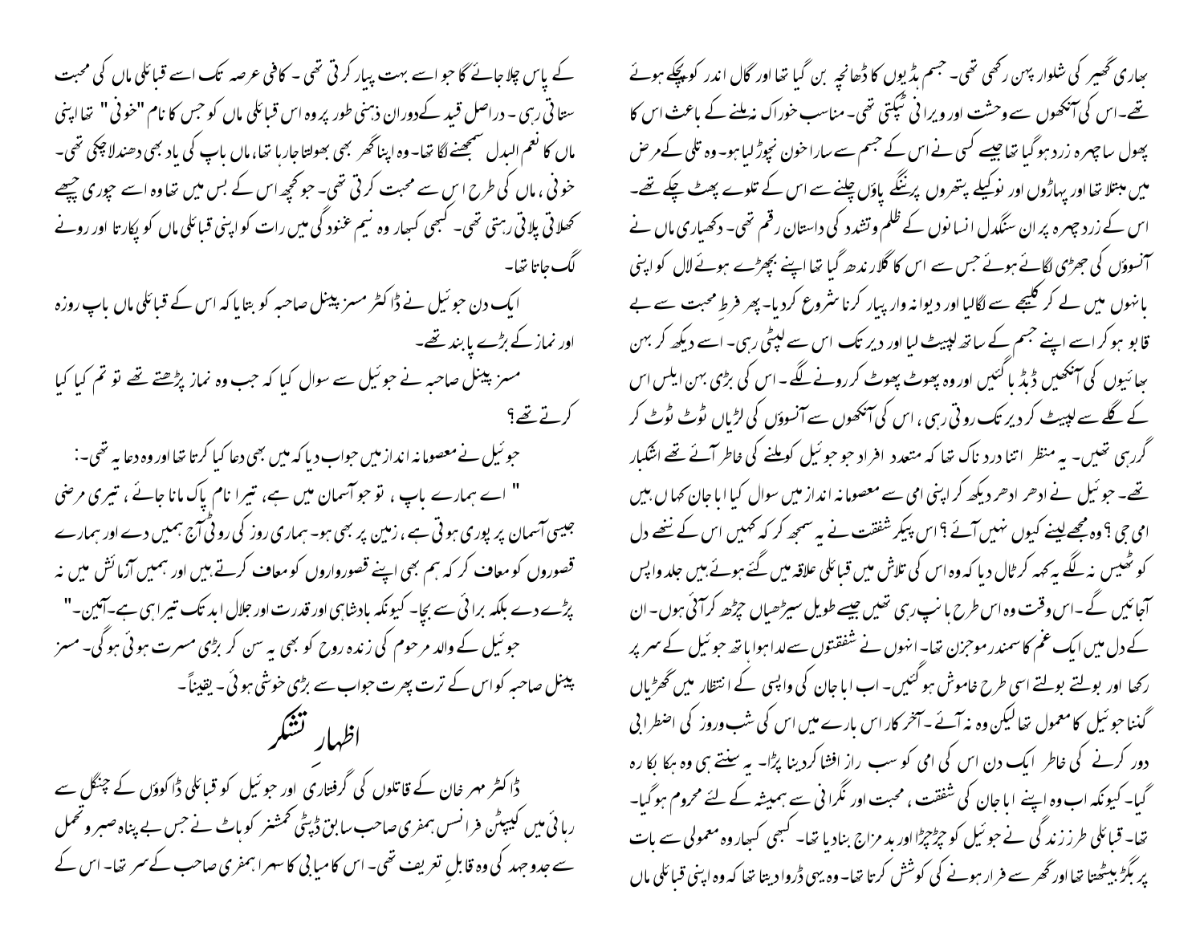بھاری گھیر کی شلوار پہن رکھی تھی۔ جسم ہڈیوں کا ڈھانچہ بن گیا تھا اور گال اندر کو پچکے ہوئے تھے۔ اس کی آنکھوں سے وحشت اور ویرانی ٹپکتی تھی۔ مناسب خوراک نہ ملنے کے باعث اس کا پھول ساچہرہ زرد ہو گیا تھا جیسے کسی نے اس کے جسم سے سارا خون نچوڑ لیا ہو۔ وہ تلی کے مرض میں مبتلا تھا اور پہاڑوں اور نوکیلے پتھروں پر ننگے پاؤں چلنے سے اس کے تلوے پھٹ چکے تھے۔ اس کے زرد چہرہ پر ان سنگدل انسانوں کے ظلم و تشدد کی داستان رقم تھی۔ دکھیاری ماں نے آنسوؤں کی جھڑی لگائے ہوئے جس سے اس کا گلا رندھ گیا تھا اپنے بچھڑے ہوئے لال کو اپنی باہنوں میں لے کر کلیجے سے لگالیا اور دیوانہ وار پیار کرنا شروع کر دیا۔ پھر فرطِ محبت سے بے قابو ہو کر اسے اپنے جسم کے ساتھ لپیٹ لیا اور دیر تک اس سے لپٹی رہی۔ اسے دیکھ کر بہن بھائیوں کی آنکھیں ڈبڈبا گئیں اور وہ پھوٹ پھوٹ کر رونے لگے۔ اس کی بڑی بہن ایلس اس کے گلے سے لپیٹ کر دیر تک روتی رہی، اس کی آنکھوں سے آنسوؤں کی لڑیاں ٹوٹ ٹوٹ کر گر رہی تھیں۔ یہ منظر اتنا دردناک تھا کہ متعدد افراد جو جوئیل کو ملنے کی خاطر آئے تھے اشکبار تھے۔ جوئیل نے ادھر ادھر دیکھ کر اپنی امی سے معصومانہ انداز میں سوال کیا ابا جان کہاں ہیں امی جی؟ وہ مجھے لینے کیوں نہیں آئے؟ اس پیکر شفقت نے یہ سمجھ کر کہ کہیں اس کے ننھے دل کو ٹھیس نہ لگے یہ کہہ کر ٹال دیا کہ وہ اس کی تلاش میں قبائلی علاقہ میں گئے ہوئے ہیں جلد واپس آجائیں گے۔ اس وقت وہ اس طرح ہانپ رہی تھیں جیسے طویل سیڑھیاں چڑھ کر آئی ہوں۔ ان کے دل میں ایک غم کا سمندر موجزن تھا۔ انہوں نے شفقتوں سے لدا ہوا ہاتھ جوئیل کے سر پر رکھا اور بولتے بولتے اسی طرح خاموش ہو گئیں۔ اب ابا جان کی واپسی کے انتظار میں گھڑیاں گننا جوئیل کا معمول تھا لیکن وہ نہ آئے۔ آخر کار اس بارے میں اس کی شب و روز کی اضطرابی دور کرنے کی خاطر ایک دن اس کی امی کو سب راز افشا کر دینا پڑا۔ یہ سنتے ہی وہ ہکا بکا رہ گیا۔ کیونکہ اب وہ اپنے ابا جان کی شفقت، محبت اور نگرانی سے ہمیشہ کے لئے محروم ہو گیا۔ تھا۔ قبائلی طرز زندگی نے جوئیل کو چڑچڑا اور بدمزاج بنا دیا تھا۔ کبھی کبھار وہ معمولی سے بات پر بگڑ بیٹھتا تھا اور گھر سے فرار ہونے کی کوشش کرتا تھا۔ وہ یہی ڈراوا دیتا تھا کہ وہ اپنی قبائلی ماں کے پاس چلا جائے گا جو اسے بہت پیار کرتی تھی۔ کافی عرصہ تک اسے قبائلی ماں کی محبت ستاتی رہی۔ دراصل قید کے دوران ذہنی طور پر وہ اس قبائلی ماں کو جس کا نام "خونی" تھا اپنی ماں کا نعم البدل سمجھنے لگا تھا۔ وہ اپنا گھر بھی بھولتا جا رہا تھا، ماں باپ کی یاد بھی دھندلا چکی تھی۔ خونی، ماں کی طرح اس سے محبت کرتی تھی۔ جو کچھ اس کے بس میں تھا وہ اسے چوری چھپے کھلاتی پلاتی رہتی تھی۔ کبھی کبھار وہ نیم غنودگی میں رات کو اپنی قبائلی ماں کو پکارتا اور رونے لگ جاتا تھا۔

ایک دن جوئیل نے ڈاکٹر مسز پینل صاحبہ کو بتایا کہ اس کے قبائلی ماں باپ روزہ اور نماز کے بڑے پابند تھے۔

مسز پینل صاحبہ نے جوئیل سے سوال کیا کہ جب وہ نماز پڑھتے تھے تو تم کیا کیا کرتے تھے؟

جوئیل نے معصومانہ انداز میں جواب دیا کہ میں بھی دعا کیا کرتا تھا اور وہ دعا یہ تھی:-

" اے ہمارے باپ، تو جو آسمان میں ہے، تیرا نام پاک مانا جائے، تیری مرضی جیسی آسمان پر پوری ہوتی ہے، زمین پر بھی ہو۔ ہماری روز کی روٹی آج ہمیں دے اور ہمارے قصوروں کو معاف کر کہ ہم بھی اپنے قصورواروں کو معاف کرتے ہیں اور ہمیں آزمائش میں نہ پڑنے دے بلکہ برائی سے بچا۔ کیونکہ بادشاہی اور قدرت اور جلال ابد تک تیرا ہی ہے۔ آمین۔"

جوئیل کے والد مرحوم کی زندہ روح کو بھی یہ سن کر بڑی مسرت ہوئی ہو گی۔ مسز پینل صاحبہ کو اس کے ترت پھرت جواب سے بڑی خوشی ہوئی۔ یقیناً۔

## اظہار تشکر

ڈاکٹر مہر خان کے قاتلوں کی گرفتاری اور جوئیل کو قبائلی ڈاکوؤں کے چنگل سے رہائی میں کیپٹن فرانسس ہمفری صاحب سابق ڈپٹی کمشنر کوہاٹ نے جس بے پناہ صبر و تحمل سے جدوجہد کی وہ قابلِ تعریف تھی۔ اس کامیابی کا سہرا ہمفری صاحب کے سر تھا۔ اس کے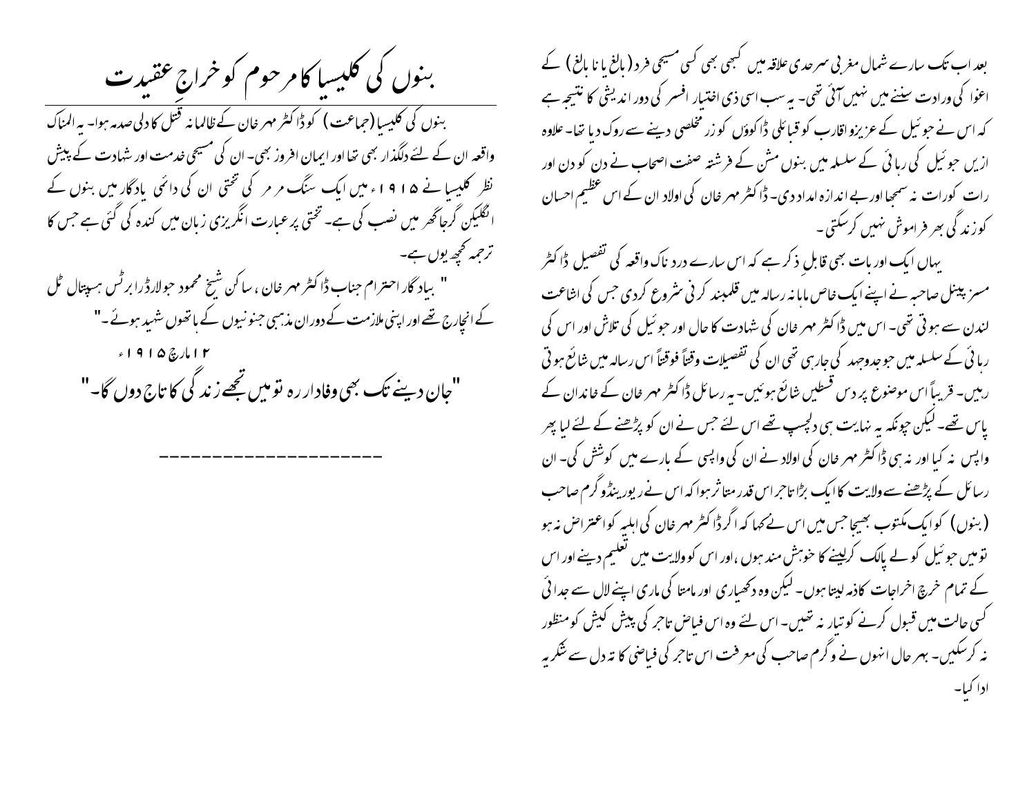بعد اب تک سارے شمال مغربی سرحدی علاقہ میں کبھی بھی کسی مسیحی فرد (بالغ یا نا بالغ) کے اغوا کی واردات سننے میں نہیں آئی تھی۔ یہ سب اسی ذی اختیار افسر کی دور اندیشی کا نتیجہ ہے کہ اس نے جوئیل کے عزیزو اقارب کو قبائلی ڈاکوؤں کو زر مخلصی دینے سے روک دیا تھا۔ علاوہ ازیں جوئیل کی رہائی کے سلسلہ میں بنوں مشن کے فرشتہ صفت اصحاب نے دن کو دن اور رات کورات نہ سمجھا اور بے اندازہ امداد دی۔ ڈاکٹر مہر خان کی اولاد ان کے اس عظیم احسان کو زندگی بھر فراموش نہیں کرسکتی۔

یہاں ایک اور بات بھی قابل ذکر ہے کہ اس سارے درد ناک واقعہ کی تفصیل ڈاکٹر مسز پینل صاحبہ نے اپنے ایک خاص ماہانہ رسالہ میں قلمبند کرنی شروع کردی جس کی اشاعت لندن سے ہوتی تھی۔ اس میں ڈاکٹر مہر خان کی شہادت کا حال اور جوئیل کی تلاش اور اس کی رہائی کے سلسلہ میں جو جدوجہد کی جارہی تھی ان کی تفصیلات وقتاً فوقتاً اس رسالہ میں شائع ہوتی رہیں۔ قریباً اس موضوع پر دس قسطیں شائع ہوئیں۔ یہ رسائل ڈاکٹر مہر خان کے خاندان کے پاس تھے۔ لیکن چونکہ یہ نہایت ہی دلچسپ تھے اس لئے جس نے ان کو پڑھنے کے لئے لیا پھر واپس نہ کیا اور نہ ہی ڈاکٹر مہر خان کی اولاد نے ان کی واپسی کے بارے میں کوشش کی۔ ان رسائل کے پڑھنے سے ولایت کا ایک بڑا تاجر اس قدر متاثر ہوا کہ اس نے ریورینڈو گرم صاحب (بنوں) کو ایک مکتوب بھیجا جس میں اس نے لکھا کہ اگر ڈاکٹر مہر خان کی اہلیہ کو اعتراض نہ ہو تو میں جوئیل کو لے پالک کرلینے کا خواہش مند ہوں، اور اس کو ولایت میں تعلیم دینے اور اس کے تمام خرچ اخراجات کا ذمہ لیتا ہوں۔ لیکن وہ دکھیاری اور مامتا کی ماری اپنے لال سے جدائی کسی حالت میں قبول کرنے کو تیار نہ تھیں۔ اس لئے وہ اس فیاض تاجر کی پیش کش کو منظور نہ کرسکیں۔ بہر حال انہوں نے وگرم صاحب کی معرفت اس تاجر کی فیاضی کا تہ دل سے شکریہ ادا کیا۔

## بنوں کی کلیسیا کا مرحوم کو خراجِ عقیدت

بنوں کی کلیسیا (جماعت) کو ڈاکٹر مہر خان کے ظالمانہ قتل کا دلی صدمہ ہوا۔ یہ المناک واقعہ ان کے لئے دلگداز بھی تھا اور ایمان افروز بھی۔ ان کی مسیحی خدمت اور شہادت کے پیش نظر کلیسیا نے ۱۹۱۵ء میں ایک سنگ مرمر کی تختی ان کی دائمی یادگار میں بنوں کے انگلیکن گرجاگھر میں نصب کی ہے۔ تختی پر عبارت انگریزی زبان میں کندہ کی گئی ہے جس کا ترجمہ کچھ یوں ہے۔

"بیاد گار احترام جناب ڈاکٹر مہر خان، ساکن شیخ محمود جو لارڈ رابرٹس ہسپتال ٹل کے انچارج تھے اور اپنی ملازمت کے دوران مذہبی جنونیوں کے ہاتھوں شہید ہوئے۔"

۱۲ مارچ ۱۹۱۵ء

**"جان دینے تک بھی وفادار رہ تو میں تجھے زندگی کا تاج دوں گا۔"**

---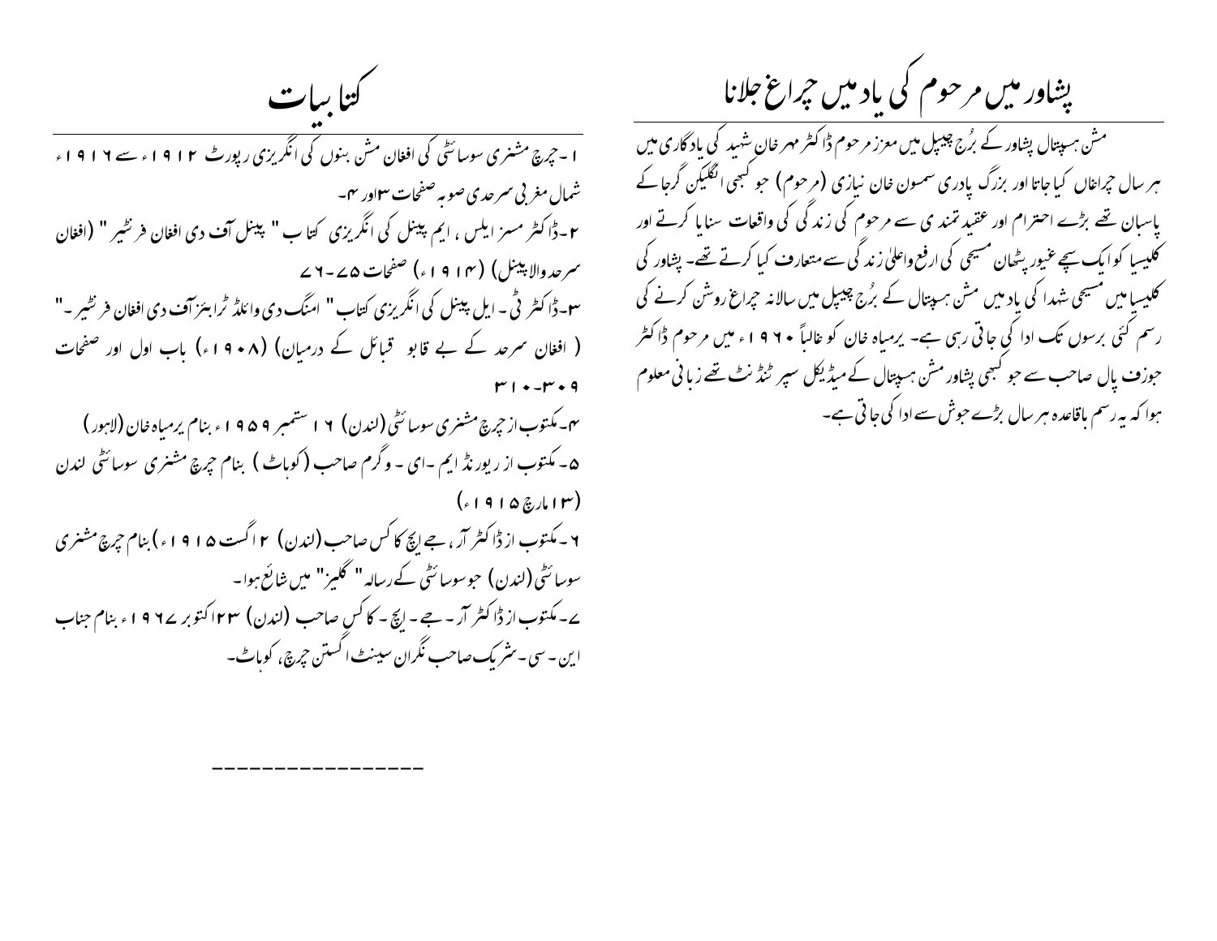## پشاور میں مرحوم کی یاد میں چراغ جلانا

مشن ہسپتال پشاور کے بُرج چیپل میں معزز مرحوم ڈاکٹر مہر خان شہید کی یادگاری میں ہر سال چراغاں کیا جاتا اور بزرگ پادری سمون خان نیازی (مرحوم) جو کبھی انگلیکن گرجا کے پاسبان تھے بڑے احترام اور عقیدتمندی سے مرحوم کی زندگی کی واقعات سنایا کرتے اور کلیسیا کو ایک سچے غیور پٹھان مسیحی کی ارفع واعلیٰ زندگی سے متعارف کیا کرتے تھے۔ پشاور کی کلیسیا میں مسیحی شہدا کی یاد میں مشن ہسپتال کے بُرج چیپل میں سالانہ چراغ روشن کرنے کی رسم کئی برسوں تک ادا کی جاتی رہی ہے۔ یرمیاہ خان کو غالباً ۱۹۶۰ء میں مرحوم ڈاکٹر جوزف پال صاحب سے جو کبھی پشاور مشن ہسپتال کے میڈیکل سپر ٹنڈنٹ تھے زبانی معلوم ہوا کہ یہ رسم باقاعدہ ہر سال بڑے جوش سے ادا کی جاتی ہے۔

## کتابیات

۱۔چرچ مشنری سوسائٹی کی افغان مشن بنوں کی انگریزی رپورٹ ۱۹۱۲ء سے ۱۹۱۶ء شمال مغربی سرحدی صوبہ صفحات ۳۱ اور ۴۰۔

۲۔ڈاکٹر مسز ایلس ، ایم پینل کی انگریزی کتاب " پینل آف دی افغان فرنٹیر " (افغان سرحد والا پینل) (۱۹۱۴ء) صفحات ۵۷-۶۷

۳۔ڈاکٹر ٹی - ایل پینل کی انگریزی کتاب" امنگ دی وائلڈ ٹرائبز آف دی افغان فرنٹیر۔" ( افغان سرحد کے بے قابو قبائل کے درمیان) (۱۹۰۸ء) باب اول اور صفحات ۳۰۹-۳۱۰

۴۔مکتوب از چرچ مشنری سوسائٹی (لندن) ۱۶ ستمبر ۱۹۵۹ء بنام یرمیاہ خان (لاہور)

۵۔ مکتوب از ریورنڈ ایم -ای - وگرم صاحب (کوہاٹ) بنام چرچ مشنری سوسائٹی لندن (۱۳مارچ ۱۹۱۵ء)

۶۔مکتوب از ڈاکٹر آر، جے ایچ کاکس صاحب (لندن) ۲ اگست ۱۹۱۵ء) بنام چرچ مشنری سوسائٹی (لندن) جو سوسائٹی کے رسالہ " گلینز" میں شائع ہوا۔

۷۔مکتوب از ڈاکٹر آر - جے - ایچ - کاکس صاحب (لندن) ۲۳ اکتوبر ۱۹۶۷ء بنام جناب این - سی - سٹریک صاحب نگران سینٹ اگسٹن چرچ، کوہاٹ۔

---